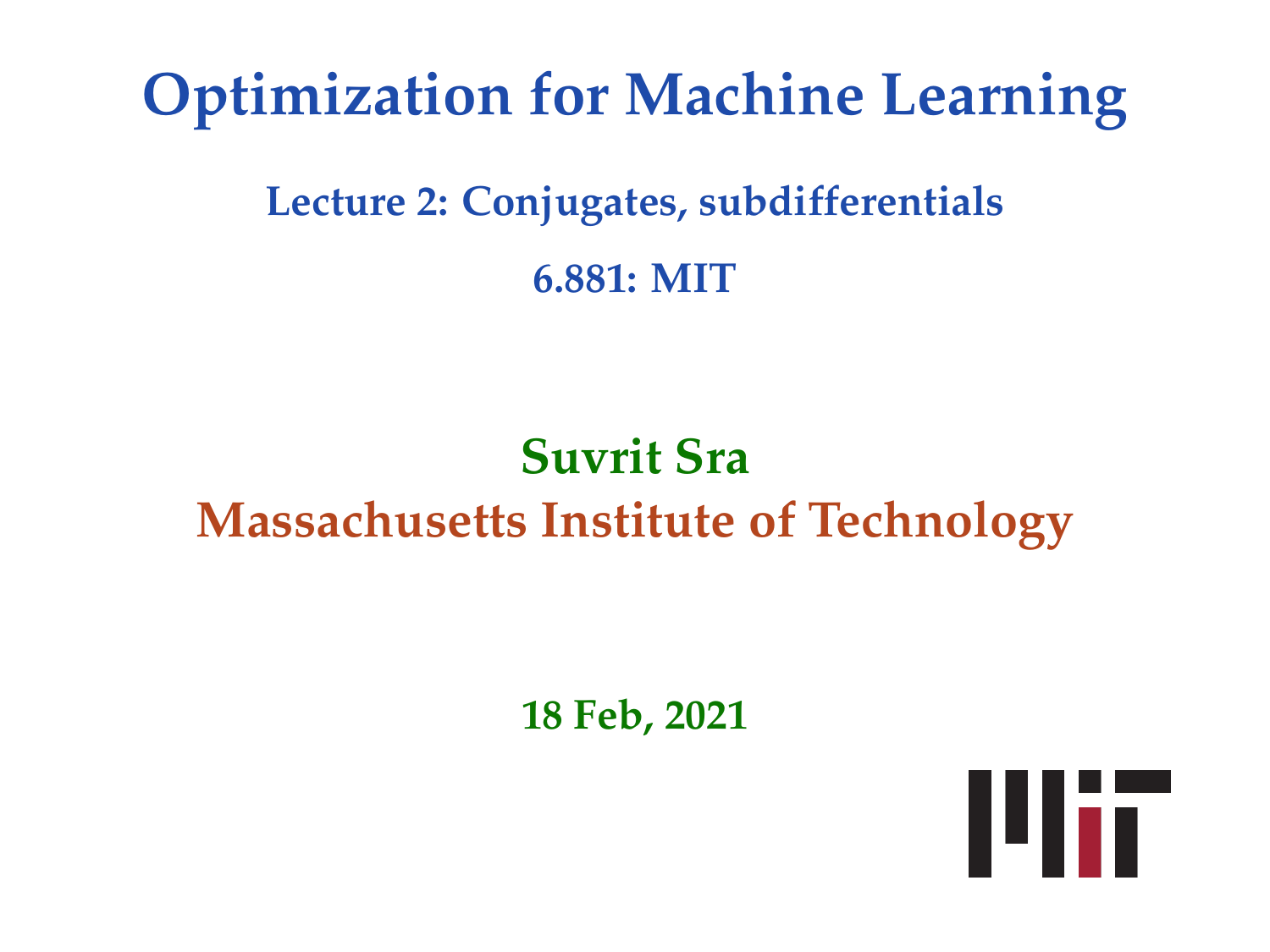# Optimization for Machine Learning

## Lecture 2: Conjugates, subdifferentials

## 6.881: MIT

**Suvrit Sra**

**Massachusetts Institute of Technology**

**18 Feb, 2021**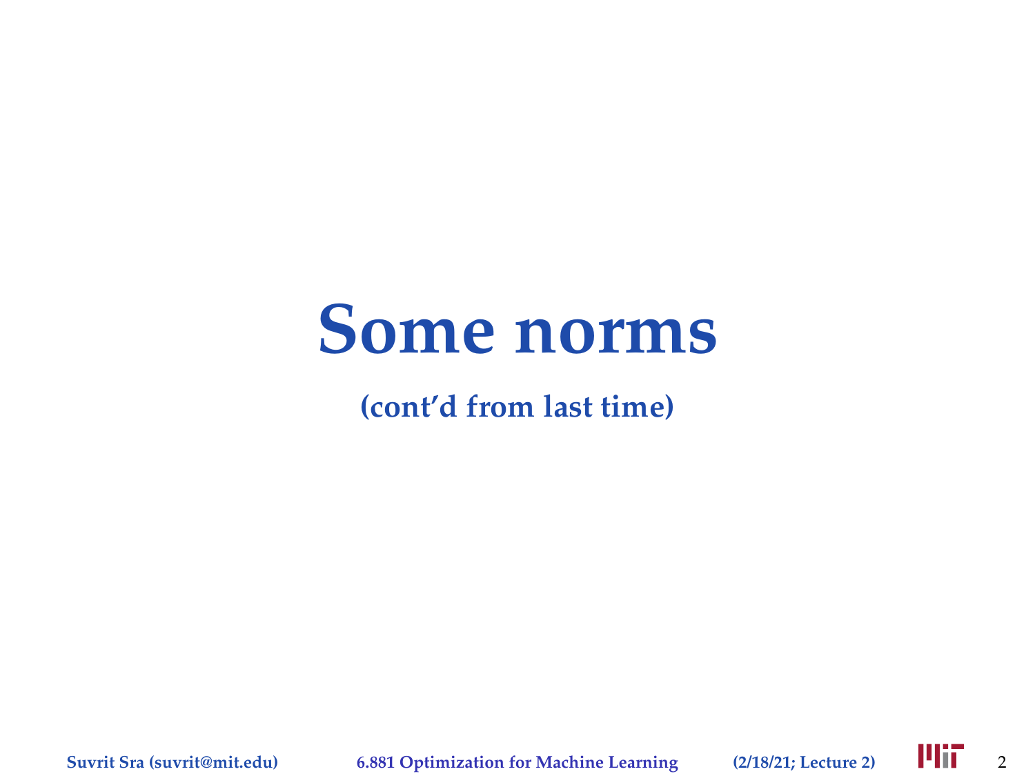# Some norms

**(cont'd from last time)**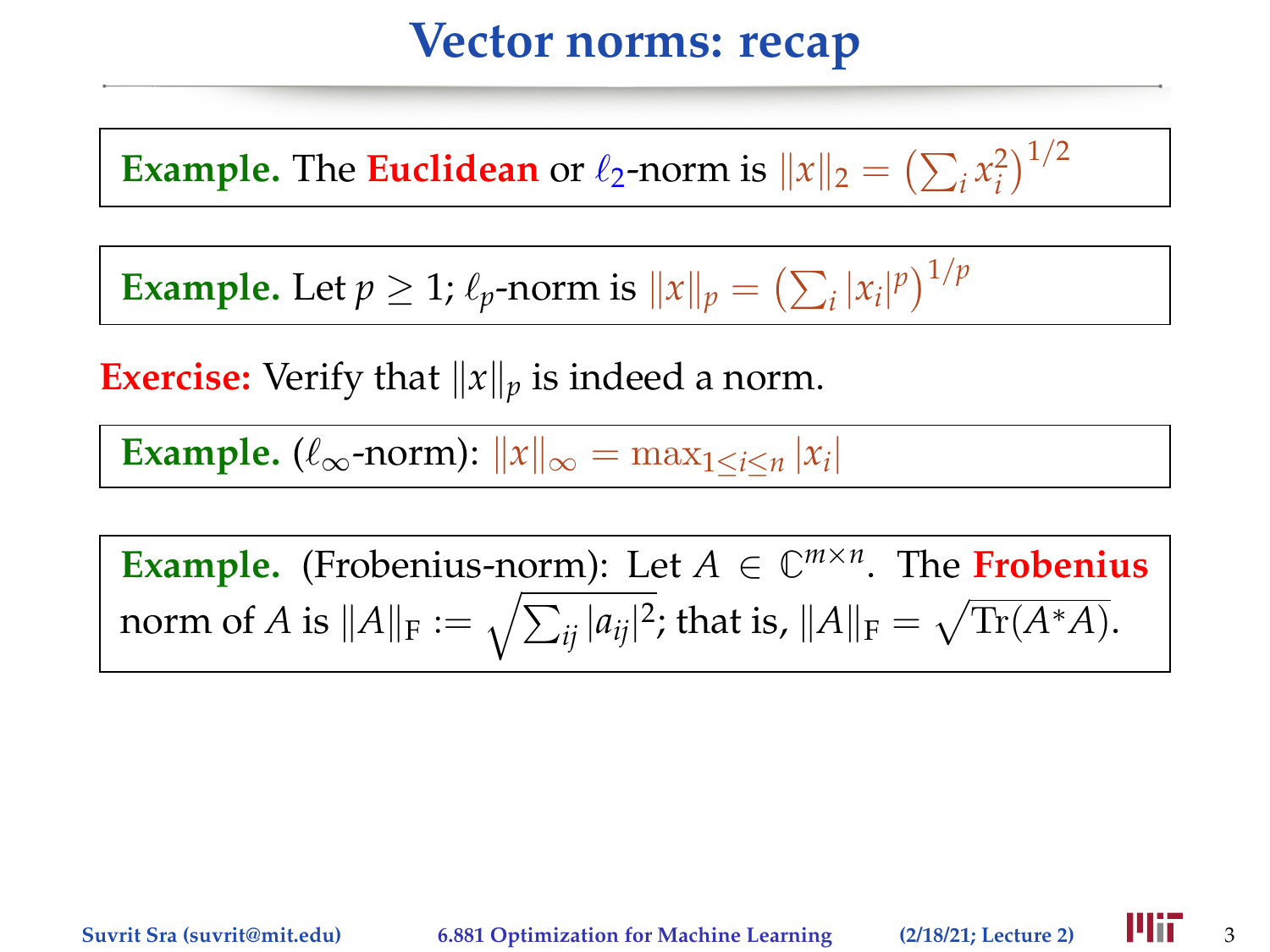# Vector norms: recap

**Example.** The **Euclidean** or $\ell_2$-norm is $\|x\|_2 = \left(\sum_i x_i^2\right)^{1/2}$

**Example.** Let $p \geq 1$; $\ell_p$-norm is $\|x\|_p = \left(\sum_i |x_i|^p\right)^{1/p}$

**Exercise:** Verify that $\|x\|_p$ is indeed a norm.

**Example.** ($\ell_\infty$-norm): $\|x\|_\infty = \max_{1 \leq i \leq n} |x_i|$

**Example.** (Frobenius-norm): Let $A \in \mathbb{C}^{m \times n}$. The **Frobenius** norm of $A$ is $\|A\|_{\mathrm{F}} := \sqrt{\sum_{ij} |a_{ij}|^2}$; that is, $\|A\|_{\mathrm{F}} = \sqrt{\mathrm{Tr}(A^*A)}$.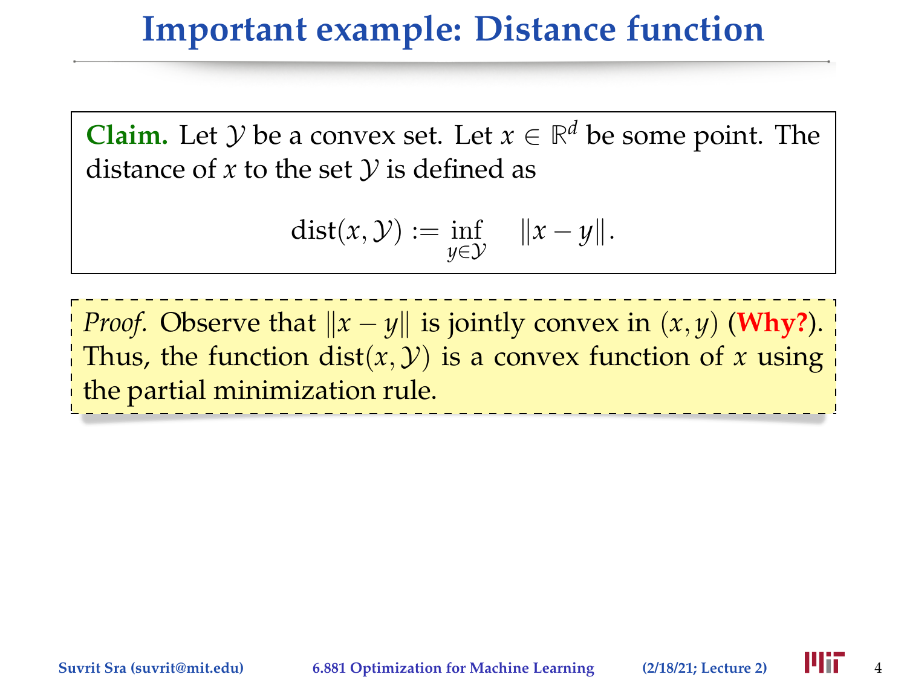# Important example: Distance function

**Claim.** Let $\mathcal{Y}$ be a convex set. Let $x \in \mathbb{R}^d$ be some point. The distance of $x$ to the set $\mathcal{Y}$ is defined as

$$\mathrm{dist}(x, \mathcal{Y}) := \inf_{y \in \mathcal{Y}} \quad \|x - y\|.$$

*Proof.* Observe that $\|x - y\|$ is jointly convex in $(x, y)$ (**Why?**). Thus, the function $\mathrm{dist}(x, \mathcal{Y})$ is a convex function of $x$ using the partial minimization rule.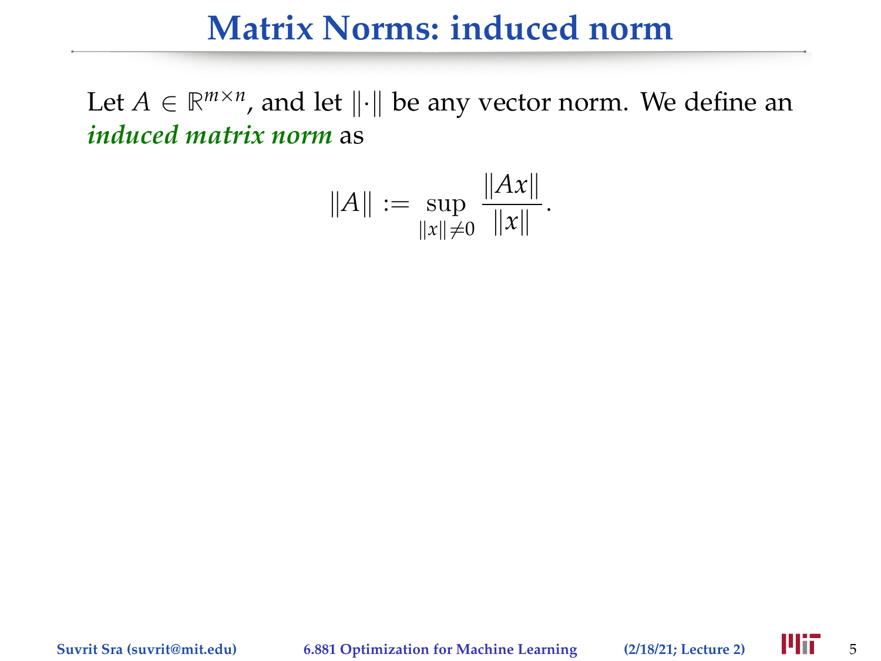# Matrix Norms: induced norm

Let $A \in \mathbb{R}^{m \times n}$, and let $\|\cdot\|$ be any vector norm. We define an ***induced matrix norm*** as

$$\|A\| := \sup_{\|x\| \neq 0} \frac{\|Ax\|}{\|x\|}.$$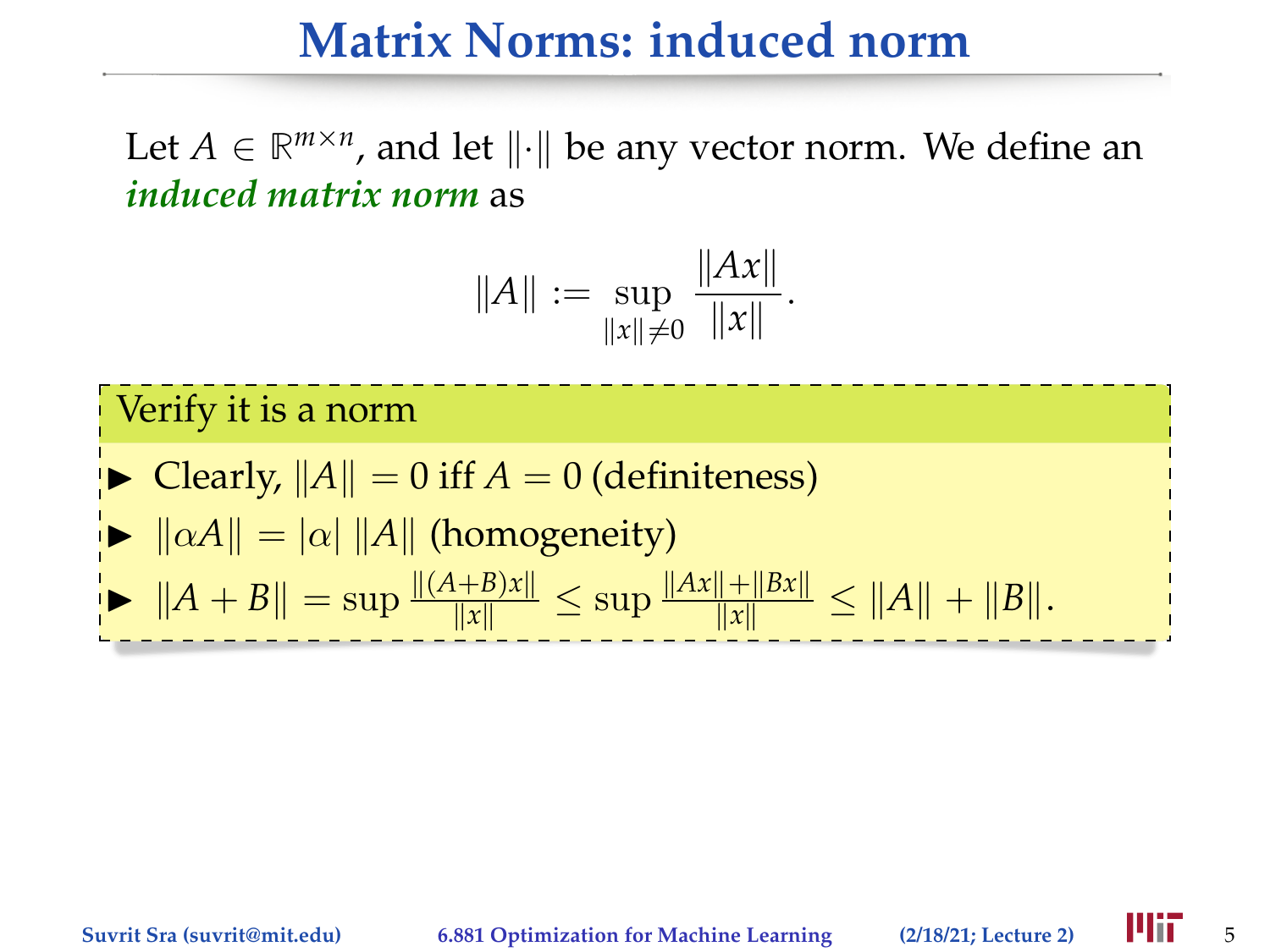# Matrix Norms: induced norm

Let $A \in \mathbb{R}^{m \times n}$, and let $\|\cdot\|$ be any vector norm. We define an ***induced matrix norm*** as

$$\|A\| := \sup_{\|x\| \neq 0} \frac{\|Ax\|}{\|x\|}.$$

**Verify it is a norm**

- Clearly, $\|A\| = 0$ iff $A = 0$ (definiteness)
- $\|\alpha A\| = |\alpha| \, \|A\|$ (homogeneity)
- $\|A + B\| = \sup \frac{\|(A+B)x\|}{\|x\|} \leq \sup \frac{\|Ax\| + \|Bx\|}{\|x\|} \leq \|A\| + \|B\|$.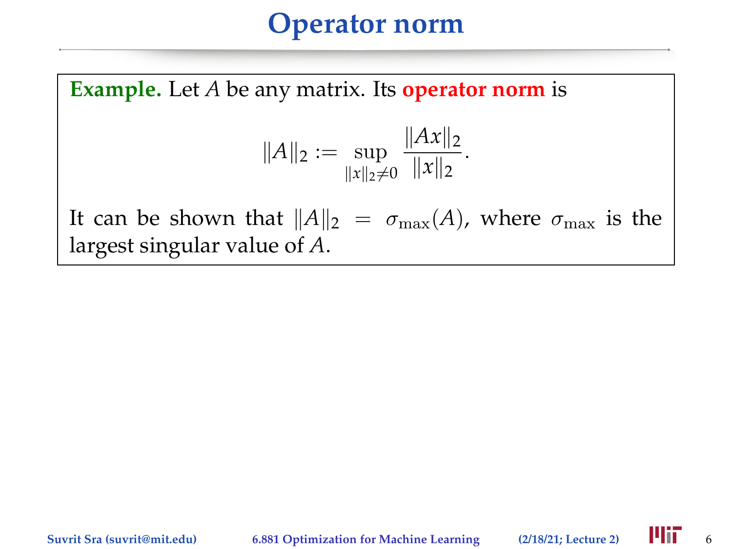# Operator norm

**Example.** Let $A$ be any matrix. Its **operator norm** is

$$\|A\|_2 := \sup_{\|x\|_2 \neq 0} \frac{\|Ax\|_2}{\|x\|_2}.$$

It can be shown that $\|A\|_2 = \sigma_{\max}(A)$, where $\sigma_{\max}$ is the largest singular value of $A$.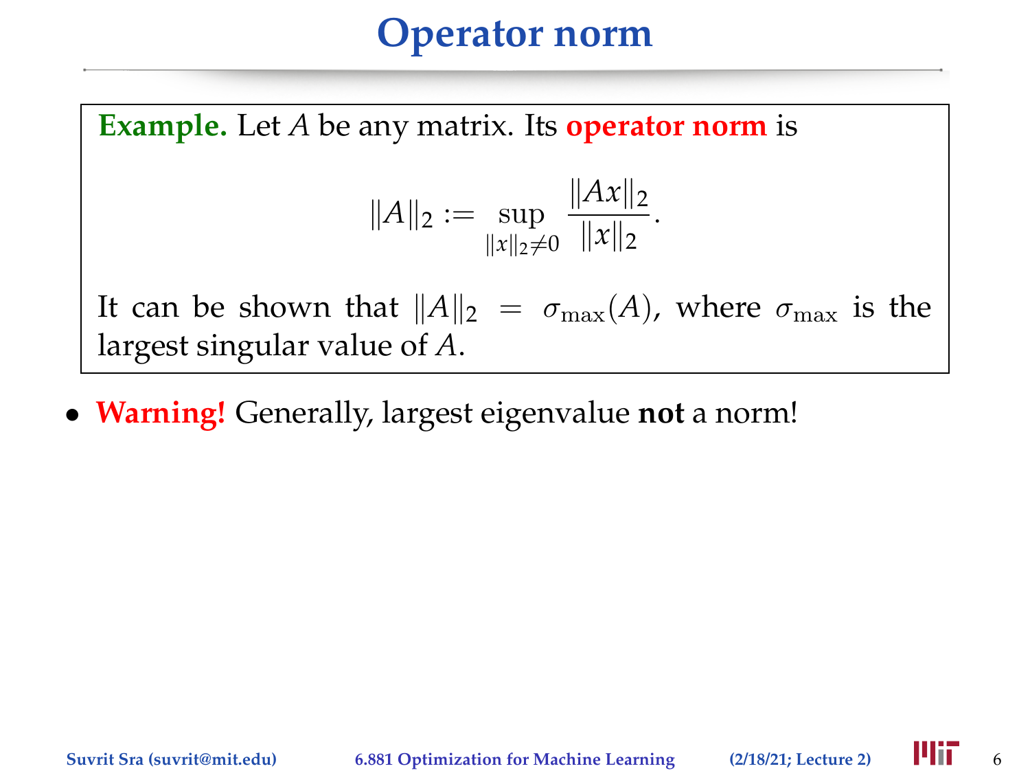# Operator norm

**Example.** Let $A$ be any matrix. Its **operator norm** is

$$\|A\|_2 := \sup_{\|x\|_2 \neq 0} \frac{\|Ax\|_2}{\|x\|_2}.$$

It can be shown that $\|A\|_2 = \sigma_{\max}(A)$, where $\sigma_{\max}$ is the largest singular value of $A$.

- **Warning!** Generally, largest eigenvalue **not** a norm!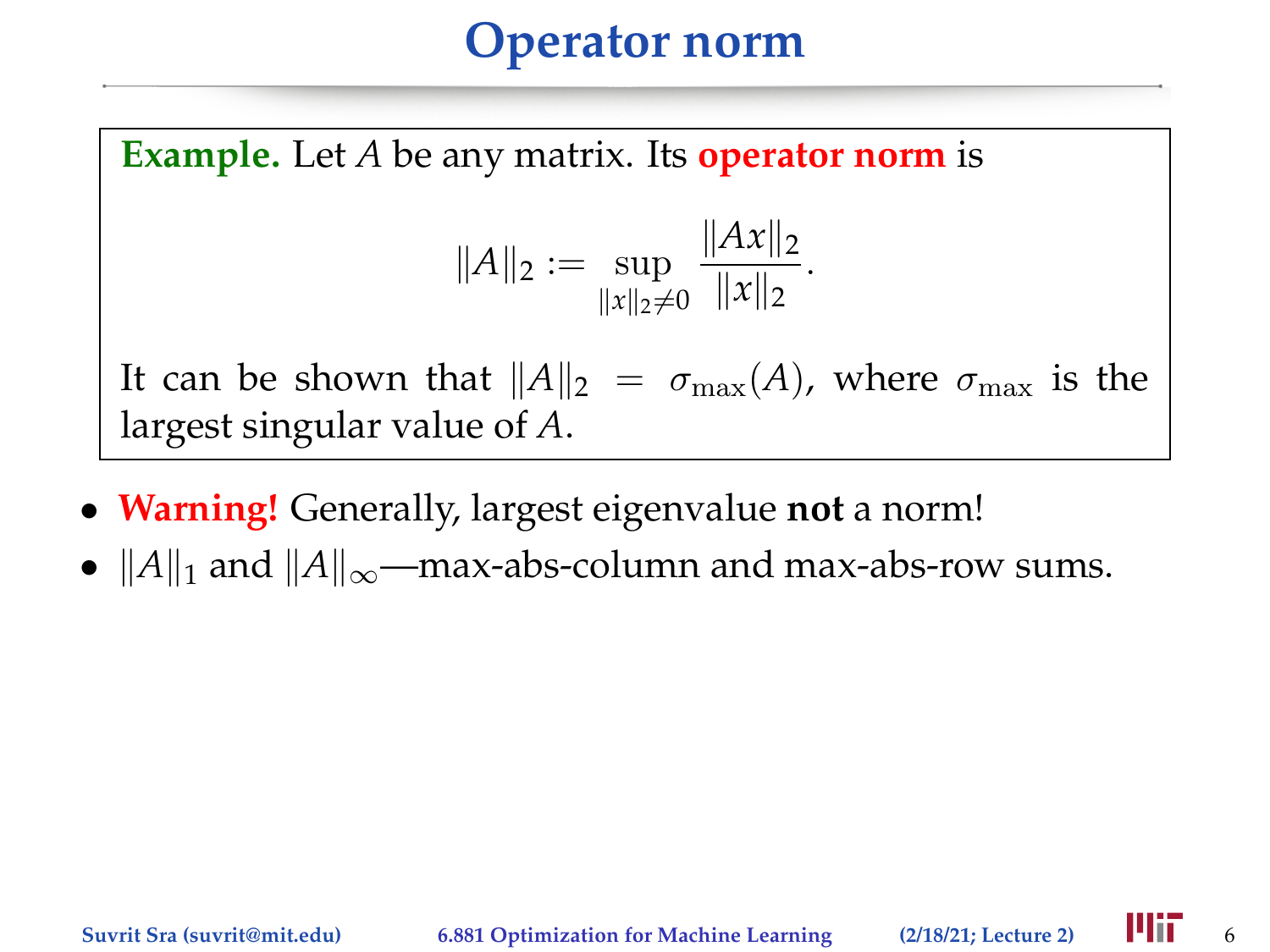# Operator norm

**Example.** Let $A$ be any matrix. Its **operator norm** is

$$\|A\|_2 := \sup_{\|x\|_2 \neq 0} \frac{\|Ax\|_2}{\|x\|_2}.$$

It can be shown that $\|A\|_2 = \sigma_{\max}(A)$, where $\sigma_{\max}$ is the largest singular value of $A$.

- **Warning!** Generally, largest eigenvalue **not** a norm!
- $\|A\|_1$ and $\|A\|_\infty$—max-abs-column and max-abs-row sums.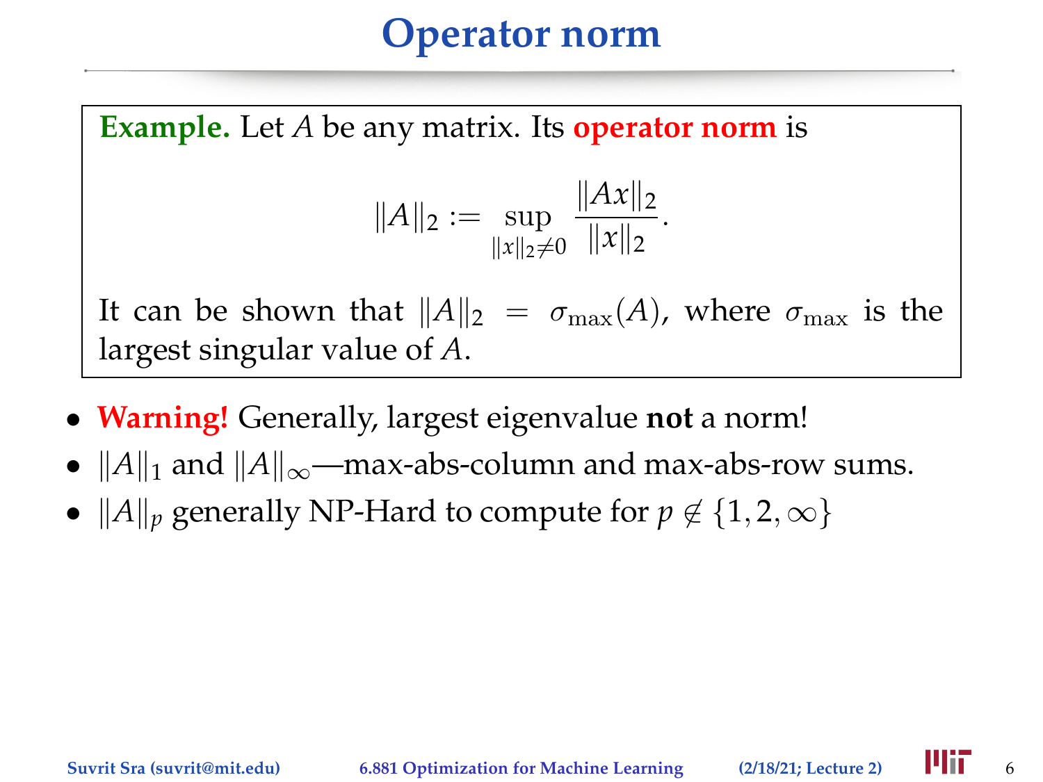# Operator norm

**Example.** Let $A$ be any matrix. Its **operator norm** is

$$\|A\|_2 := \sup_{\|x\|_2 \neq 0} \frac{\|Ax\|_2}{\|x\|_2}.$$

It can be shown that $\|A\|_2 = \sigma_{\max}(A)$, where $\sigma_{\max}$ is the largest singular value of $A$.

- **Warning!** Generally, largest eigenvalue **not** a norm!
- $\|A\|_1$ and $\|A\|_\infty$—max-abs-column and max-abs-row sums.
- $\|A\|_p$ generally NP-Hard to compute for $p \notin \{1, 2, \infty\}$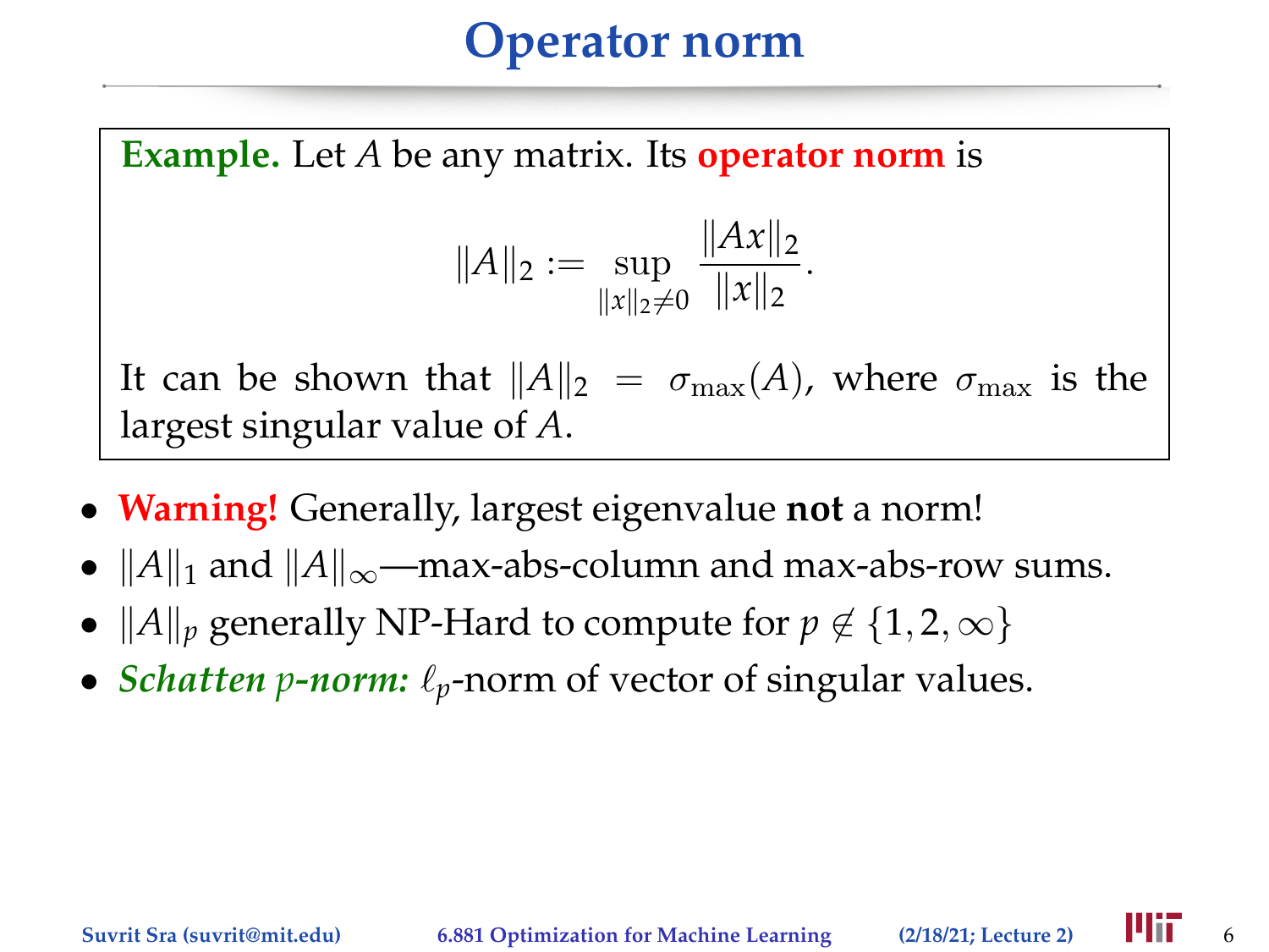# Operator norm

**Example.** Let $A$ be any matrix. Its **operator norm** is

$$\|A\|_2 := \sup_{\|x\|_2 \neq 0} \frac{\|Ax\|_2}{\|x\|_2}.$$

It can be shown that $\|A\|_2 = \sigma_{\max}(A)$, where $\sigma_{\max}$ is the largest singular value of $A$.

- **Warning!** Generally, largest eigenvalue **not** a norm!
- $\|A\|_1$ and $\|A\|_\infty$—max-abs-column and max-abs-row sums.
- $\|A\|_p$ generally NP-Hard to compute for $p \notin \{1, 2, \infty\}$
- ***Schatten p-norm:*** $\ell_p$-norm of vector of singular values.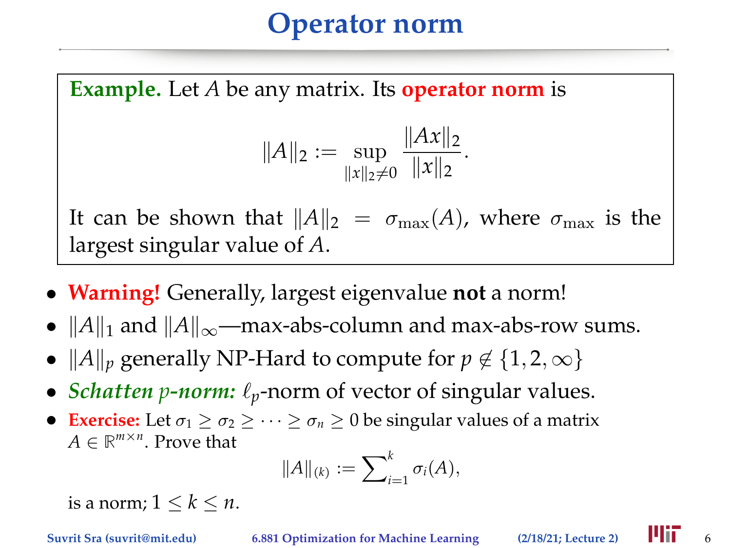# Operator norm

**Example.** Let $A$ be any matrix. Its **operator norm** is

$$\|A\|_2 := \sup_{\|x\|_2 \neq 0} \frac{\|Ax\|_2}{\|x\|_2}.$$

It can be shown that $\|A\|_2 = \sigma_{\max}(A)$, where $\sigma_{\max}$ is the largest singular value of $A$.

- **Warning!** Generally, largest eigenvalue **not** a norm!
- $\|A\|_1$ and $\|A\|_\infty$—max-abs-column and max-abs-row sums.
- $\|A\|_p$ generally NP-Hard to compute for $p \notin \{1, 2, \infty\}$
- ***Schatten p-norm:*** $\ell_p$-norm of vector of singular values.
- **Exercise:** Let $\sigma_1 \geq \sigma_2 \geq \cdots \geq \sigma_n \geq 0$ be singular values of a matrix $A \in \mathbb{R}^{m \times n}$. Prove that

$$\|A\|_{(k)} := \sum\nolimits_{i=1}^{k} \sigma_i(A),$$

is a norm; $1 \leq k \leq n$.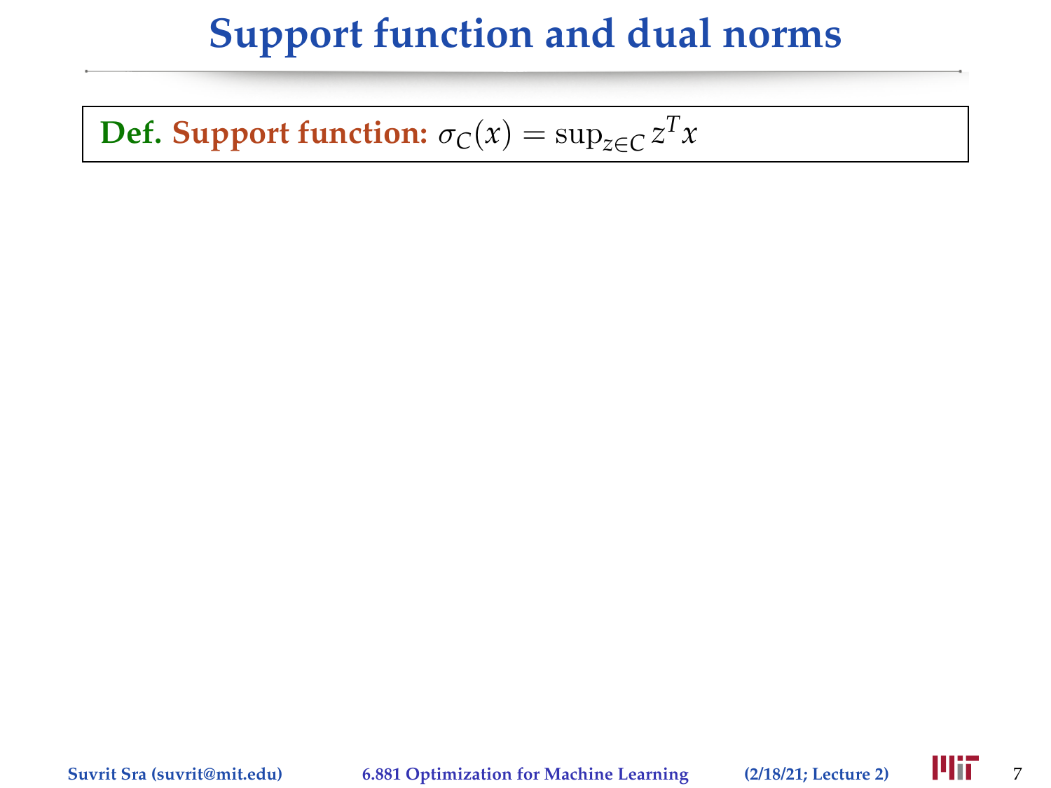# Support function and dual norms

**Def. Support function:** $\sigma_C(x) = \sup_{z \in C} z^T x$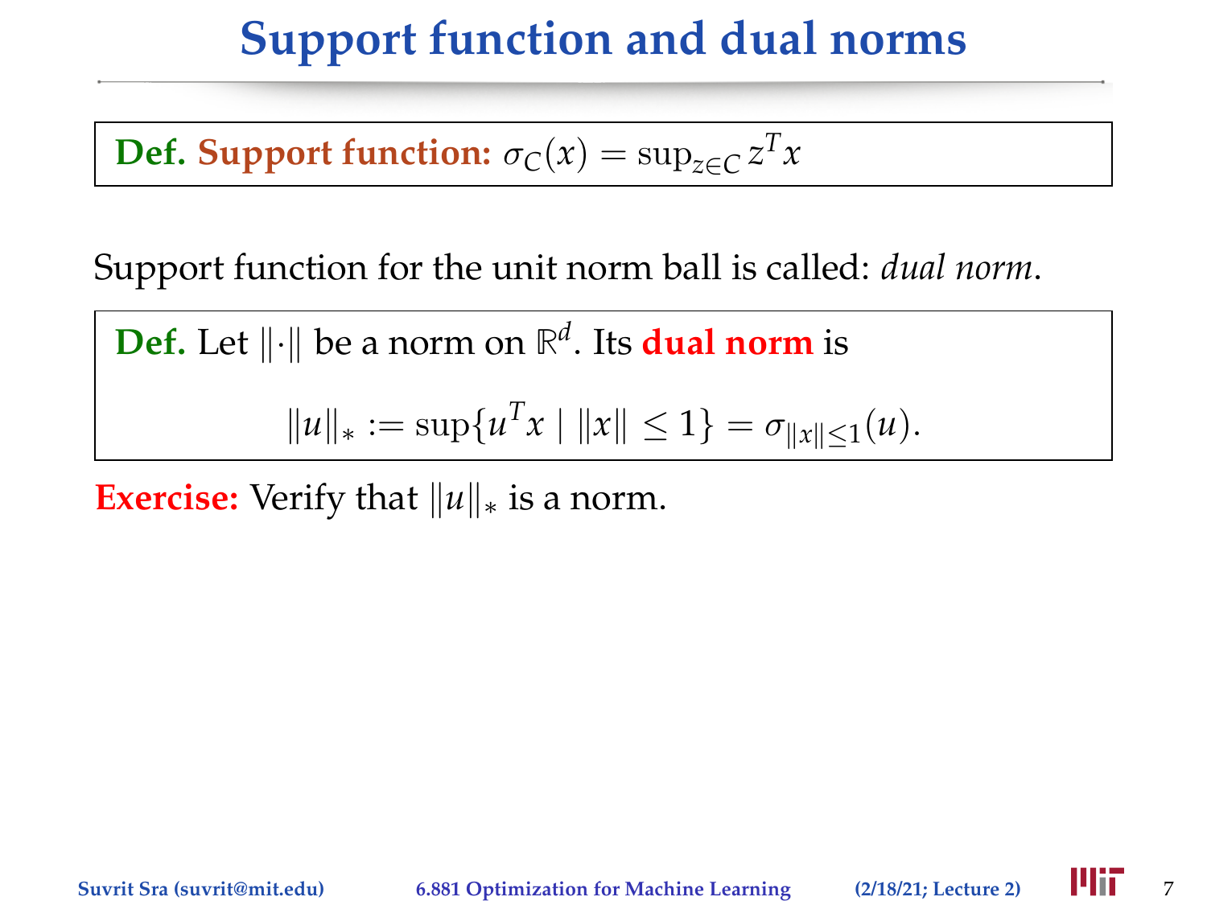# Support function and dual norms

**Def. Support function:** $\sigma_C(x) = \sup_{z \in C} z^T x$

Support function for the unit norm ball is called: *dual norm*.

**Def.** Let $\|\cdot\|$ be a norm on $\mathbb{R}^d$. Its **dual norm** is

$$\|u\|_* := \sup\{u^T x \mid \|x\| \leq 1\} = \sigma_{\|x\| \leq 1}(u).$$

**Exercise:** Verify that $\|u\|_*$ is a norm.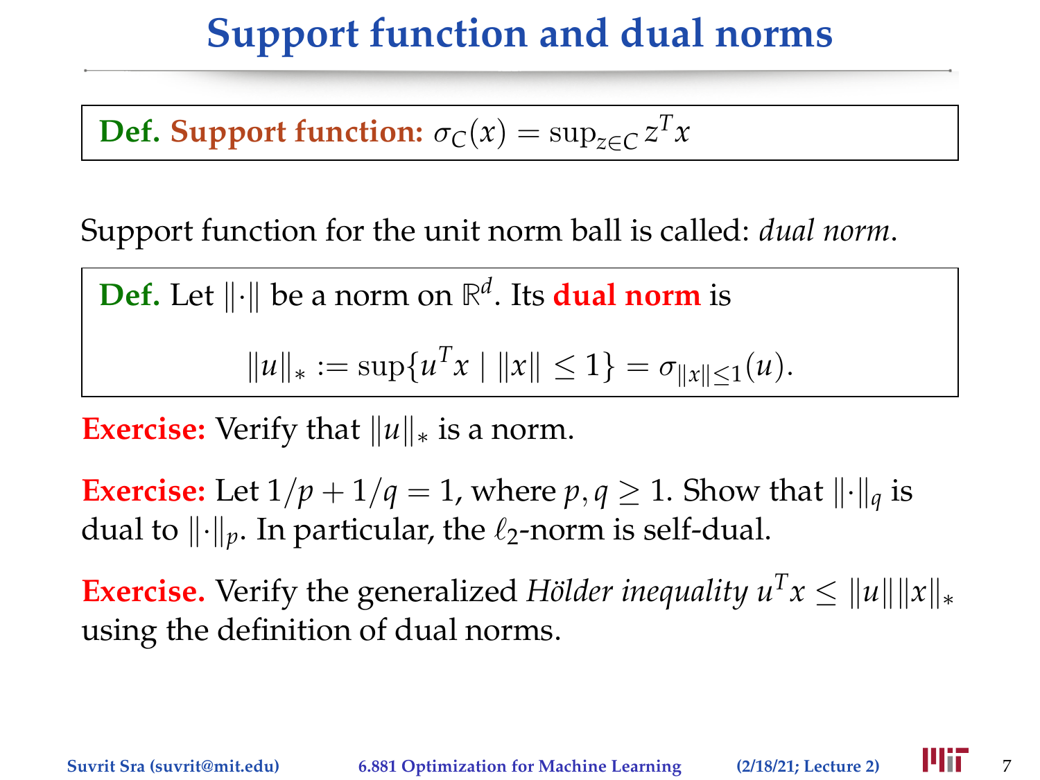# Support function and dual norms

**Def. Support function:** $\sigma_C(x) = \sup_{z\in C} z^T x$

Support function for the unit norm ball is called: *dual norm*.

**Def.** Let $\|\cdot\|$ be a norm on $\mathbb{R}^d$. Its **dual norm** is

$$\|u\|_* := \sup\{u^T x \mid \|x\| \le 1\} = \sigma_{\|x\|\le 1}(u).$$

**Exercise:** Verify that $\|u\|_*$ is a norm.

**Exercise:** Let $1/p + 1/q = 1$, where $p, q \ge 1$. Show that $\|\cdot\|_q$ is dual to $\|\cdot\|_p$. In particular, the $\ell_2$-norm is self-dual.

**Exercise.** Verify the generalized *Hölder inequality* $u^T x \le \|u\| \|x\|_*$ using the definition of dual norms.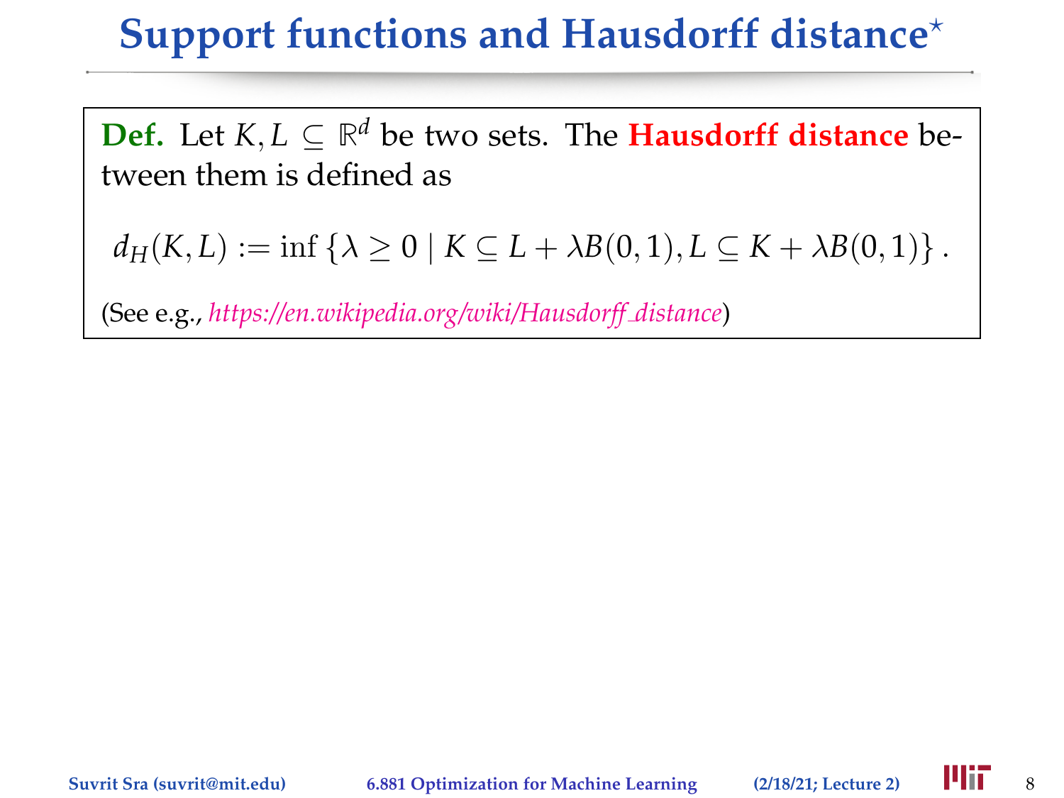# Support functions and Hausdorff distance*

**Def.** Let $K, L \subseteq \mathbb{R}^d$ be two sets. The **Hausdorff distance** between them is defined as

$$d_H(K, L) := \inf \{\lambda \geq 0 \mid K \subseteq L + \lambda B(0,1), L \subseteq K + \lambda B(0,1)\}.$$

(See e.g., *https://en.wikipedia.org/wiki/Hausdorff_distance*)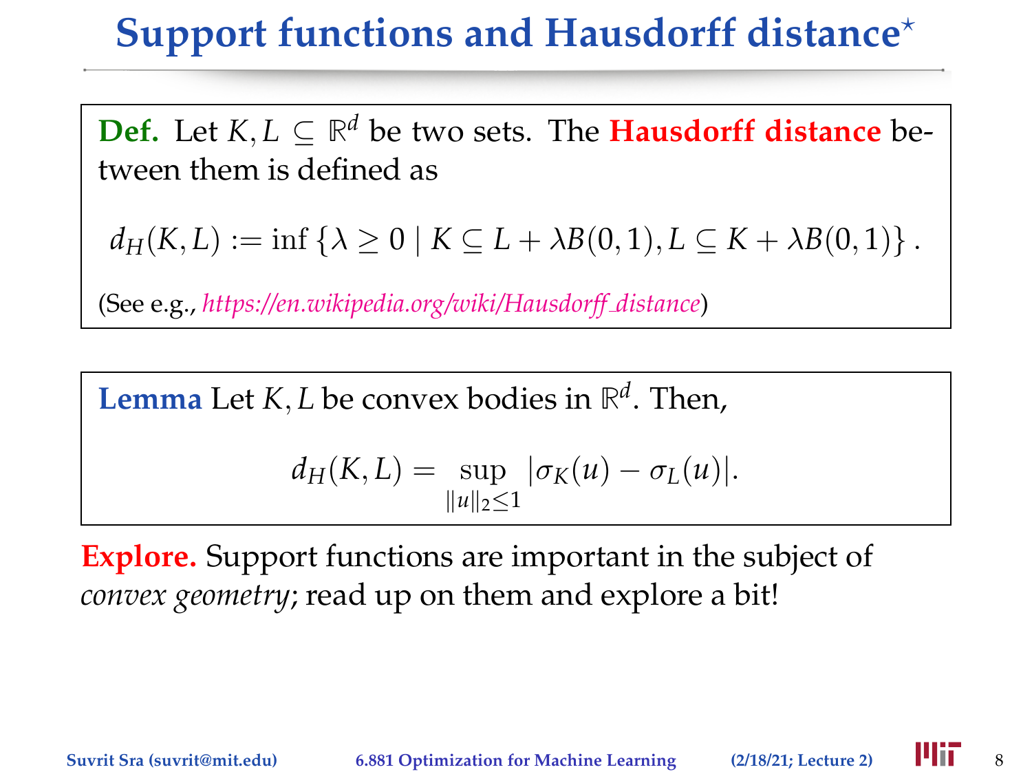# Support functions and Hausdorff distance*

**Def.** Let $K, L \subseteq \mathbb{R}^d$ be two sets. The **Hausdorff distance** between them is defined as

$$d_H(K, L) := \inf \{\lambda \geq 0 \mid K \subseteq L + \lambda B(0,1), L \subseteq K + \lambda B(0,1)\}.$$

(See e.g., *https://en.wikipedia.org/wiki/Hausdorff_distance*)

**Lemma** Let $K, L$ be convex bodies in $\mathbb{R}^d$. Then,

$$d_H(K, L) = \sup_{\|u\|_2 \leq 1} |\sigma_K(u) - \sigma_L(u)|.$$

**Explore.** Support functions are important in the subject of *convex geometry*; read up on them and explore a bit!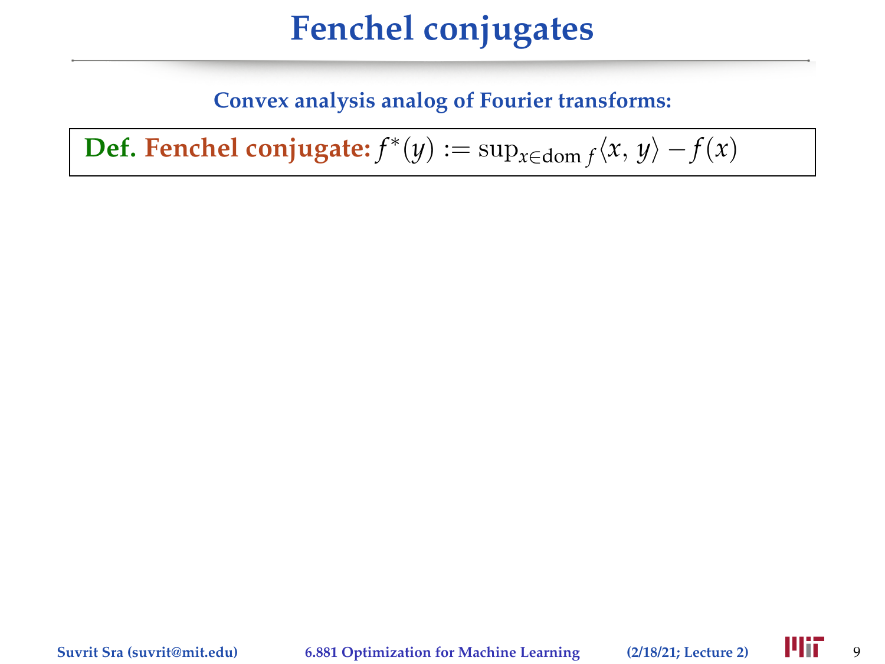# Fenchel conjugates

**Convex analysis analog of Fourier transforms:**

**Def. Fenchel conjugate:** $f^*(y) := \sup_{x \in \operatorname{dom} f} \langle x, y \rangle - f(x)$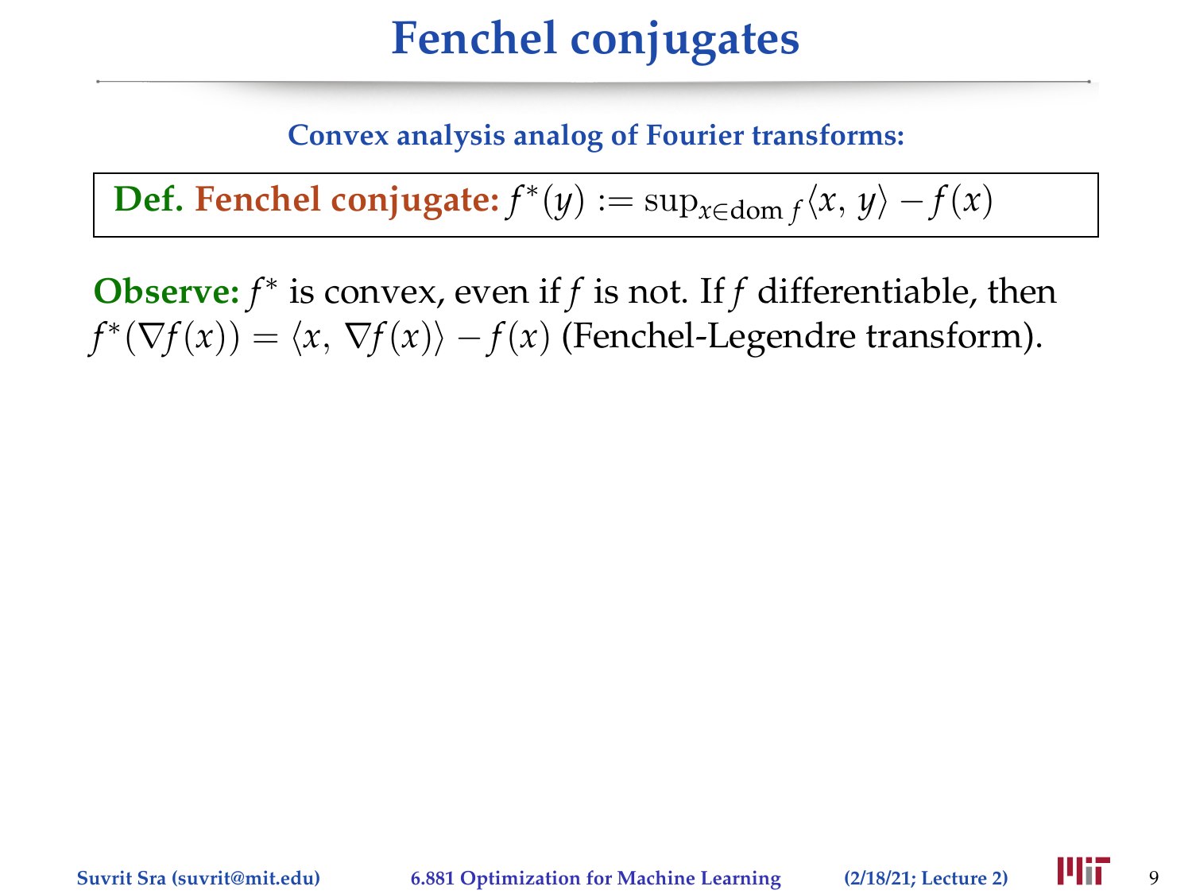# Fenchel conjugates

**Convex analysis analog of Fourier transforms:**

**Def. Fenchel conjugate:** $f^*(y) := \sup_{x \in \mathrm{dom}\, f} \langle x, y \rangle - f(x)$

**Observe:** $f^*$ is convex, even if $f$ is not. If $f$ differentiable, then $f^*(\nabla f(x)) = \langle x, \nabla f(x) \rangle - f(x)$ (Fenchel-Legendre transform).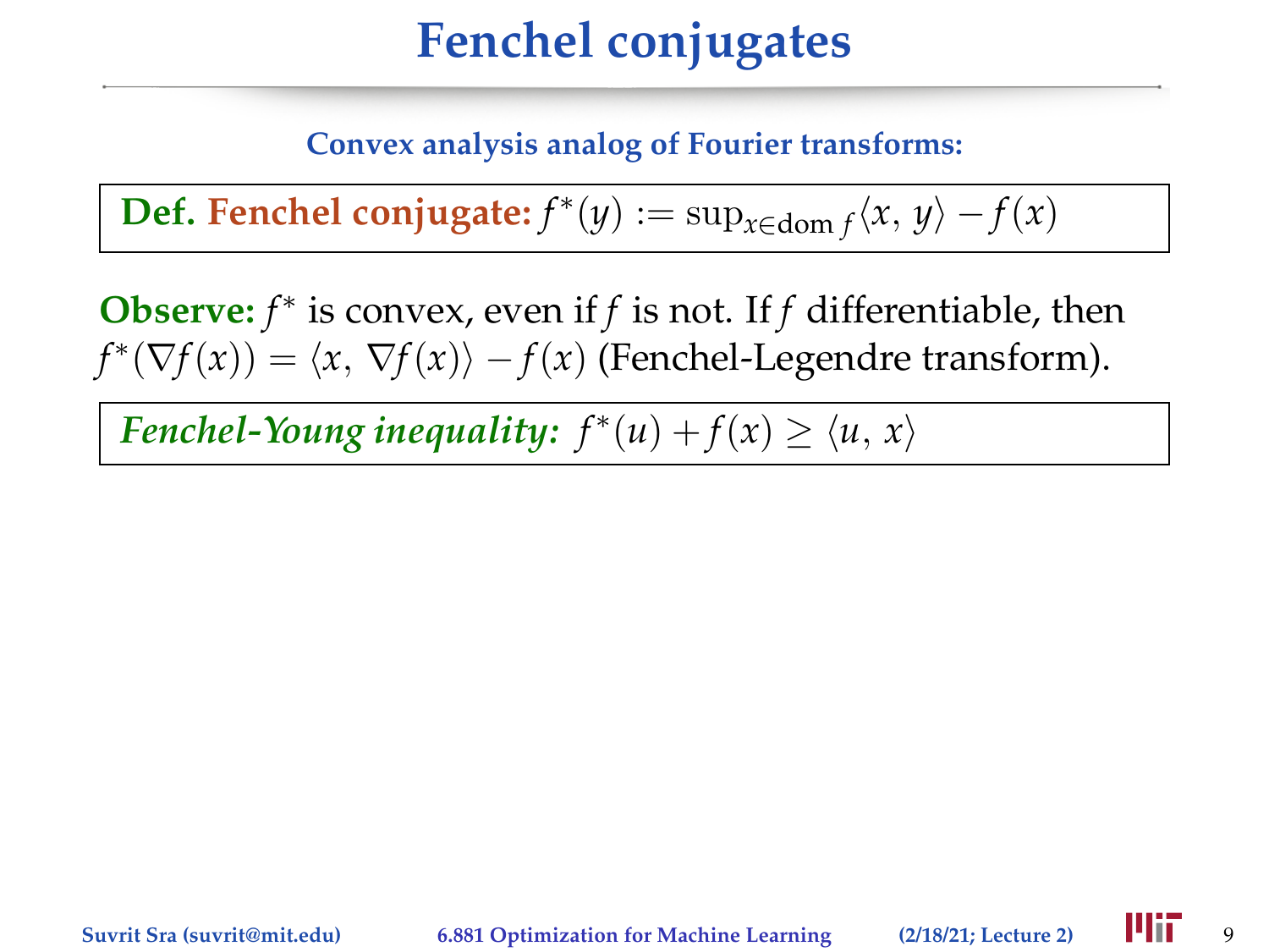# Fenchel conjugates

**Convex analysis analog of Fourier transforms:**

**Def. Fenchel conjugate:** $f^*(y) := \sup_{x \in \mathrm{dom}\, f} \langle x,\, y \rangle - f(x)$

**Observe:** $f^*$ is convex, even if $f$ is not. If $f$ differentiable, then $f^*(\nabla f(x)) = \langle x,\, \nabla f(x) \rangle - f(x)$ (Fenchel-Legendre transform).

***Fenchel-Young inequality:*** $f^*(u) + f(x) \geq \langle u,\, x \rangle$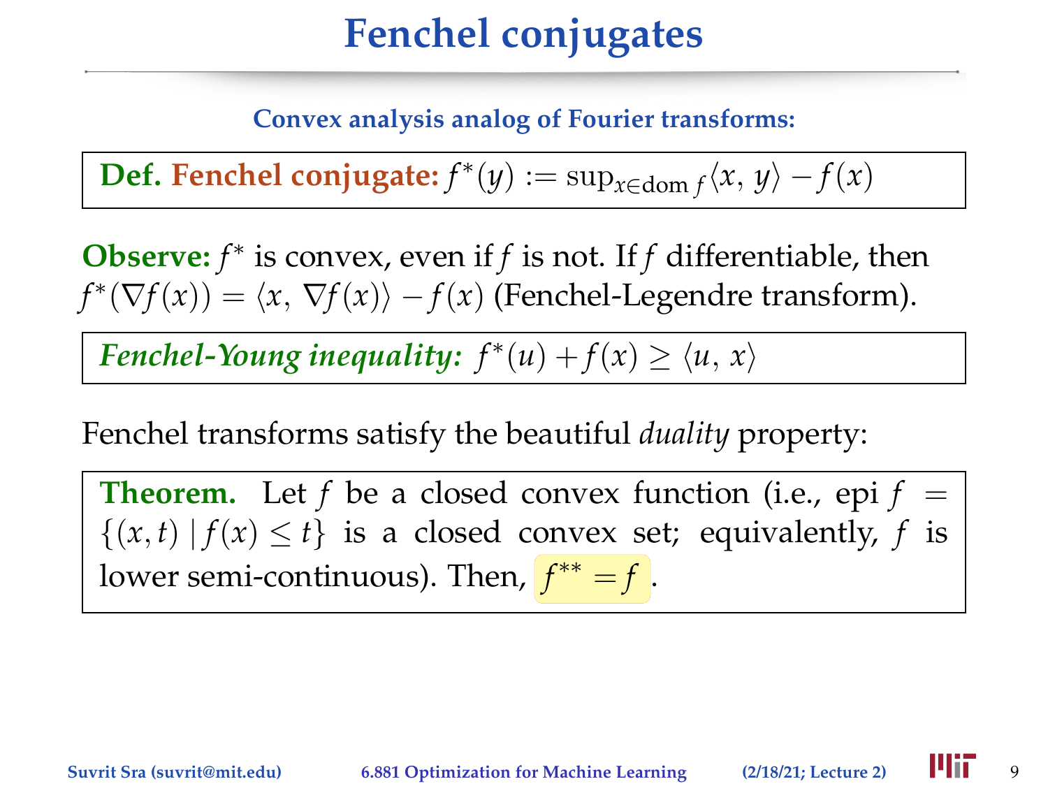# Fenchel conjugates

**Convex analysis analog of Fourier transforms:**

**Def. Fenchel conjugate:** $f^*(y) := \sup_{x \in \mathrm{dom}\, f} \langle x,\, y\rangle - f(x)$

**Observe:** $f^*$ is convex, even if $f$ is not. If $f$ differentiable, then $f^*(\nabla f(x)) = \langle x,\, \nabla f(x)\rangle - f(x)$ (Fenchel-Legendre transform).

***Fenchel-Young inequality:*** $f^*(u) + f(x) \geq \langle u,\, x\rangle$

Fenchel transforms satisfy the beautiful *duality* property:

**Theorem.** Let $f$ be a closed convex function (i.e., epi $f = \{(x,t) \mid f(x) \leq t\}$ is a closed convex set; equivalently, $f$ is lower semi-continuous). Then, $f^{**} = f$.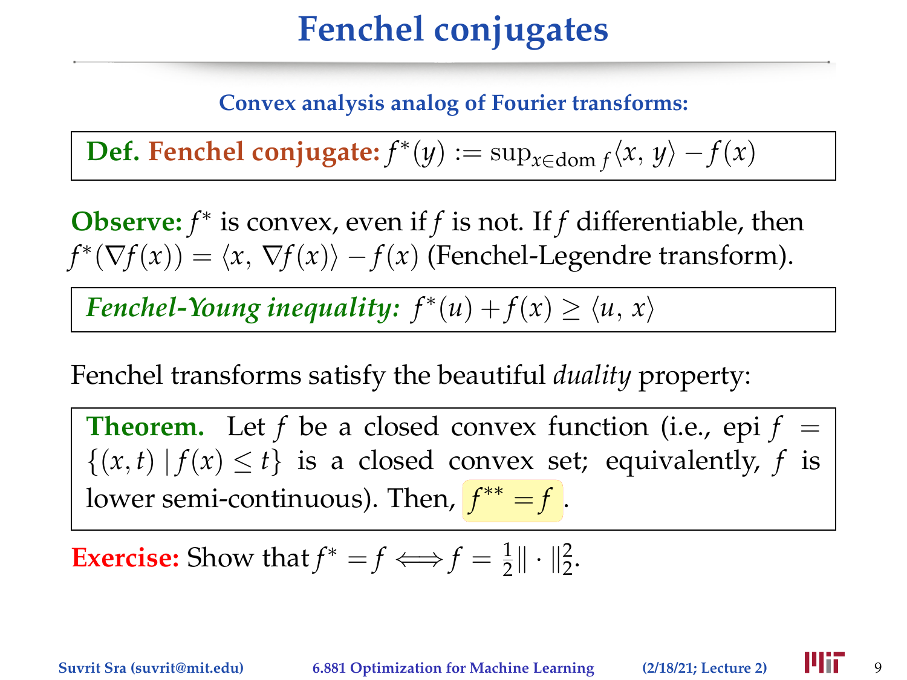# Fenchel conjugates

**Convex analysis analog of Fourier transforms:**

**Def. Fenchel conjugate:** $f^*(y) := \sup_{x \in \mathrm{dom}\, f} \langle x,\, y \rangle - f(x)$

**Observe:** $f^*$ is convex, even if $f$ is not. If $f$ differentiable, then $f^*(\nabla f(x)) = \langle x,\, \nabla f(x) \rangle - f(x)$ (Fenchel-Legendre transform).

***Fenchel-Young inequality:*** $f^*(u) + f(x) \geq \langle u,\, x \rangle$

Fenchel transforms satisfy the beautiful *duality* property:

**Theorem.** Let $f$ be a closed convex function (i.e., epi $f = \{(x,t) \mid f(x) \leq t\}$ is a closed convex set; equivalently, $f$ is lower semi-continuous). Then, $f^{**} = f$.

**Exercise:** Show that $f^* = f \iff f = \frac{1}{2}\|\cdot\|_2^2$.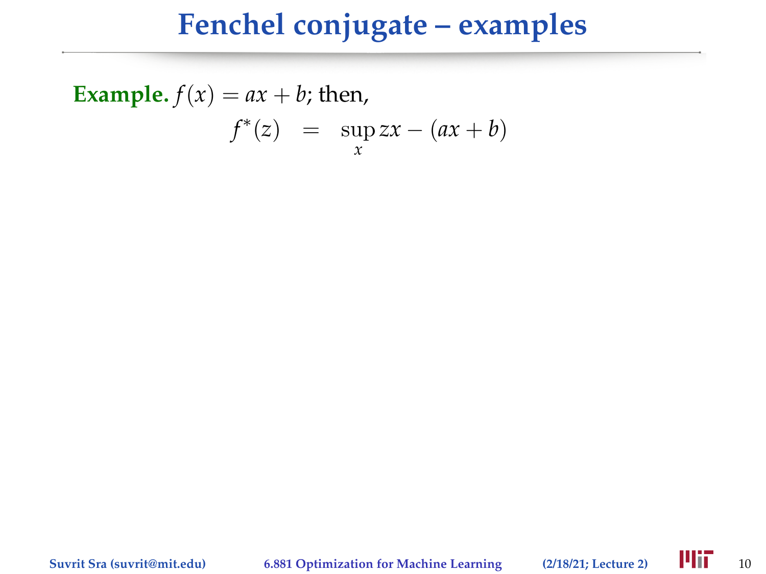# Fenchel conjugate – examples

**Example.** $f(x) = ax + b$; then,

$$f^*(z) \quad = \quad \sup_x zx - (ax + b)$$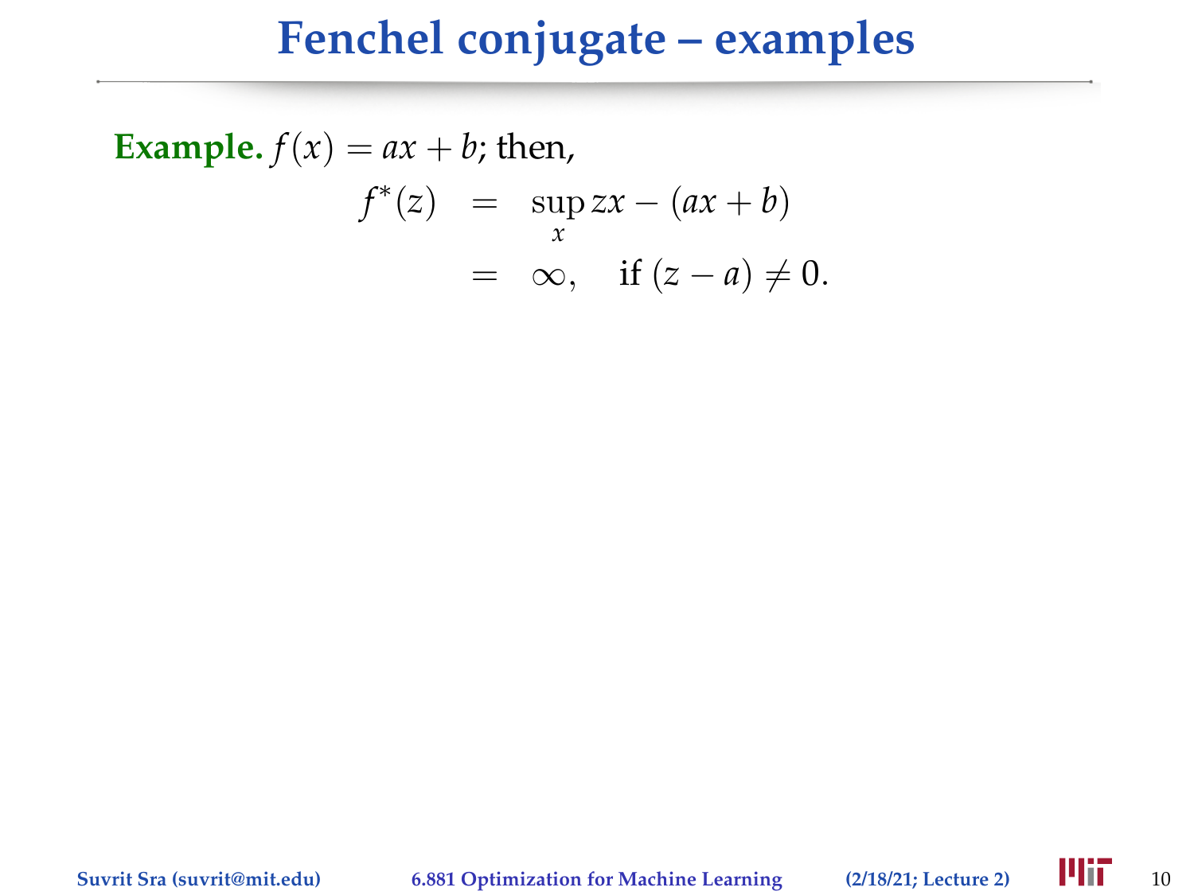# Fenchel conjugate – examples

**Example.** $f(x) = ax + b$; then,

$$
\begin{aligned}
f^*(z) &= \sup_x zx - (ax + b) \\
&= \infty, \quad \text{if } (z - a) \neq 0.
\end{aligned}
$$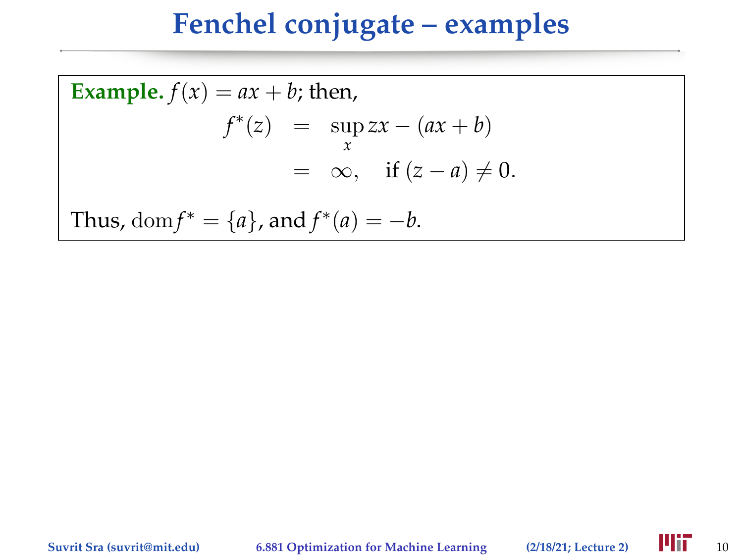# Fenchel conjugate – examples

**Example.** $f(x) = ax + b$; then,

$$
\begin{aligned}
f^*(z) &= \sup_x zx - (ax + b) \\
&= \infty, \quad \text{if } (z - a) \neq 0.
\end{aligned}
$$

Thus, $\operatorname{dom} f^* = \{a\}$, and $f^*(a) = -b$.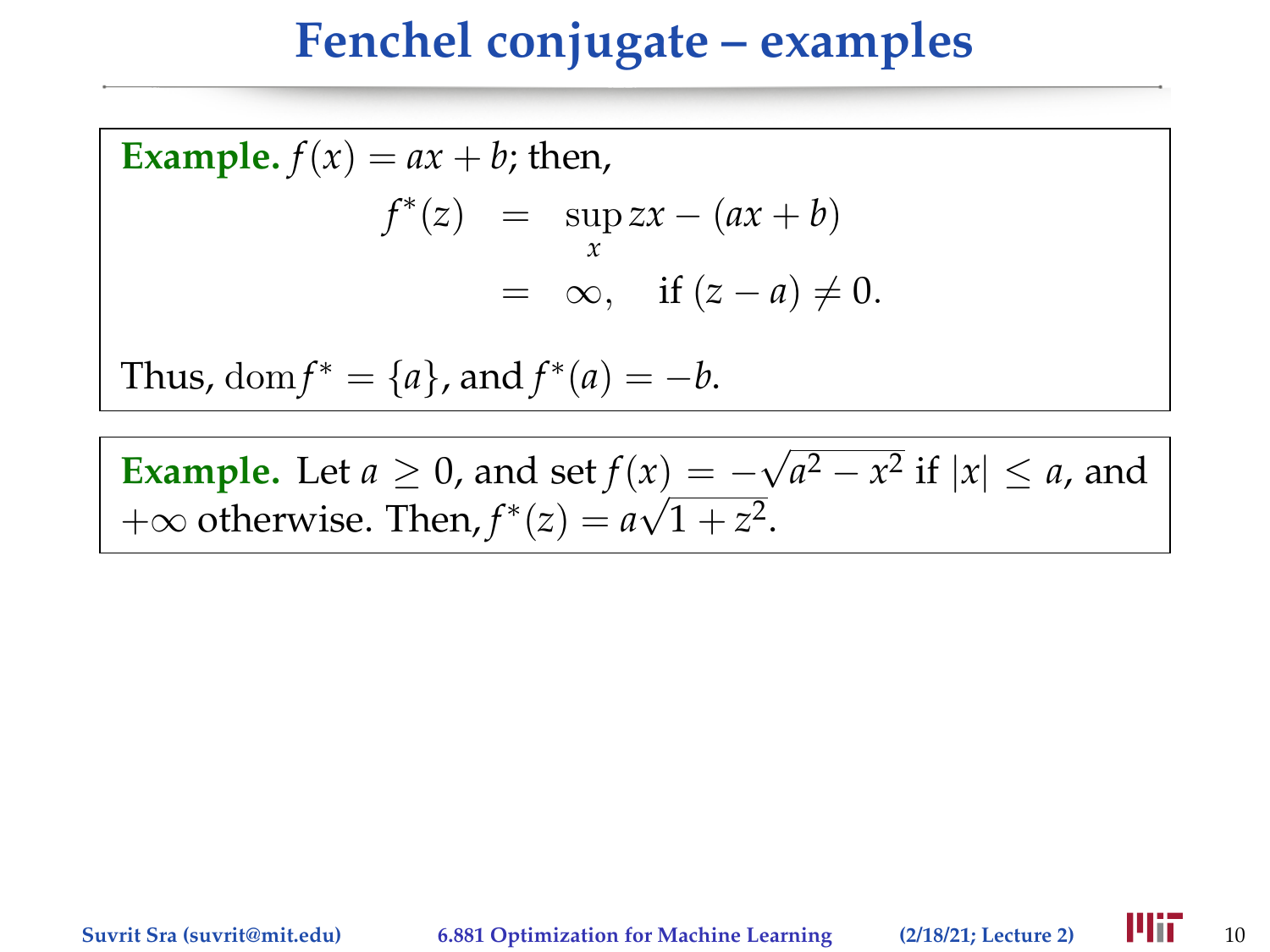# Fenchel conjugate – examples

**Example.** $f(x) = ax + b$; then,

$$
\begin{aligned}
f^*(z) &= \sup_x zx - (ax + b) \\
&= \infty, \quad \text{if } (z - a) \neq 0.
\end{aligned}
$$

Thus, $\operatorname{dom} f^* = \{a\}$, and $f^*(a) = -b$.

**Example.** Let $a \geq 0$, and set $f(x) = -\sqrt{a^2 - x^2}$ if $|x| \leq a$, and $+\infty$ otherwise. Then, $f^*(z) = a\sqrt{1 + z^2}$.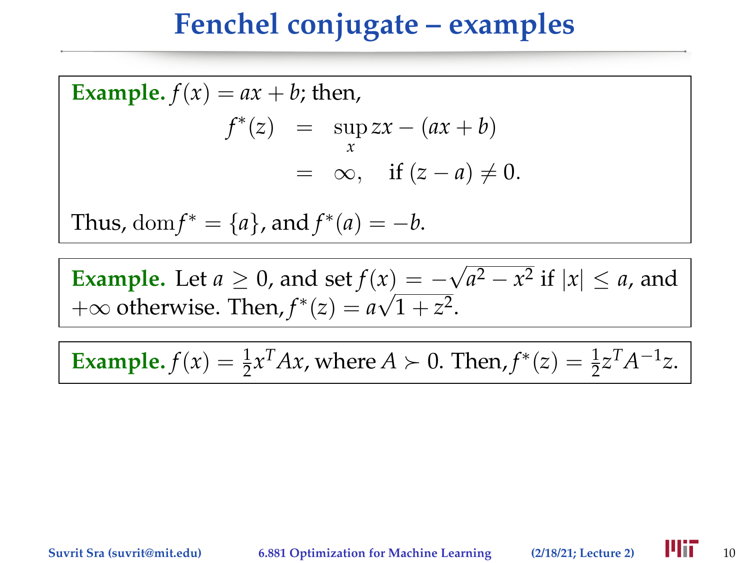# Fenchel conjugate – examples

**Example.** $f(x) = ax + b$; then,

$$
\begin{aligned}
f^*(z) &= \sup_x zx - (ax + b) \\
&= \infty, \quad \text{if } (z - a) \neq 0.
\end{aligned}
$$

Thus, $\operatorname{dom} f^* = \{a\}$, and $f^*(a) = -b$.

**Example.** Let $a \geq 0$, and set $f(x) = -\sqrt{a^2 - x^2}$ if $|x| \leq a$, and $+\infty$ otherwise. Then, $f^*(z) = a\sqrt{1 + z^2}$.

**Example.** $f(x) = \frac{1}{2}x^T Ax$, where $A \succ 0$. Then, $f^*(z) = \frac{1}{2}z^T A^{-1} z$.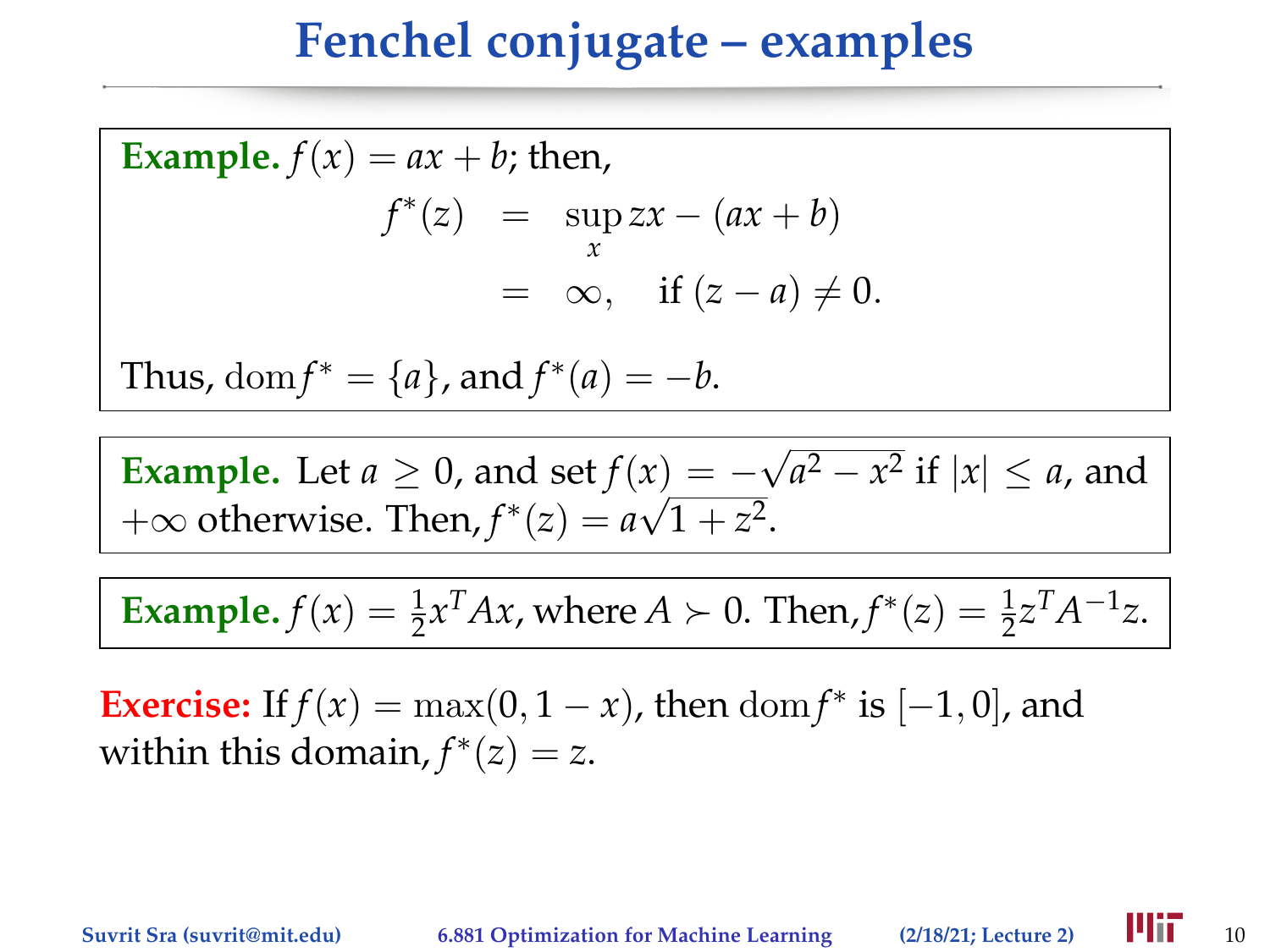# Fenchel conjugate – examples

**Example.** $f(x) = ax + b$; then,

$$
\begin{aligned}
f^*(z) &= \sup_x zx - (ax + b) \\
&= \infty, \quad \text{if } (z - a) \neq 0.
\end{aligned}
$$

Thus, $\operatorname{dom} f^* = \{a\}$, and $f^*(a) = -b$.

**Example.** Let $a \geq 0$, and set $f(x) = -\sqrt{a^2 - x^2}$ if $|x| \leq a$, and $+\infty$ otherwise. Then, $f^*(z) = a\sqrt{1 + z^2}$.

**Example.** $f(x) = \frac{1}{2}x^T Ax$, where $A \succ 0$. Then, $f^*(z) = \frac{1}{2}z^T A^{-1} z$.

**Exercise:** If $f(x) = \max(0, 1 - x)$, then $\operatorname{dom} f^*$ is $[-1, 0]$, and within this domain, $f^*(z) = z$.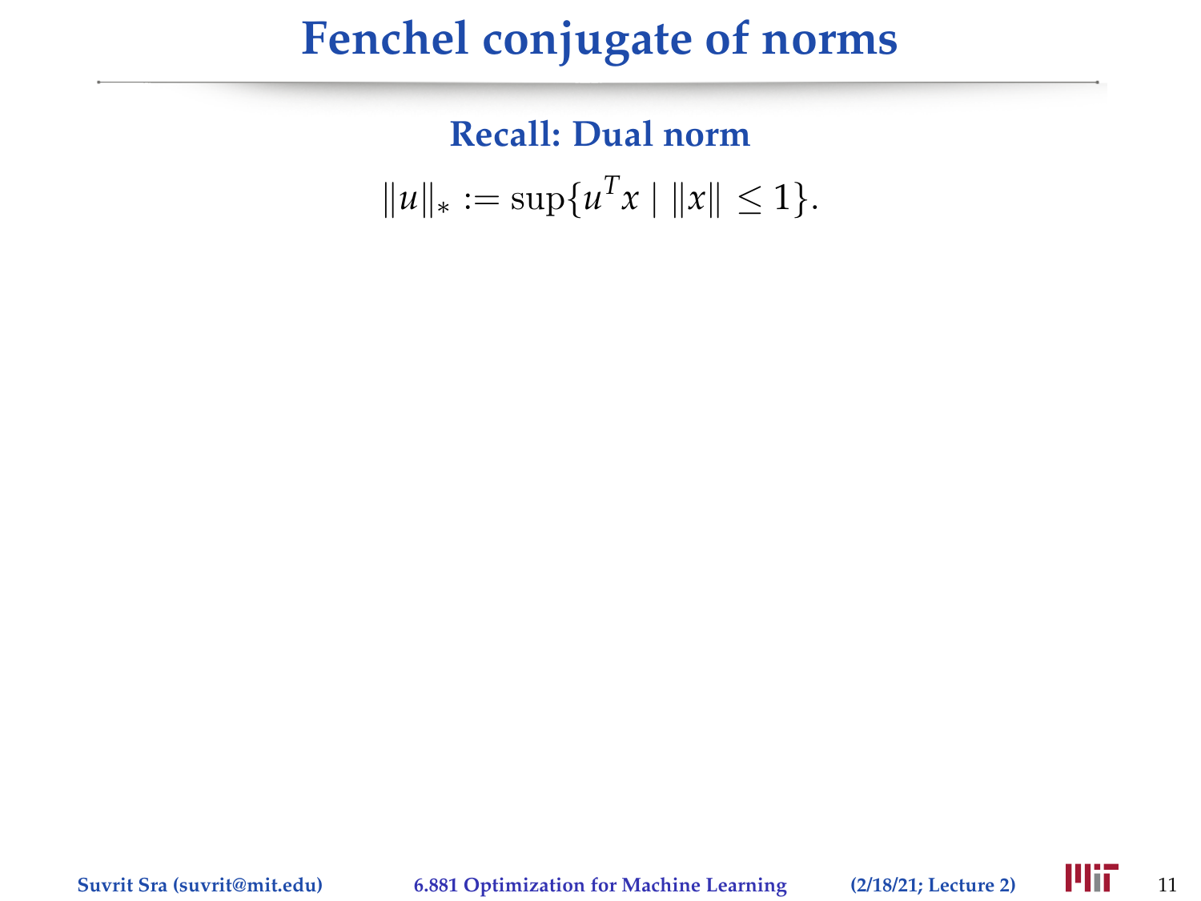# Fenchel conjugate of norms

### Recall: Dual norm

$$\|u\|_* := \sup\{u^T x \mid \|x\| \leq 1\}.$$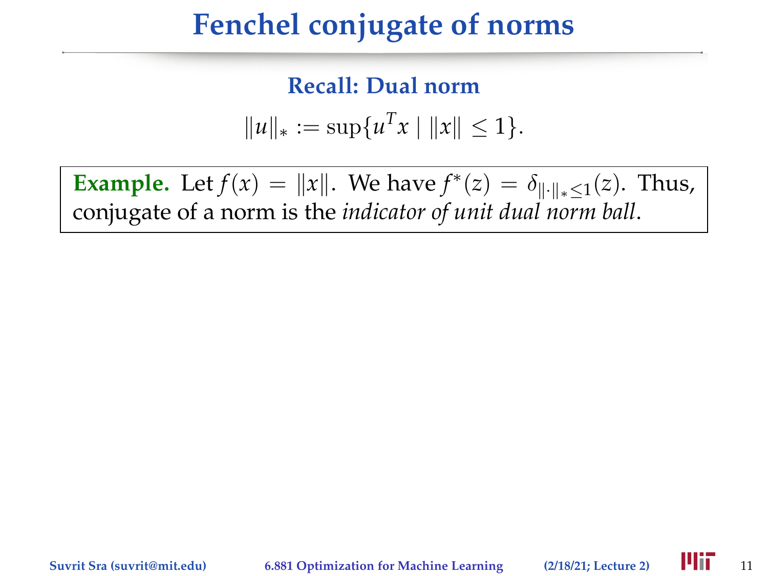# Fenchel conjugate of norms

### Recall: Dual norm

$$\|u\|_* := \sup\{u^T x \mid \|x\| \leq 1\}.$$

**Example.** Let $f(x) = \|x\|$. We have $f^*(z) = \delta_{\|\cdot\|_* \leq 1}(z)$. Thus, conjugate of a norm is the *indicator of unit dual norm ball*.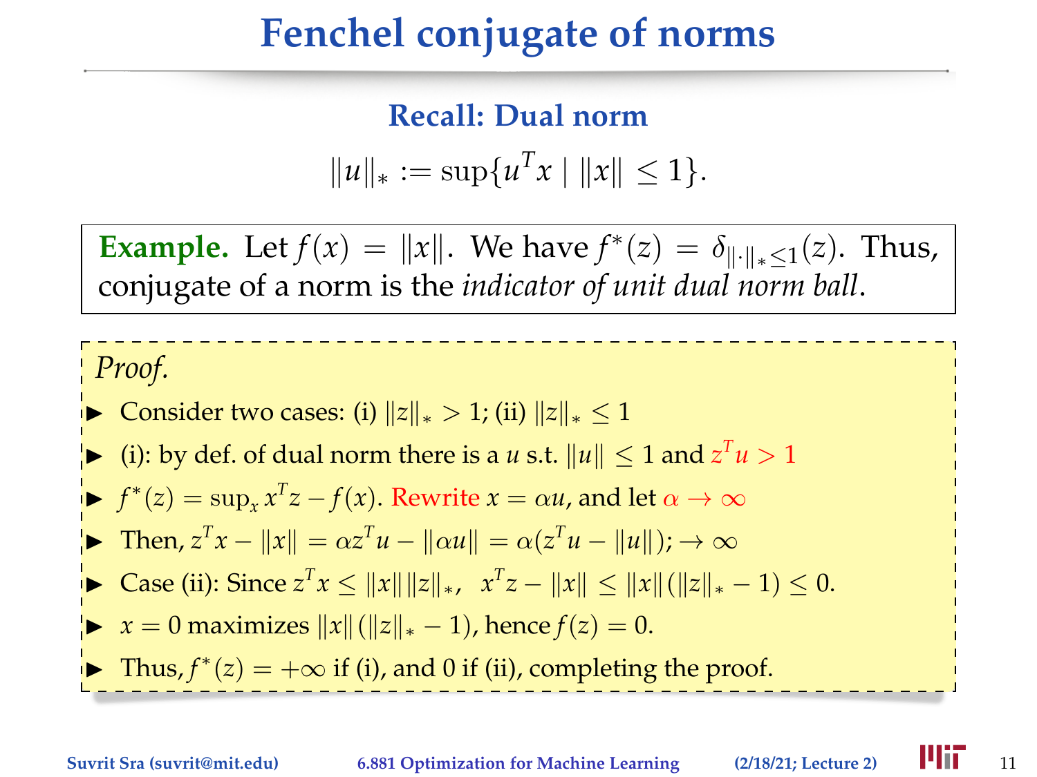# Fenchel conjugate of norms

### Recall: Dual norm

$$\|u\|_* := \sup\{u^T x \mid \|x\| \leq 1\}.$$

**Example.** Let $f(x) = \|x\|$. We have $f^*(z) = \delta_{\|\cdot\|_* \leq 1}(z)$. Thus, conjugate of a norm is the *indicator of unit dual norm ball*.

*Proof.*

- Consider two cases: (i) $\|z\|_* > 1$; (ii) $\|z\|_* \leq 1$
- (i): by def. of dual norm there is a $u$ s.t. $\|u\| \leq 1$ and $z^T u > 1$
- $f^*(z) = \sup_x x^T z - f(x)$. Rewrite $x = \alpha u$, and let $\alpha \to \infty$
- Then, $z^T x - \|x\| = \alpha z^T u - \|\alpha u\| = \alpha(z^T u - \|u\|); \to \infty$
- Case (ii): Since $z^T x \leq \|x\| \|z\|_*$, $\;x^T z - \|x\| \leq \|x\| (\|z\|_* - 1) \leq 0$.
- $x = 0$ maximizes $\|x\| (\|z\|_* - 1)$, hence $f(z) = 0$.
- Thus, $f^*(z) = +\infty$ if (i), and 0 if (ii), completing the proof.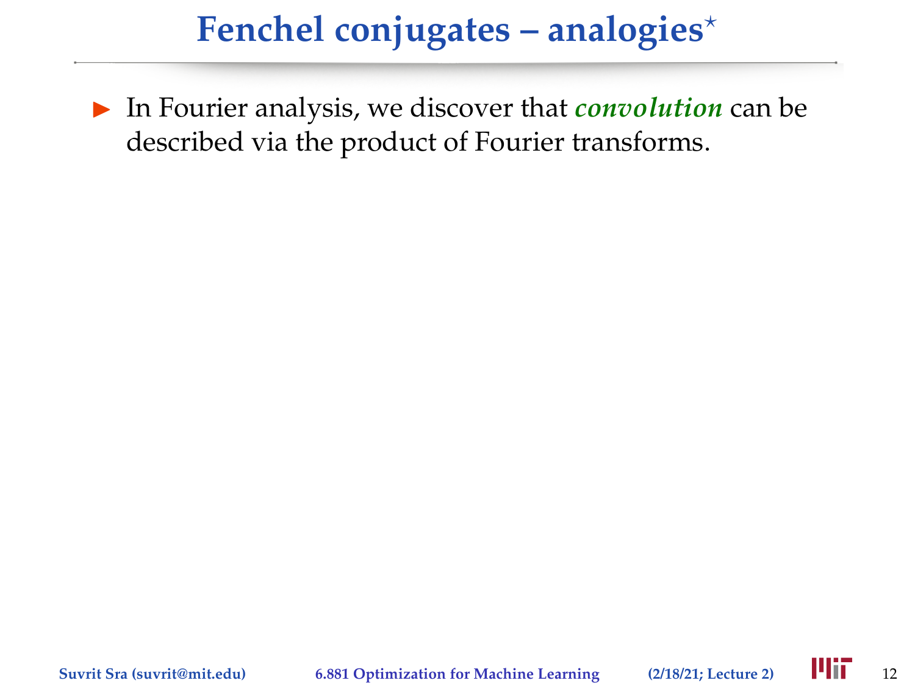# Fenchel conjugates – analogies*

- In Fourier analysis, we discover that ***convolution*** can be described via the product of Fourier transforms.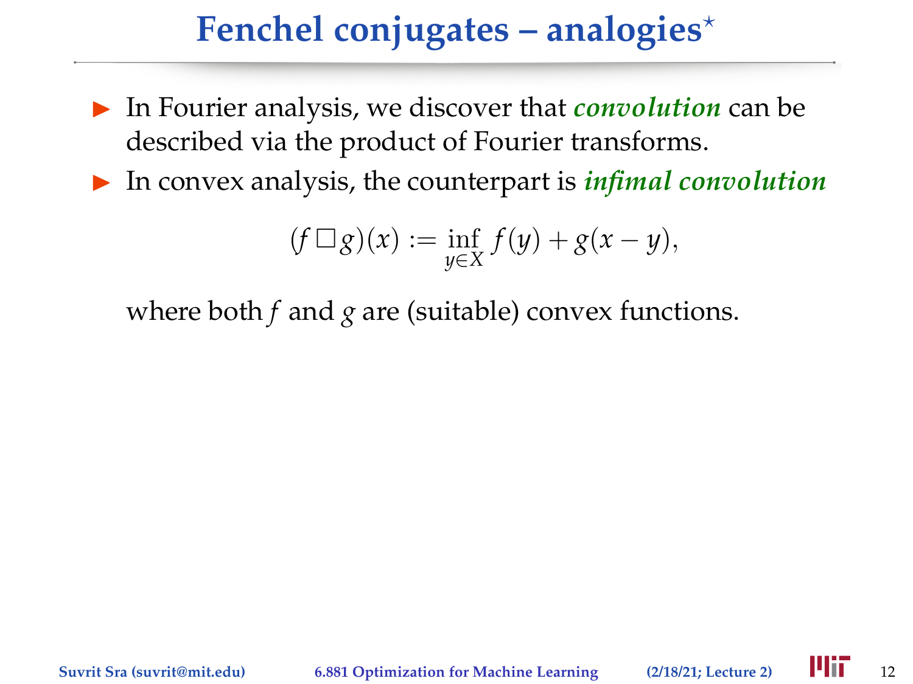# Fenchel conjugates – analogies*

- In Fourier analysis, we discover that ***convolution*** can be described via the product of Fourier transforms.
- In convex analysis, the counterpart is ***infimal convolution***

$$(f \,\square\, g)(x) := \inf_{y \in X} f(y) + g(x - y),$$

where both $f$ and $g$ are (suitable) convex functions.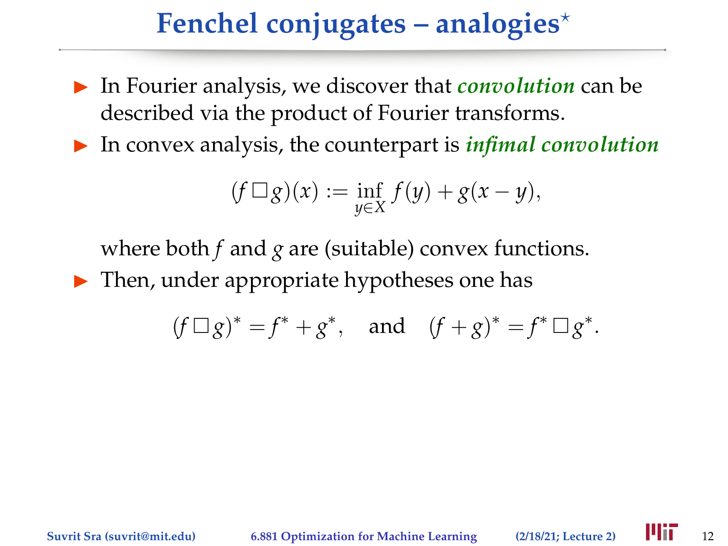# Fenchel conjugates – analogies*

- In Fourier analysis, we discover that ***convolution*** can be described via the product of Fourier transforms.
- In convex analysis, the counterpart is ***infimal convolution***

$$(f \,\square\, g)(x) := \inf_{y \in X} f(y) + g(x - y),$$

  where both $f$ and $g$ are (suitable) convex functions.
- Then, under appropriate hypotheses one has

$$(f \,\square\, g)^* = f^* + g^*, \quad \text{and} \quad (f + g)^* = f^* \,\square\, g^*.$$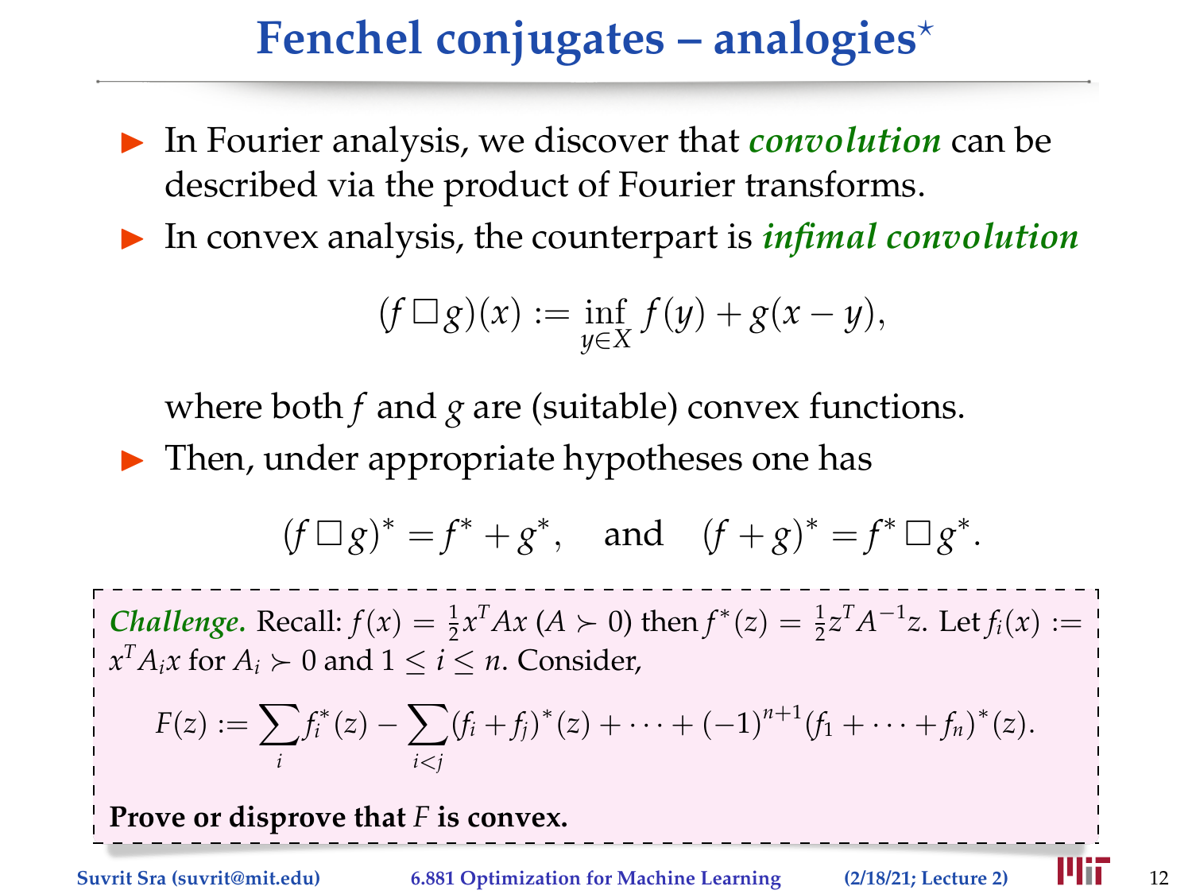# Fenchel conjugates – analogies*

- In Fourier analysis, we discover that ***convolution*** can be described via the product of Fourier transforms.
- In convex analysis, the counterpart is ***infimal convolution***

$$(f \,\Box\, g)(x) := \inf_{y \in X} f(y) + g(x - y),$$

where both $f$ and $g$ are (suitable) convex functions.

- Then, under appropriate hypotheses one has

$$(f \,\Box\, g)^* = f^* + g^*, \quad \text{and} \quad (f + g)^* = f^* \,\Box\, g^*.$$

***Challenge.*** Recall: $f(x) = \frac{1}{2}x^T Ax$ ($A \succ 0$) then $f^*(z) = \frac{1}{2}z^T A^{-1} z$. Let $f_i(x) := x^T A_i x$ for $A_i \succ 0$ and $1 \leq i \leq n$. Consider,

$$F(z) := \sum_i f_i^*(z) - \sum_{i<j} (f_i + f_j)^*(z) + \cdots + (-1)^{n+1}(f_1 + \cdots + f_n)^*(z).$$

**Prove or disprove that $F$ is convex.**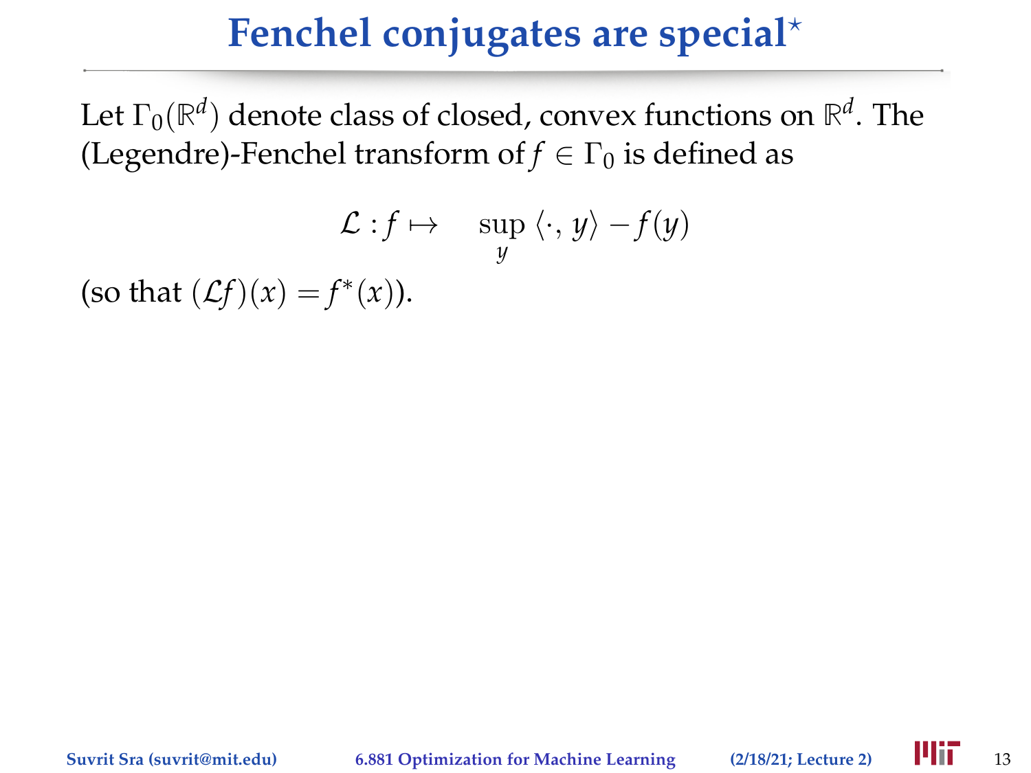# Fenchel conjugates are special*

Let $\Gamma_0(\mathbb{R}^d)$ denote class of closed, convex functions on $\mathbb{R}^d$. The (Legendre)-Fenchel transform of $f \in \Gamma_0$ is defined as

$$\mathcal{L} : f \mapsto \quad \sup_y \langle \cdot, y \rangle - f(y)$$

(so that $(\mathcal{L}f)(x) = f^*(x)$).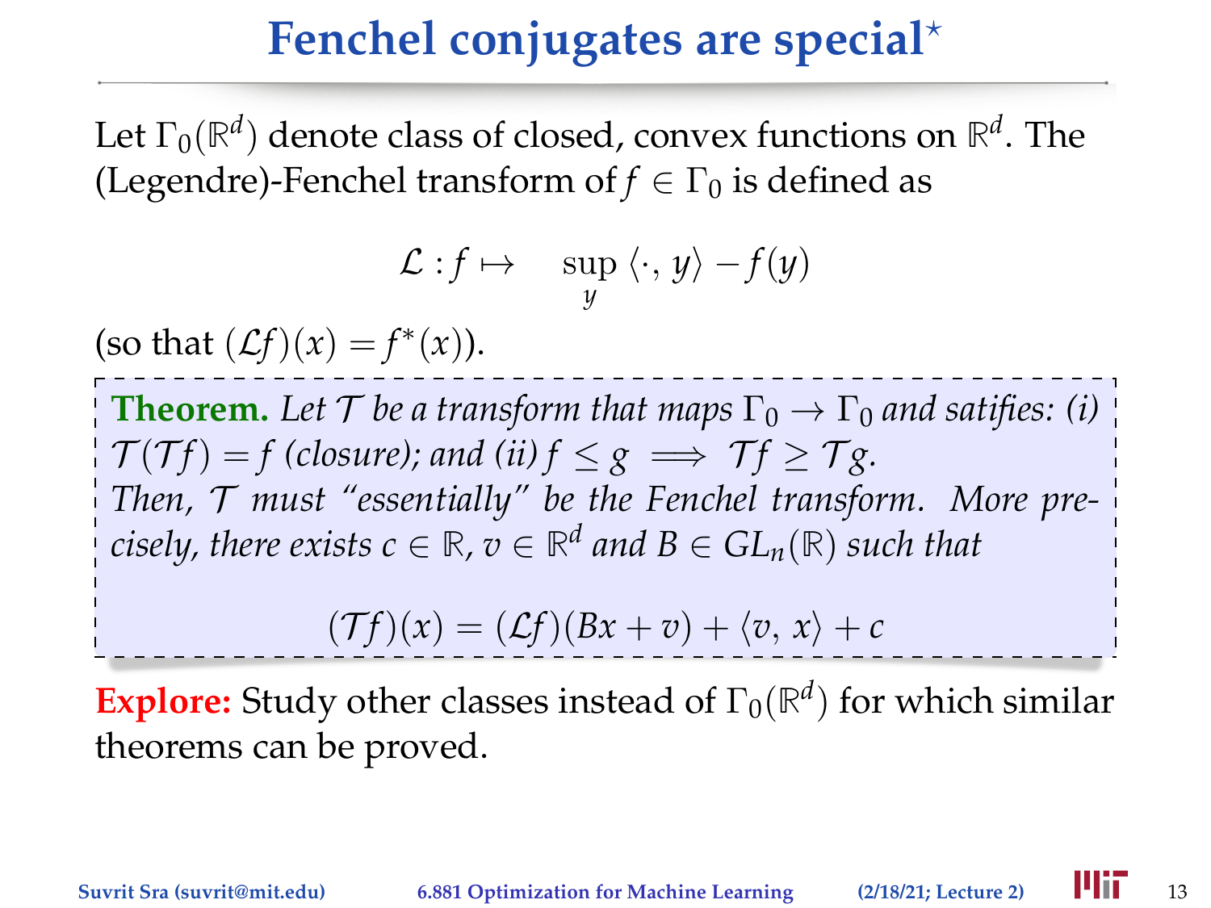# Fenchel conjugates are special*

Let $\Gamma_0(\mathbb{R}^d)$ denote class of closed, convex functions on $\mathbb{R}^d$. The (Legendre)-Fenchel transform of $f \in \Gamma_0$ is defined as

$$\mathcal{L} : f \mapsto \quad \sup_y \langle \cdot, y \rangle - f(y)$$

(so that $(\mathcal{L}f)(x) = f^*(x)$).

> **Theorem.** *Let $\mathcal{T}$ be a transform that maps $\Gamma_0 \to \Gamma_0$ and satifies: (i) $\mathcal{T}(\mathcal{T}f) = f$ (closure); and (ii) $f \le g \implies \mathcal{T}f \ge \mathcal{T}g$. Then, $\mathcal{T}$ must "essentially" be the Fenchel transform. More precisely, there exists $c \in \mathbb{R}$, $v \in \mathbb{R}^d$ and $B \in GL_n(\mathbb{R})$ such that*
>
> $$(\mathcal{T}f)(x) = (\mathcal{L}f)(Bx + v) + \langle v, x \rangle + c$$

**Explore:** Study other classes instead of $\Gamma_0(\mathbb{R}^d)$ for which similar theorems can be proved.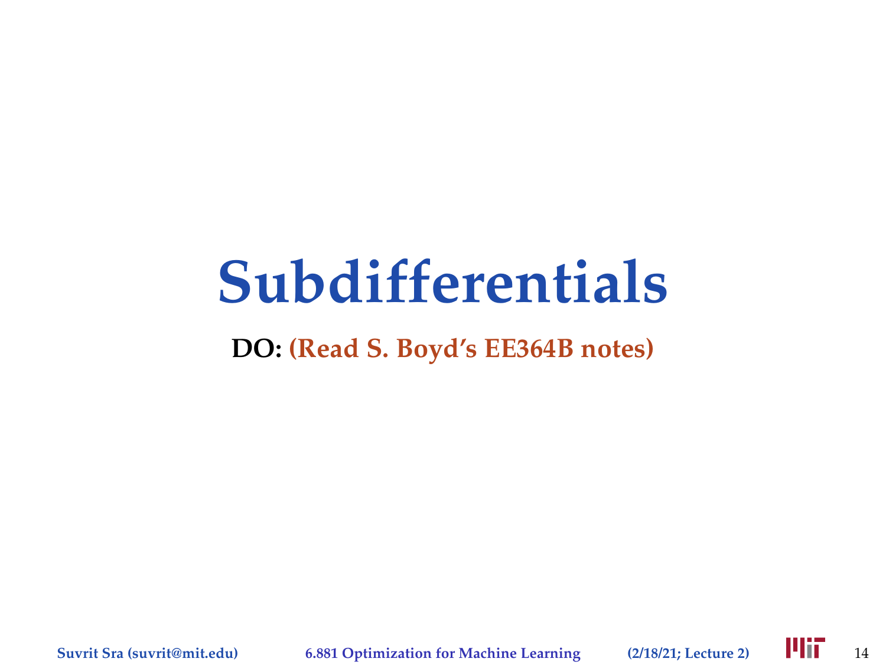# Subdifferentials

**DO: (Read S. Boyd's EE364B notes)**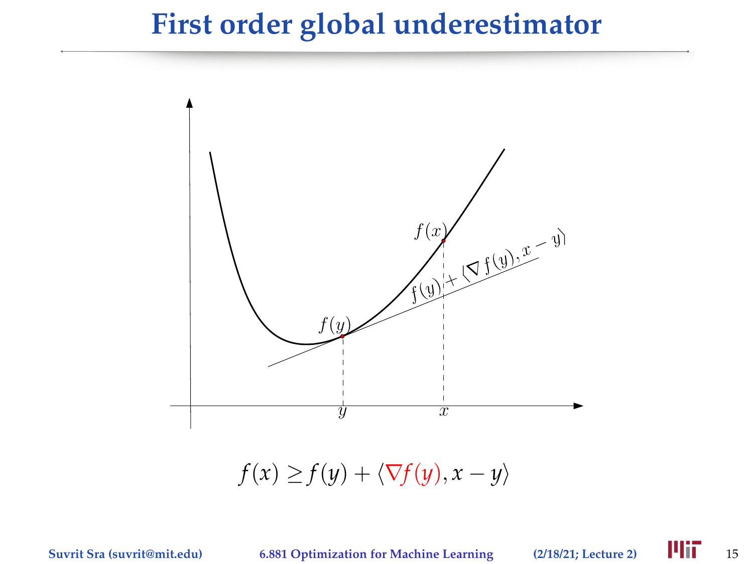# First order global underestimator

$$f(x) \geq f(y) + \langle \nabla f(y), x - y \rangle$$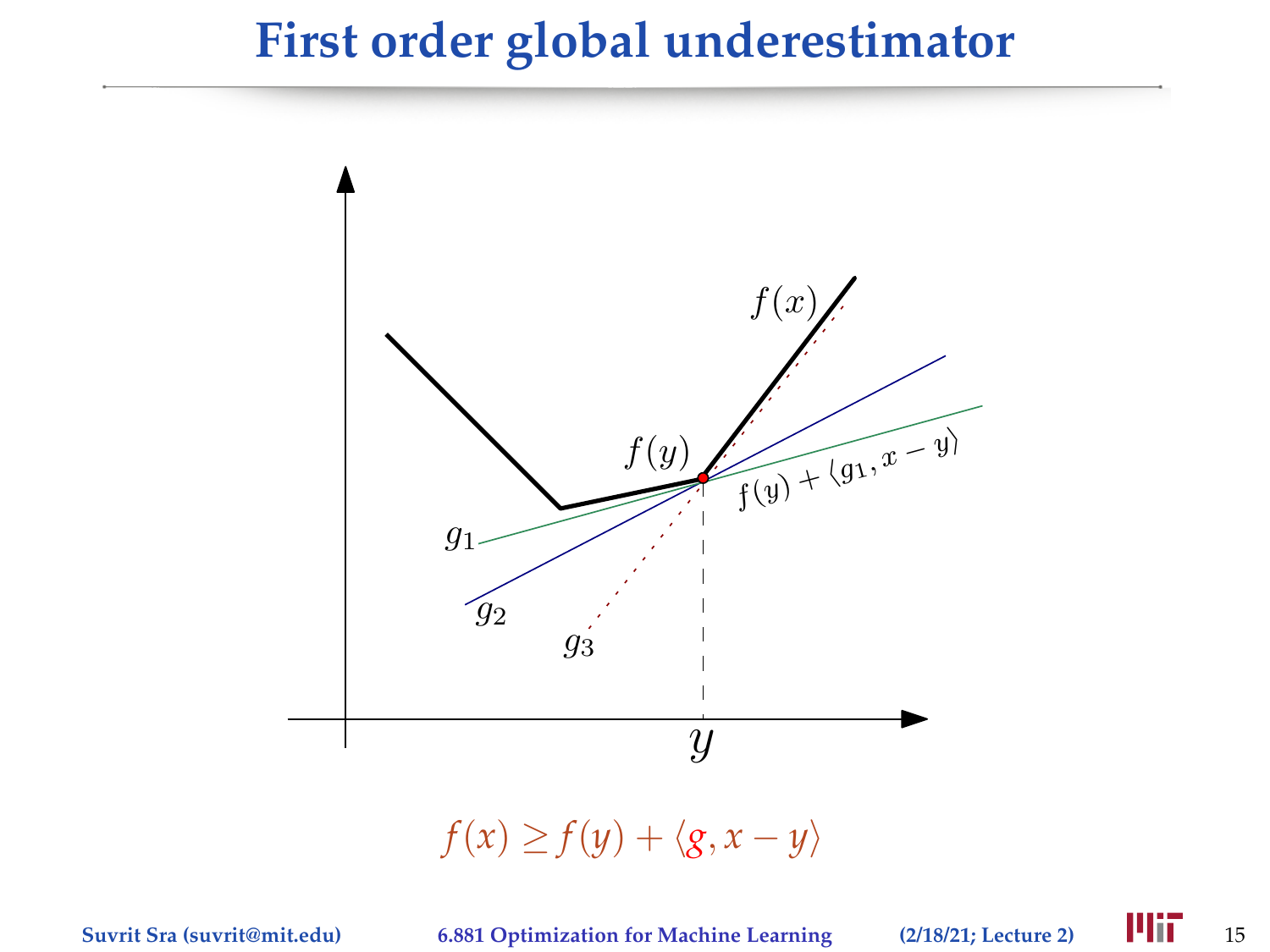# First order global underestimator

$f(x)$

$f(y)$

$f(y) + \langle g_1, x - y \rangle$

$g_1$

$g_2$

$g_3$

$y$

$$f(x) \geq f(y) + \langle g, x - y \rangle$$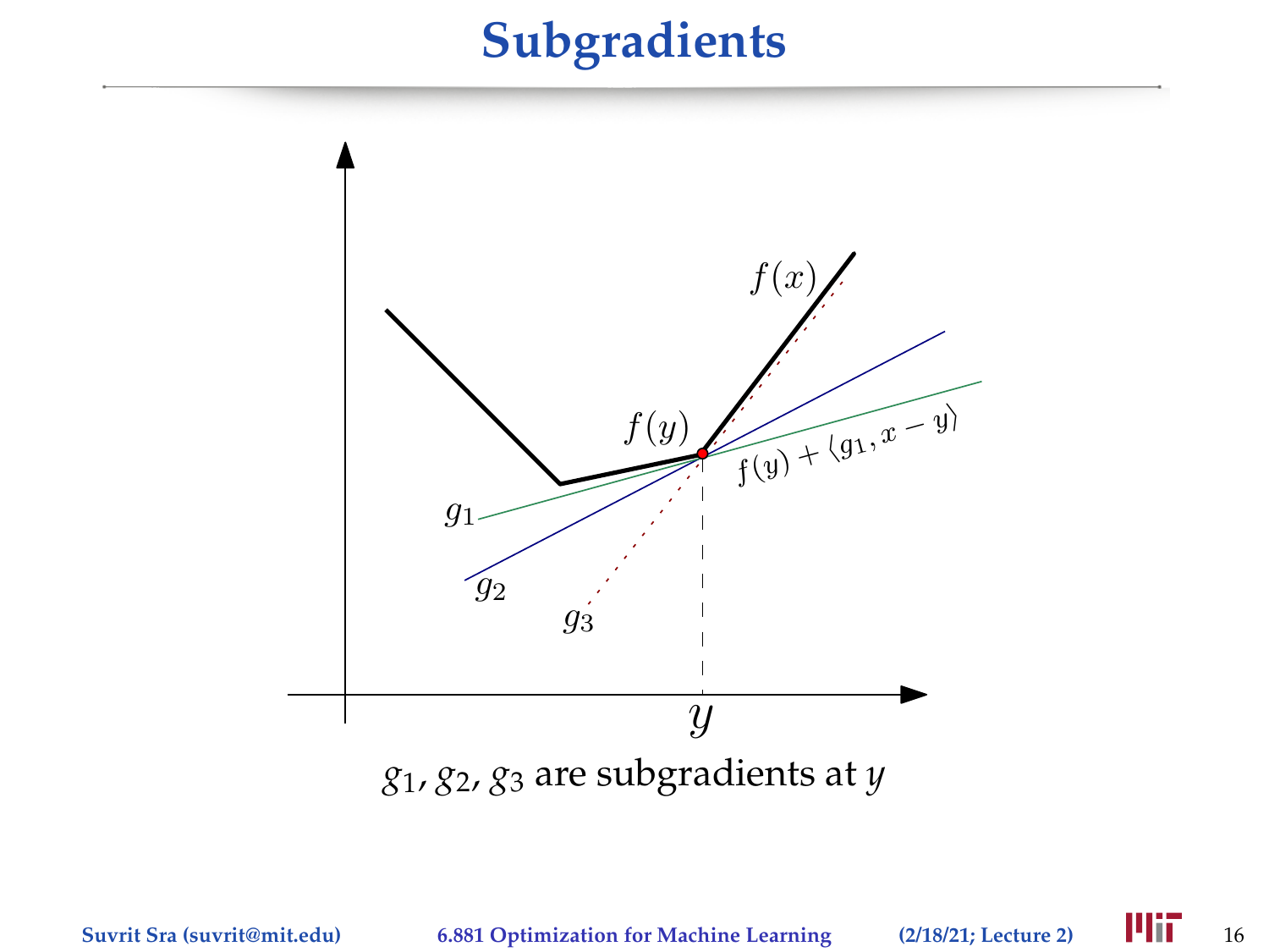# Subgradients

$f(x)$

$f(y)$

$f(y) + \langle g_1, x - y \rangle$

$g_1$

$g_2$

$g_3$

$y$

$g_1, g_2, g_3$ are subgradients at $y$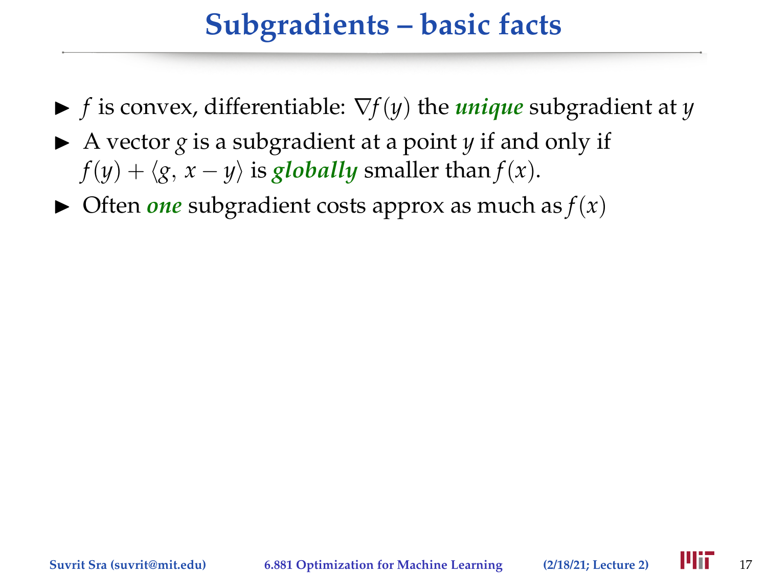# Subgradients – basic facts

- $f$ is convex, differentiable: $\nabla f(y)$ the ***unique*** subgradient at $y$
- A vector $g$ is a subgradient at a point $y$ if and only if $f(y) + \langle g, x - y \rangle$ is ***globally*** smaller than $f(x)$.
- Often ***one*** subgradient costs approx as much as $f(x)$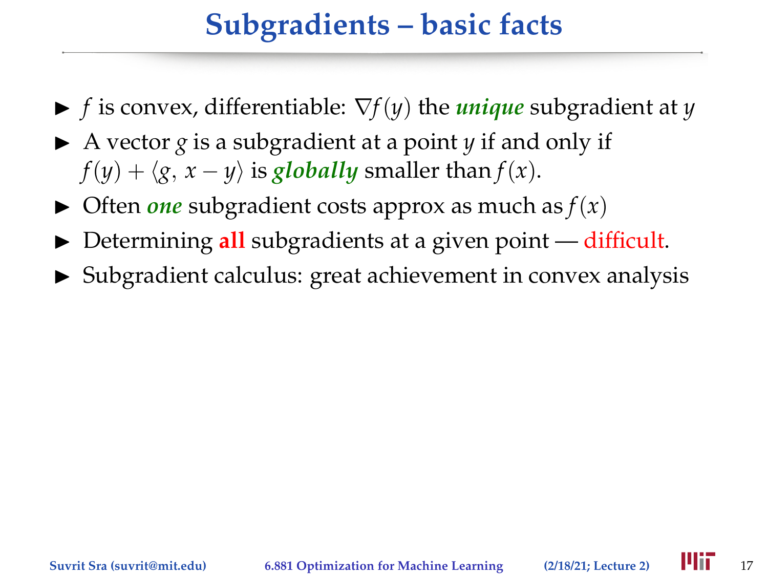# Subgradients – basic facts

- $f$ is convex, differentiable: $\nabla f(y)$ the ***unique*** subgradient at $y$
- A vector $g$ is a subgradient at a point $y$ if and only if $f(y) + \langle g, x - y \rangle$ is ***globally*** smaller than $f(x)$.
- Often ***one*** subgradient costs approx as much as $f(x)$
- Determining **all** subgradients at a given point — difficult.
- Subgradient calculus: great achievement in convex analysis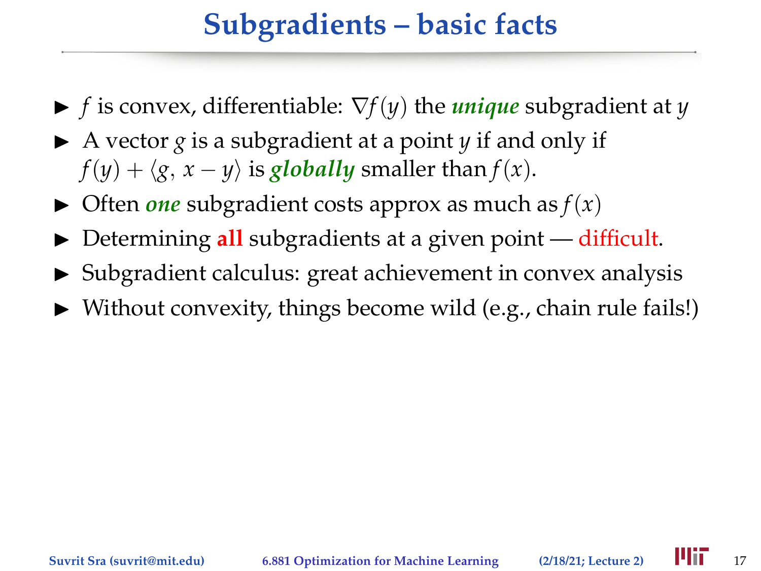# Subgradients – basic facts

- $f$ is convex, differentiable: $\nabla f(y)$ the ***unique*** subgradient at $y$
- A vector $g$ is a subgradient at a point $y$ if and only if $f(y) + \langle g, x - y \rangle$ is ***globally*** smaller than $f(x)$.
- Often ***one*** subgradient costs approx as much as $f(x)$
- Determining **all** subgradients at a given point — difficult.
- Subgradient calculus: great achievement in convex analysis
- Without convexity, things become wild (e.g., chain rule fails!)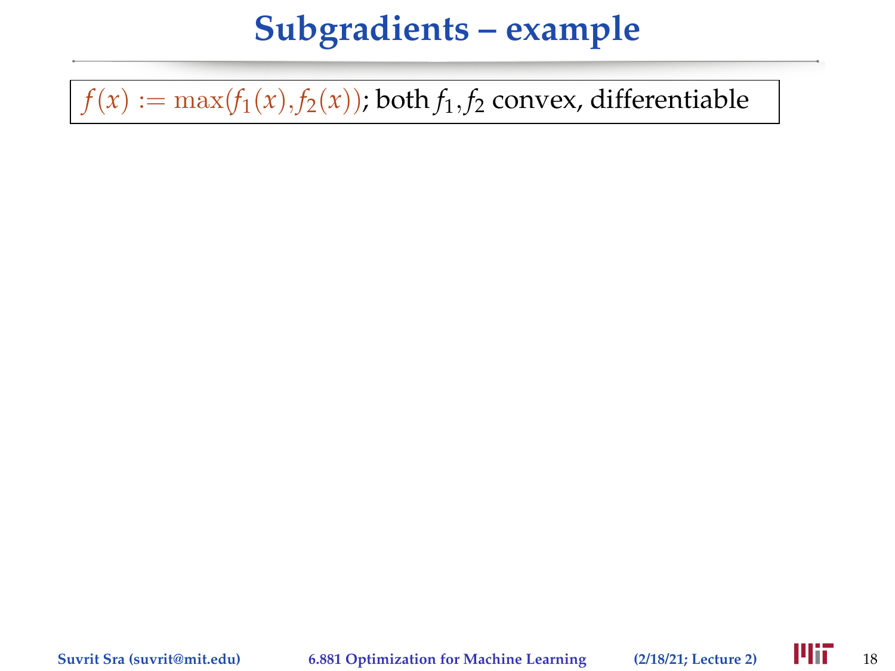# Subgradients – example

$f(x) := \max(f_1(x), f_2(x))$; both $f_1, f_2$ convex, differentiable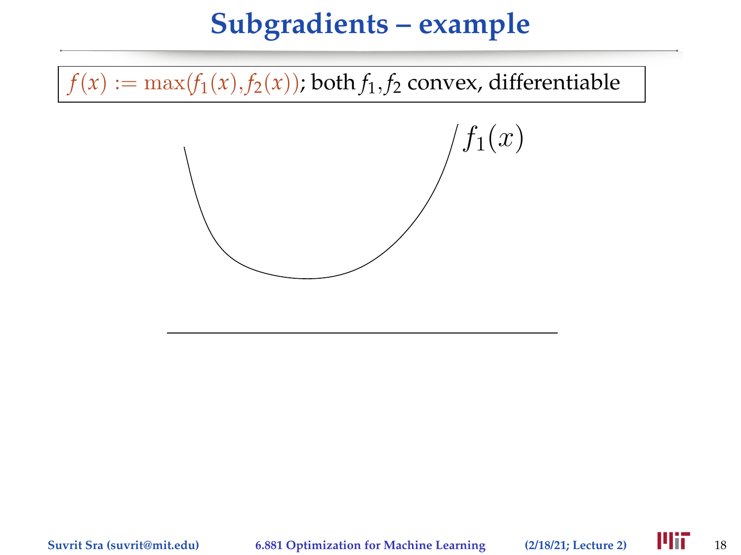# Subgradients – example

$f(x) := \max(f_1(x), f_2(x))$; both $f_1, f_2$ convex, differentiable

$f_1(x)$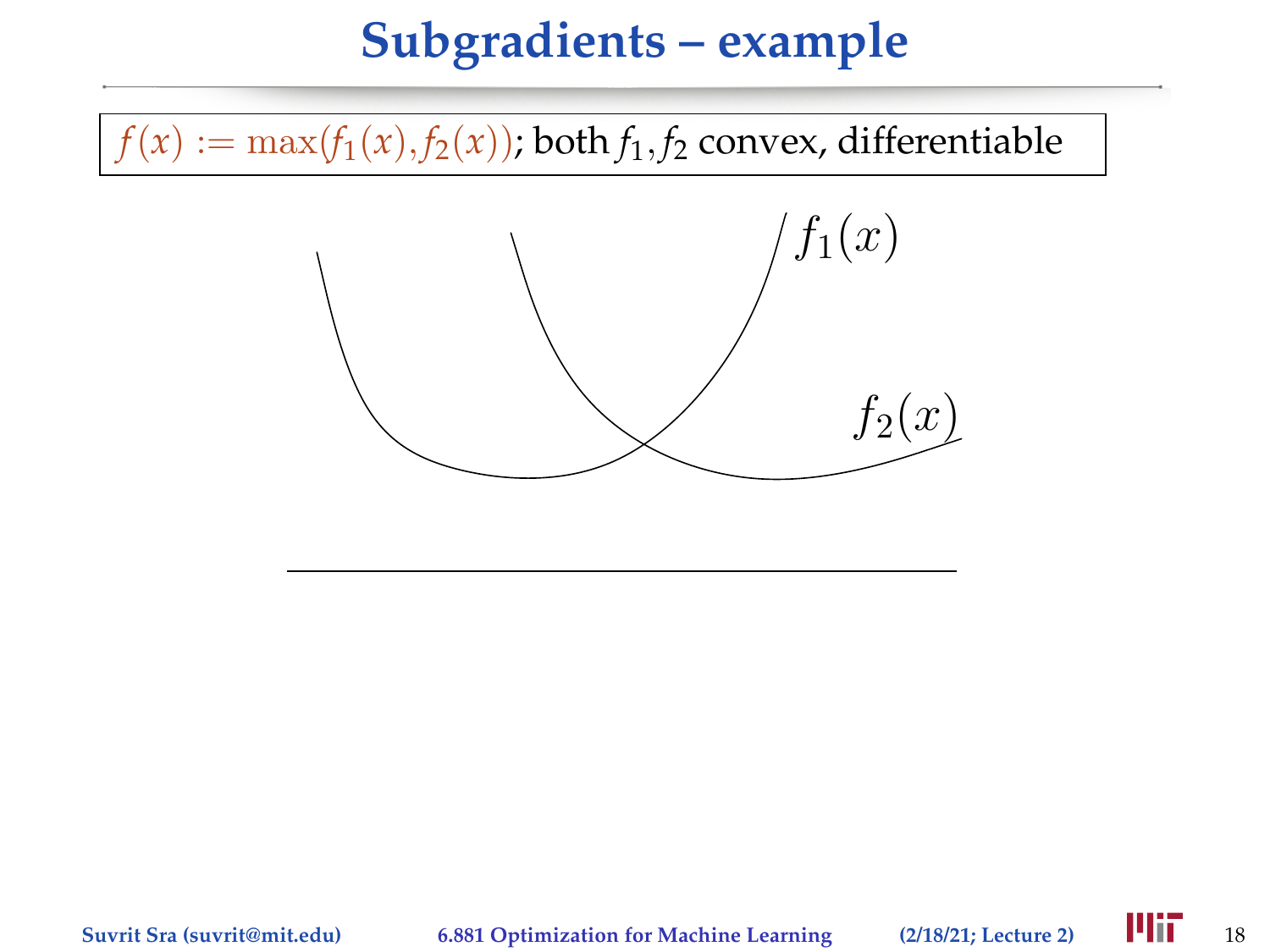# Subgradients – example

$f(x) := \max(f_1(x), f_2(x))$; both $f_1, f_2$ convex, differentiable

$f_1(x)$

$f_2(x)$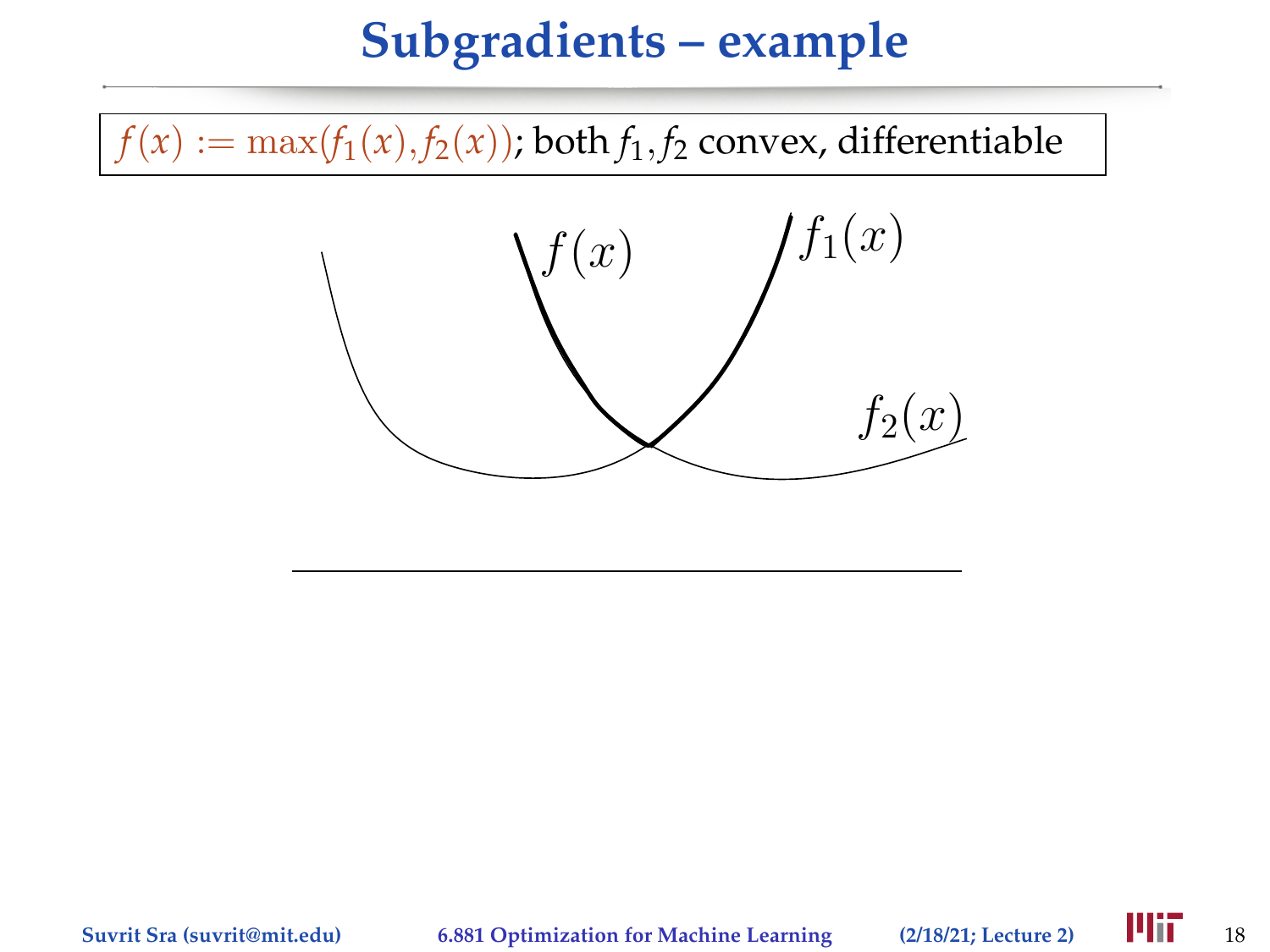# Subgradients – example

$f(x) := \max(f_1(x), f_2(x))$; both $f_1, f_2$ convex, differentiable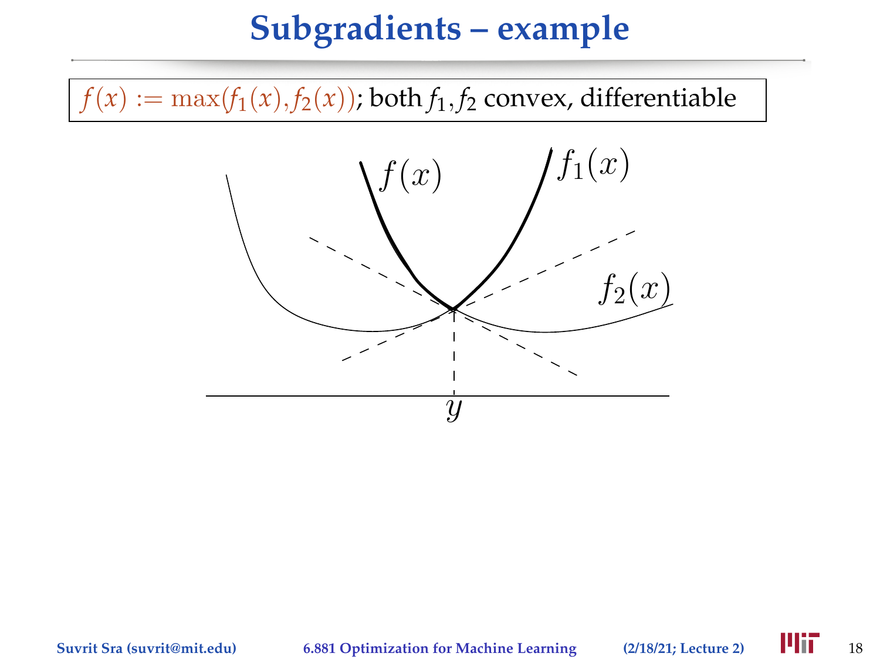# Subgradients – example

$f(x) := \max(f_1(x), f_2(x))$; both $f_1, f_2$ convex, differentiable

$f(x)$ $f_1(x)$ $f_2(x)$ $y$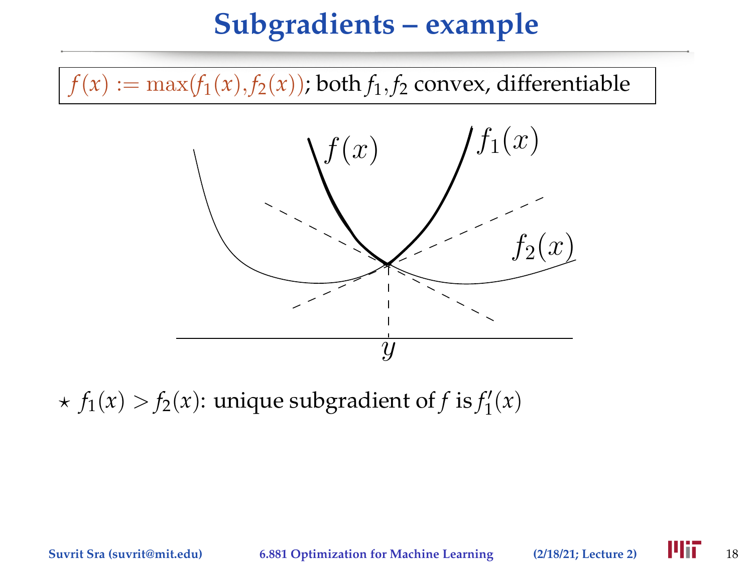# Subgradients – example

$f(x) := \max(f_1(x), f_2(x))$; both $f_1, f_2$ convex, differentiable

⋆ $f_1(x) > f_2(x)$: unique subgradient of $f$ is $f_1'(x)$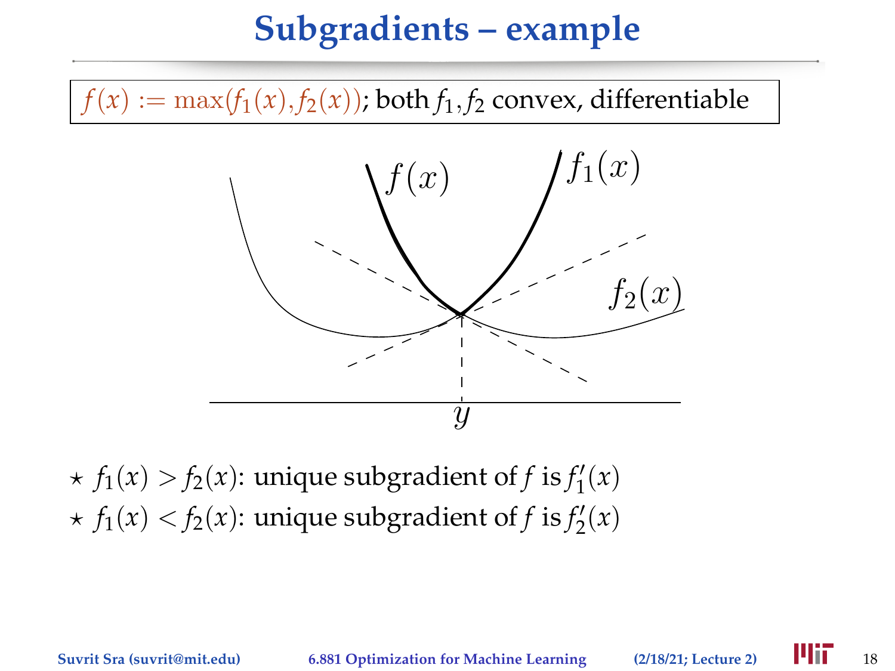# Subgradients – example

$f(x) := \max(f_1(x), f_2(x))$; both $f_1, f_2$ convex, differentiable

- $\star$ $f_1(x) > f_2(x)$: unique subgradient of $f$ is $f_1'(x)$
- $\star$ $f_1(x) < f_2(x)$: unique subgradient of $f$ is $f_2'(x)$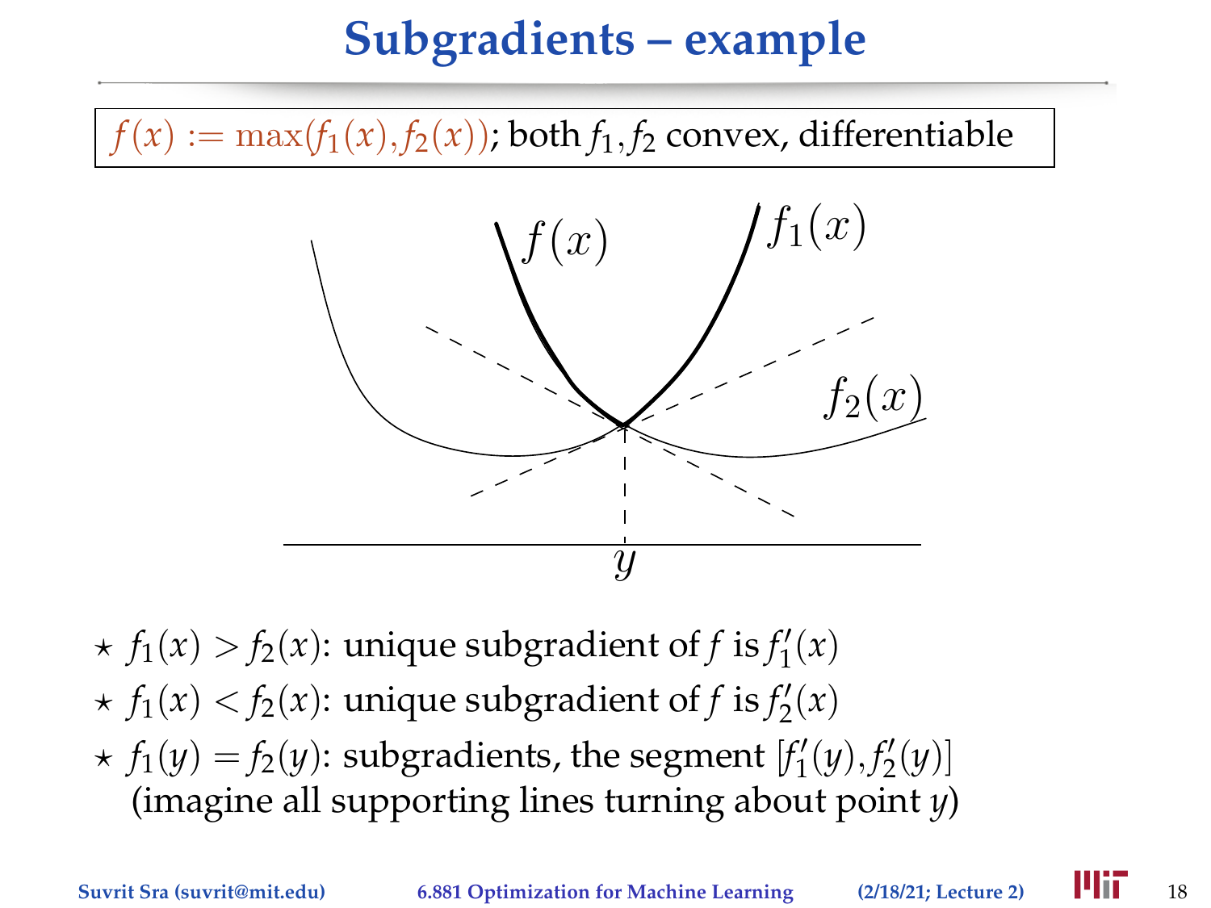# Subgradients – example

$f(x) := \max(f_1(x), f_2(x))$; both $f_1, f_2$ convex, differentiable

- ⋆ $f_1(x) > f_2(x)$: unique subgradient of $f$ is $f_1'(x)$
- ⋆ $f_1(x) < f_2(x)$: unique subgradient of $f$ is $f_2'(x)$
- ⋆ $f_1(y) = f_2(y)$: subgradients, the segment $[f_1'(y), f_2'(y)]$ (imagine all supporting lines turning about point $y$)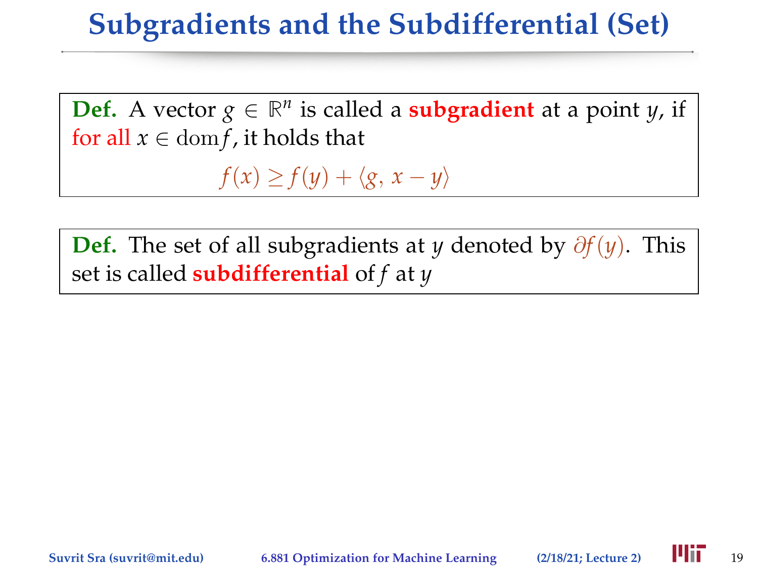# Subgradients and the Subdifferential (Set)

**Def.** A vector $g \in \mathbb{R}^n$ is called a **subgradient** at a point $y$, if for all $x \in \operatorname{dom} f$, it holds that

$$f(x) \geq f(y) + \langle g, x - y \rangle$$

**Def.** The set of all subgradients at $y$ denoted by $\partial f(y)$. This set is called **subdifferential** of $f$ at $y$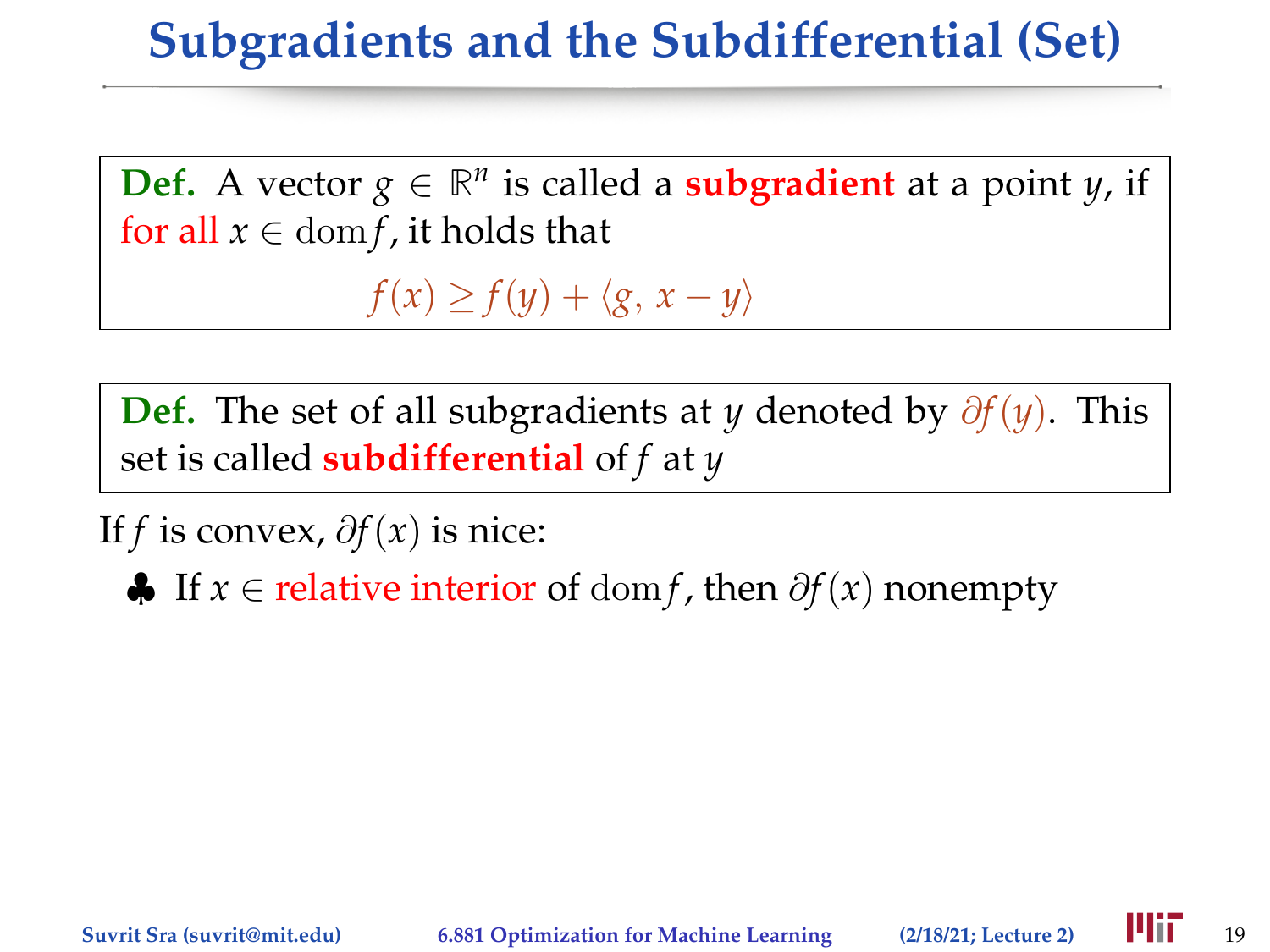# Subgradients and the Subdifferential (Set)

**Def.** A vector $g \in \mathbb{R}^n$ is called a **subgradient** at a point $y$, if for all $x \in \mathrm{dom} f$, it holds that

$$f(x) \geq f(y) + \langle g, x - y \rangle$$

**Def.** The set of all subgradients at $y$ denoted by $\partial f(y)$. This set is called **subdifferential** of $f$ at $y$

If $f$ is convex, $\partial f(x)$ is nice:

- ♣ If $x \in$ relative interior of $\mathrm{dom} f$, then $\partial f(x)$ nonempty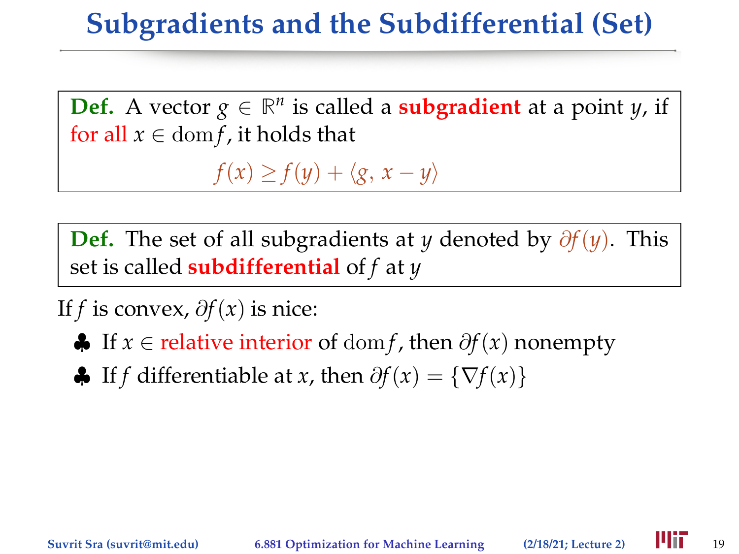# Subgradients and the Subdifferential (Set)

**Def.** A vector $g \in \mathbb{R}^n$ is called a **subgradient** at a point $y$, if for all $x \in \operatorname{dom} f$, it holds that

$$f(x) \geq f(y) + \langle g, x - y \rangle$$

**Def.** The set of all subgradients at $y$ denoted by $\partial f(y)$. This set is called **subdifferential** of $f$ at $y$

If $f$ is convex, $\partial f(x)$ is nice:

- ♣ If $x \in$ relative interior of $\operatorname{dom} f$, then $\partial f(x)$ nonempty
- ♣ If $f$ differentiable at $x$, then $\partial f(x) = \{\nabla f(x)\}$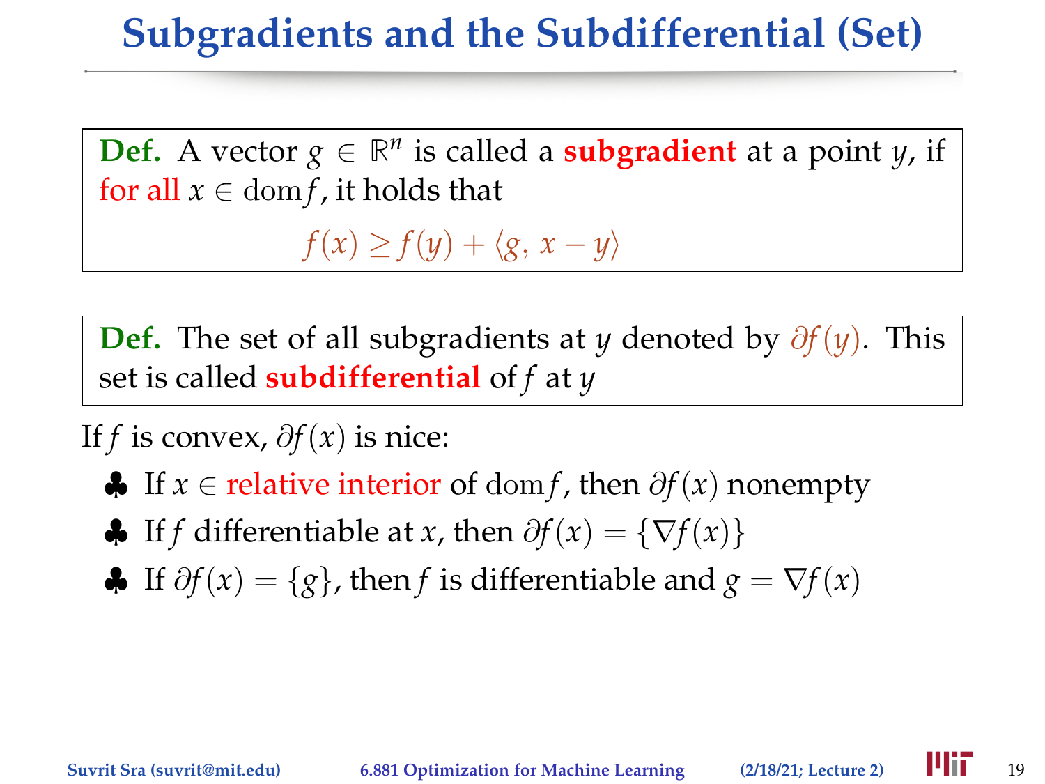# Subgradients and the Subdifferential (Set)

**Def.** A vector $g \in \mathbb{R}^n$ is called a **subgradient** at a point $y$, if for all $x \in \operatorname{dom} f$, it holds that

$$f(x) \geq f(y) + \langle g, x - y \rangle$$

**Def.** The set of all subgradients at $y$ denoted by $\partial f(y)$. This set is called **subdifferential** of $f$ at $y$

If $f$ is convex, $\partial f(x)$ is nice:

- ♣ If $x \in$ relative interior of $\operatorname{dom} f$, then $\partial f(x)$ nonempty
- ♣ If $f$ differentiable at $x$, then $\partial f(x) = \{\nabla f(x)\}$
- ♣ If $\partial f(x) = \{g\}$, then $f$ is differentiable and $g = \nabla f(x)$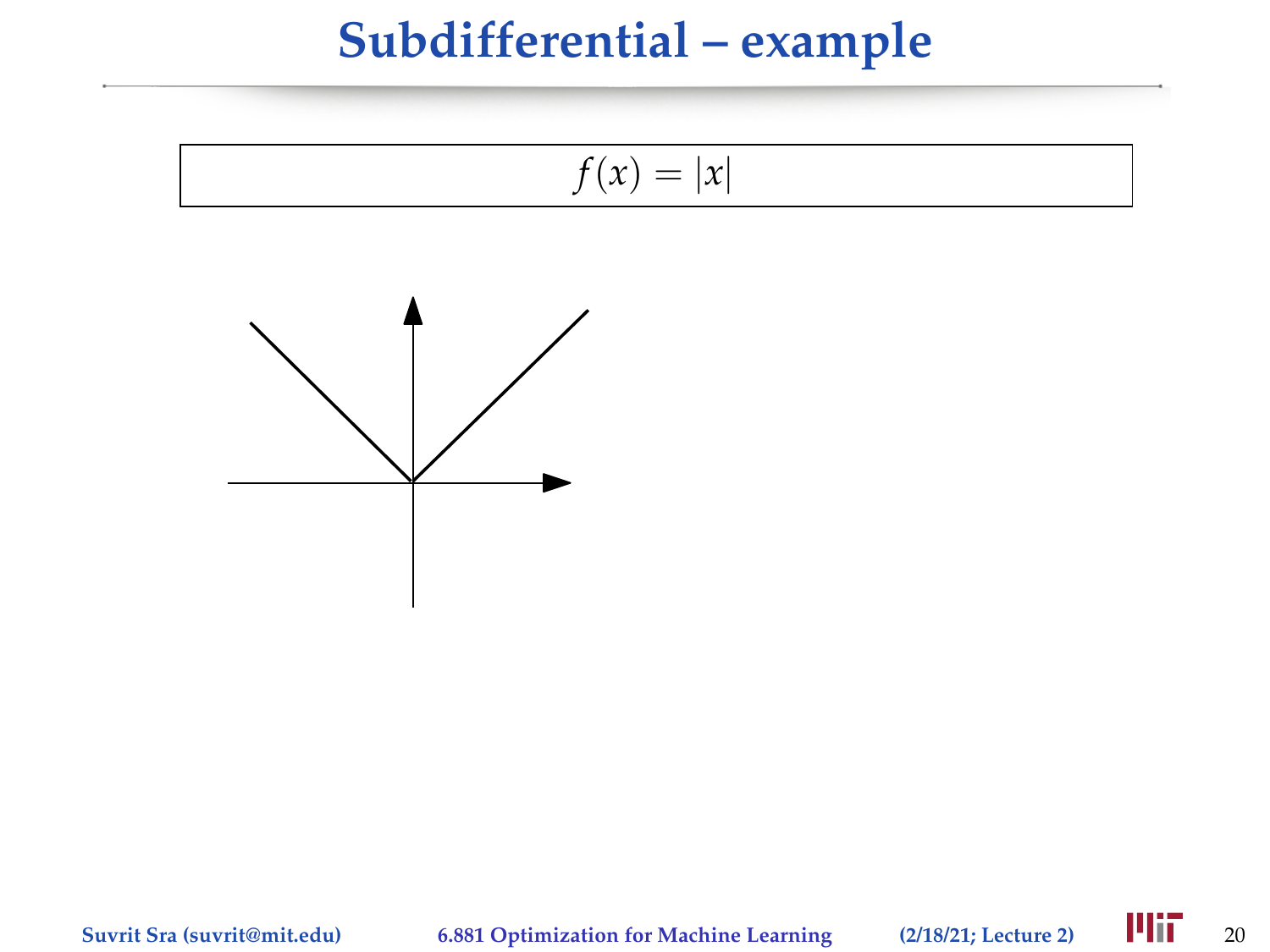# Subdifferential – example

$$f(x) = |x|$$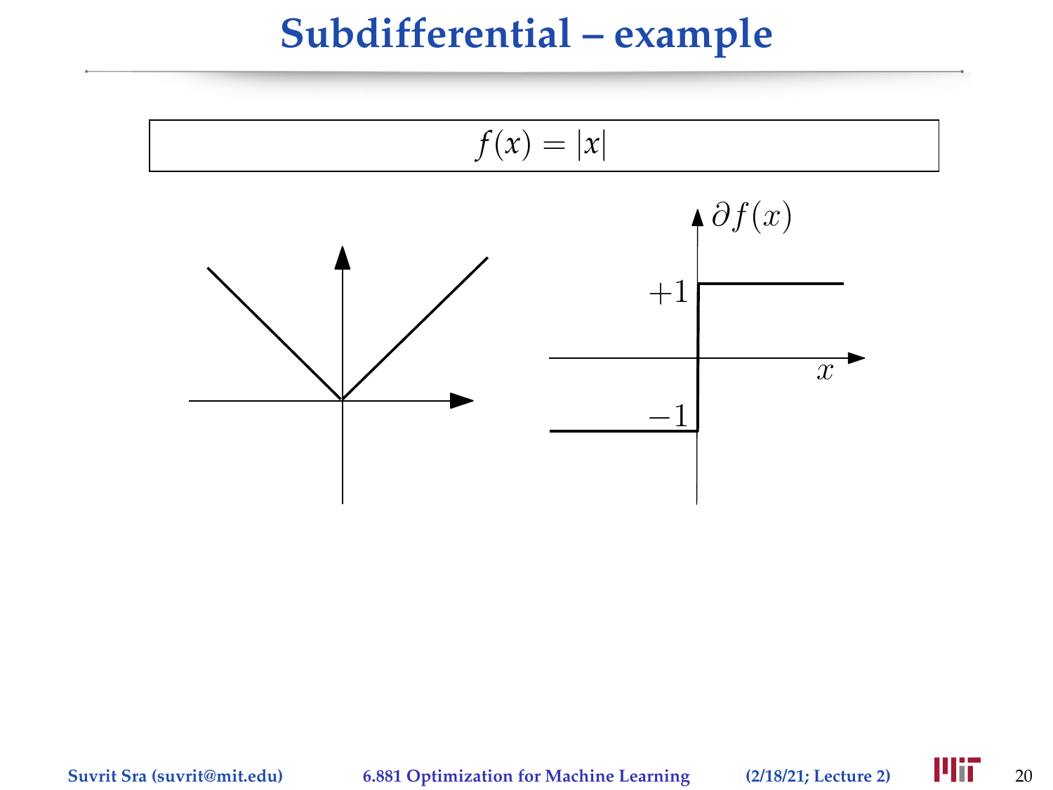# Subdifferential – example

$$f(x) = |x|$$

$\partial f(x)$

$+1$

$x$

$-1$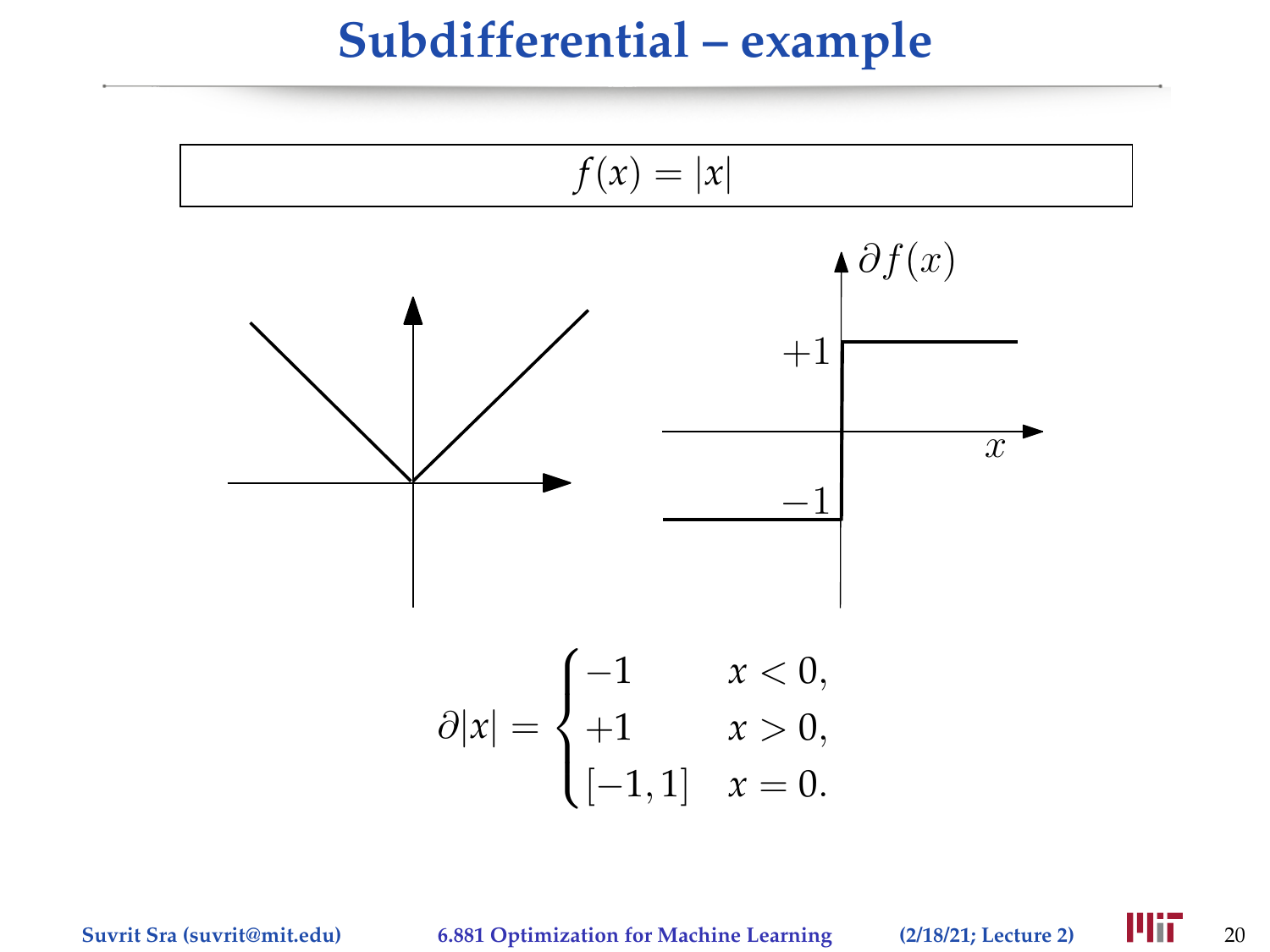# Subdifferential – example

$$f(x) = |x|$$

$$\partial|x| = \begin{cases} -1 & x < 0, \\ +1 & x > 0, \\ [-1, 1] & x = 0. \end{cases}$$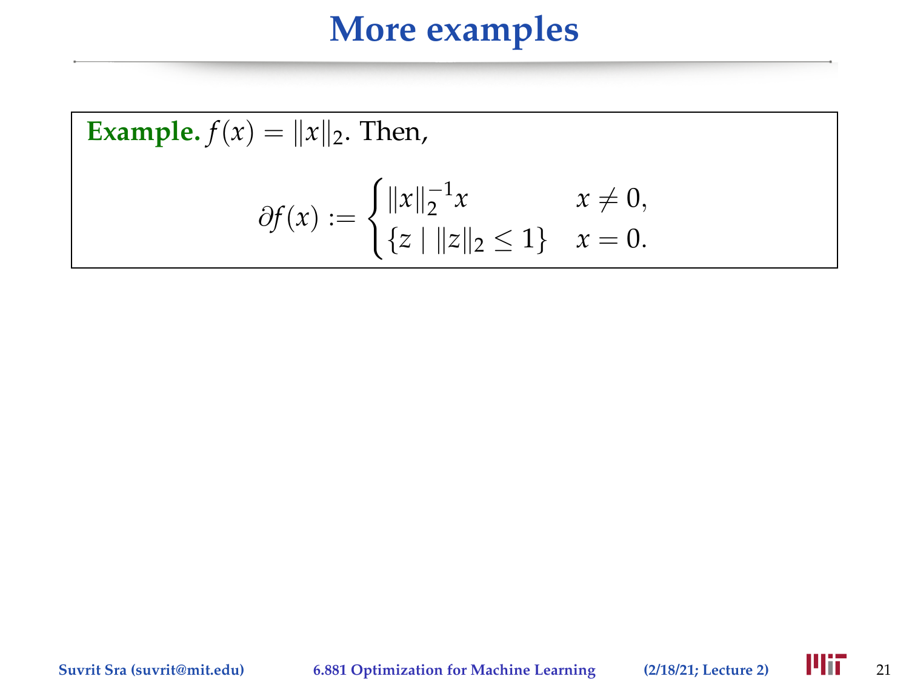# More examples

**Example.** $f(x) = \|x\|_2$. Then,

$$\partial f(x) := \begin{cases} \|x\|_2^{-1} x & x \neq 0, \\ \{z \mid \|z\|_2 \leq 1\} & x = 0. \end{cases}$$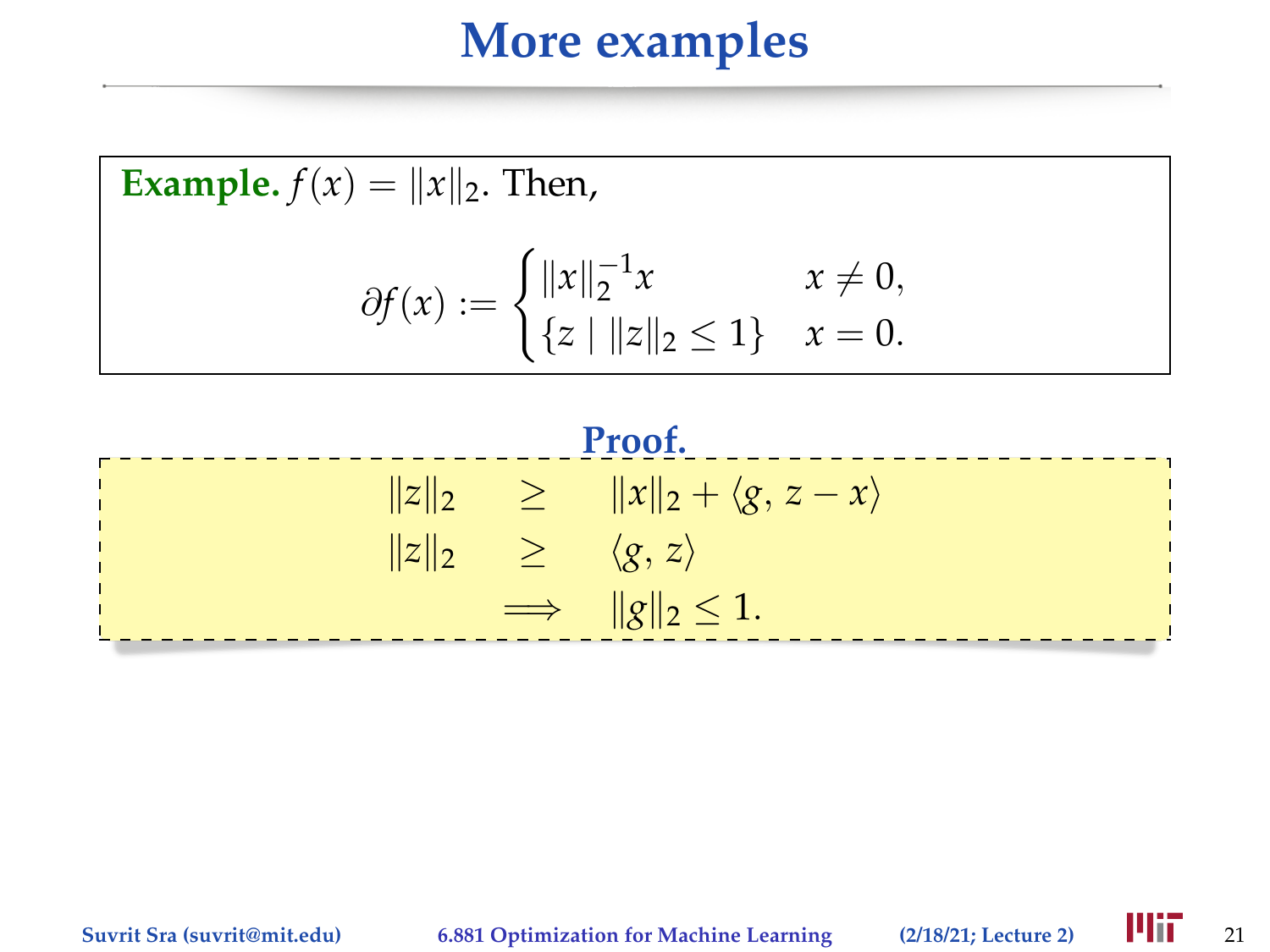# More examples

**Example.** $f(x) = \|x\|_2$. Then,

$$\partial f(x) := \begin{cases} \|x\|_2^{-1} x & x \neq 0, \\ \{z \mid \|z\|_2 \leq 1\} & x = 0. \end{cases}$$

**Proof.**

$$\begin{aligned} \|z\|_2 \quad &\geq \quad \|x\|_2 + \langle g, z - x \rangle \\ \|z\|_2 \quad &\geq \quad \langle g, z \rangle \\ &\implies \quad \|g\|_2 \leq 1. \end{aligned}$$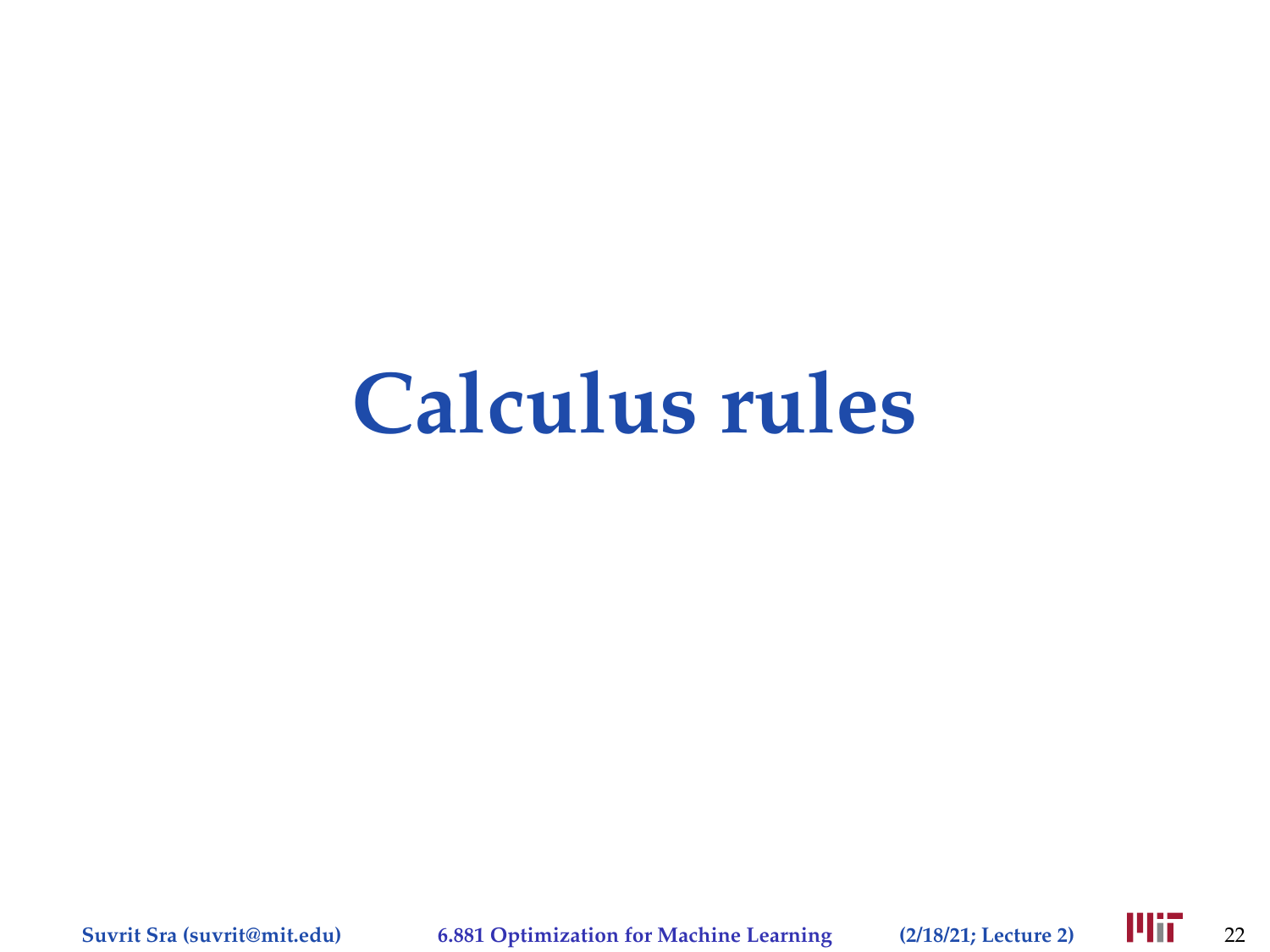# Calculus rules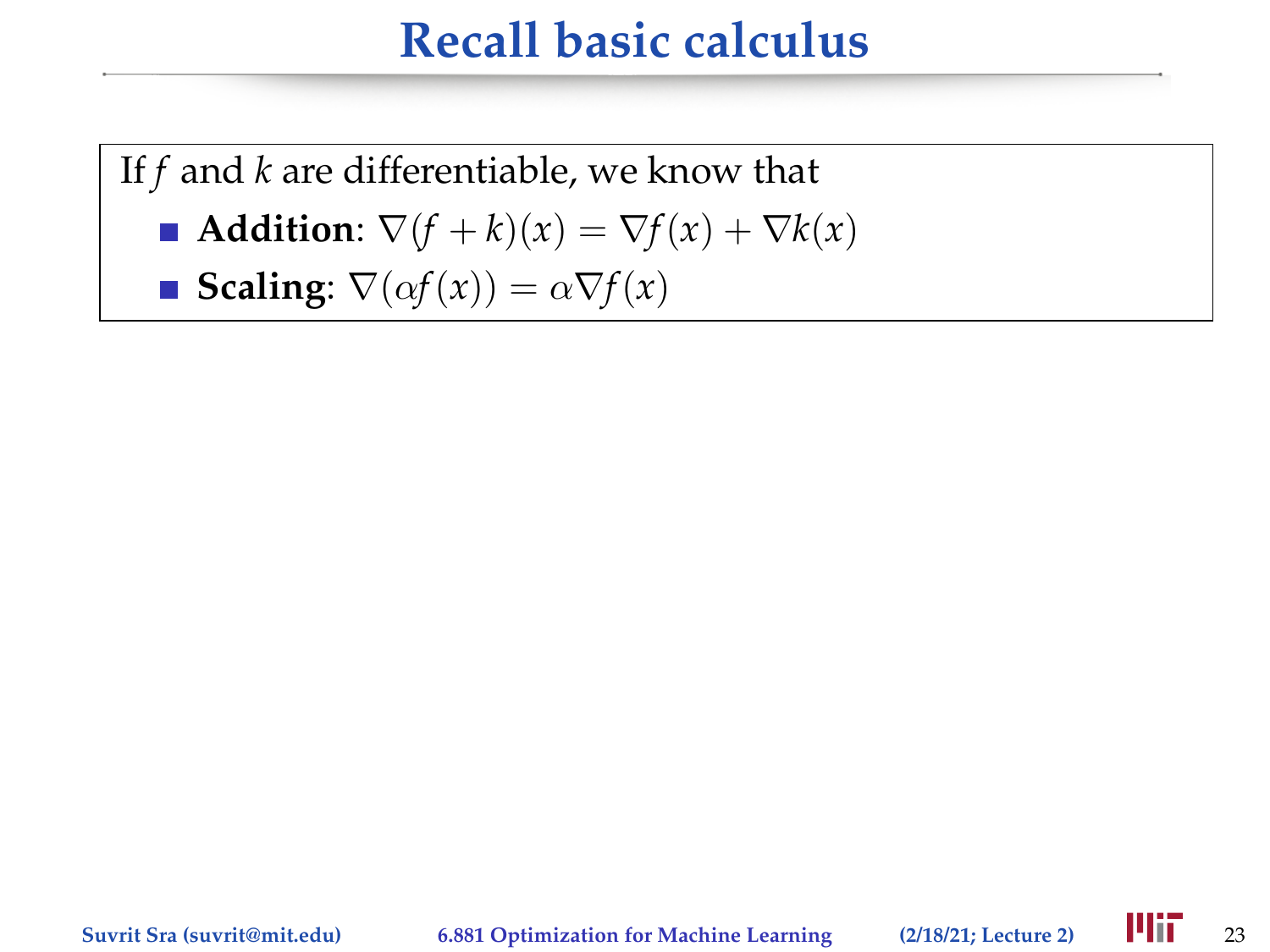# Recall basic calculus

If $f$ and $k$ are differentiable, we know that

- **Addition**: $\nabla(f + k)(x) = \nabla f(x) + \nabla k(x)$
- **Scaling**: $\nabla(\alpha f(x)) = \alpha \nabla f(x)$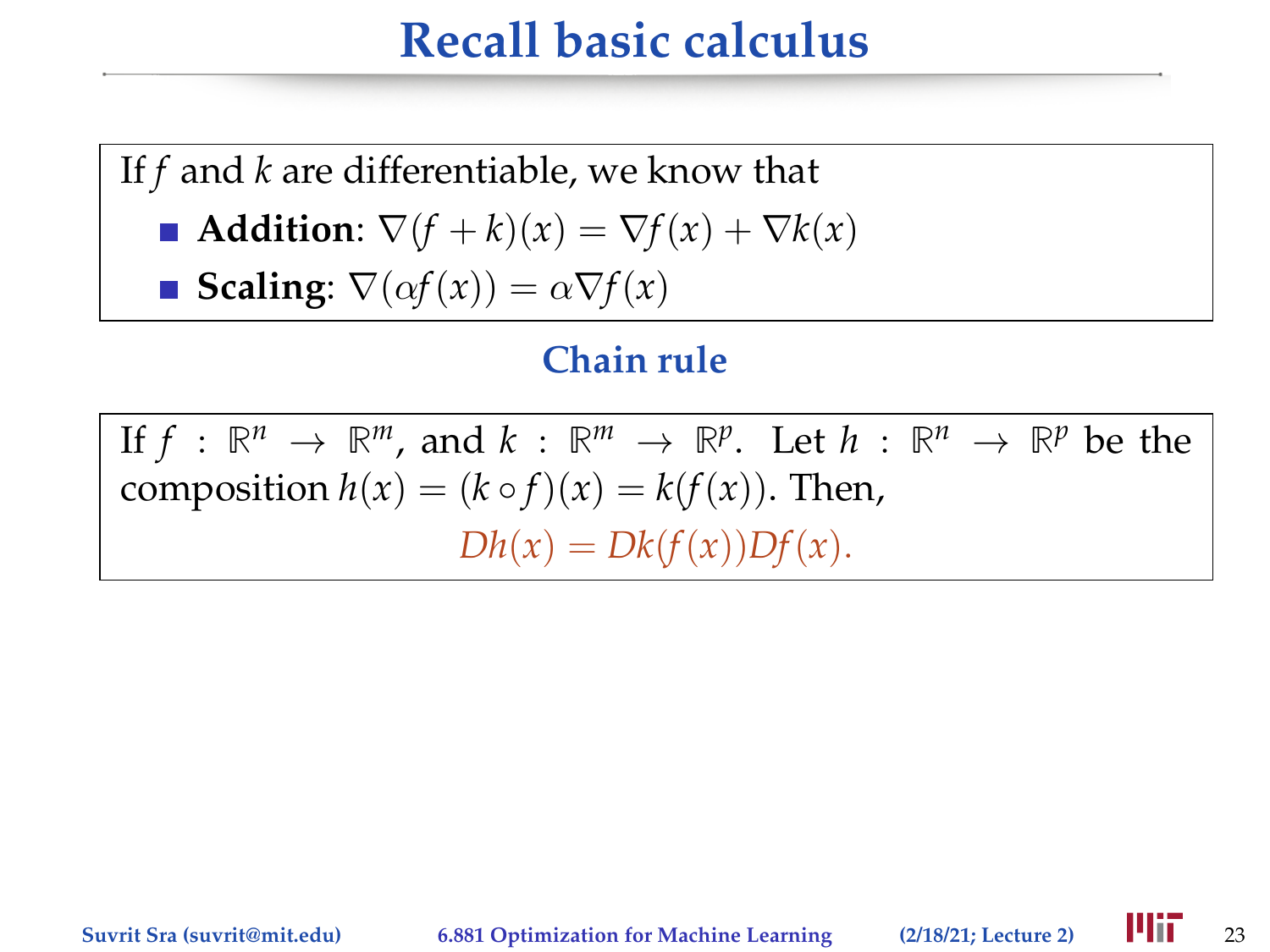# Recall basic calculus

If $f$ and $k$ are differentiable, we know that

- **Addition**: $\nabla(f+k)(x) = \nabla f(x) + \nabla k(x)$
- **Scaling**: $\nabla(\alpha f(x)) = \alpha \nabla f(x)$

## Chain rule

If $f : \mathbb{R}^n \to \mathbb{R}^m$, and $k : \mathbb{R}^m \to \mathbb{R}^p$. Let $h : \mathbb{R}^n \to \mathbb{R}^p$ be the composition $h(x) = (k \circ f)(x) = k(f(x))$. Then,

$$Dh(x) = Dk(f(x))Df(x).$$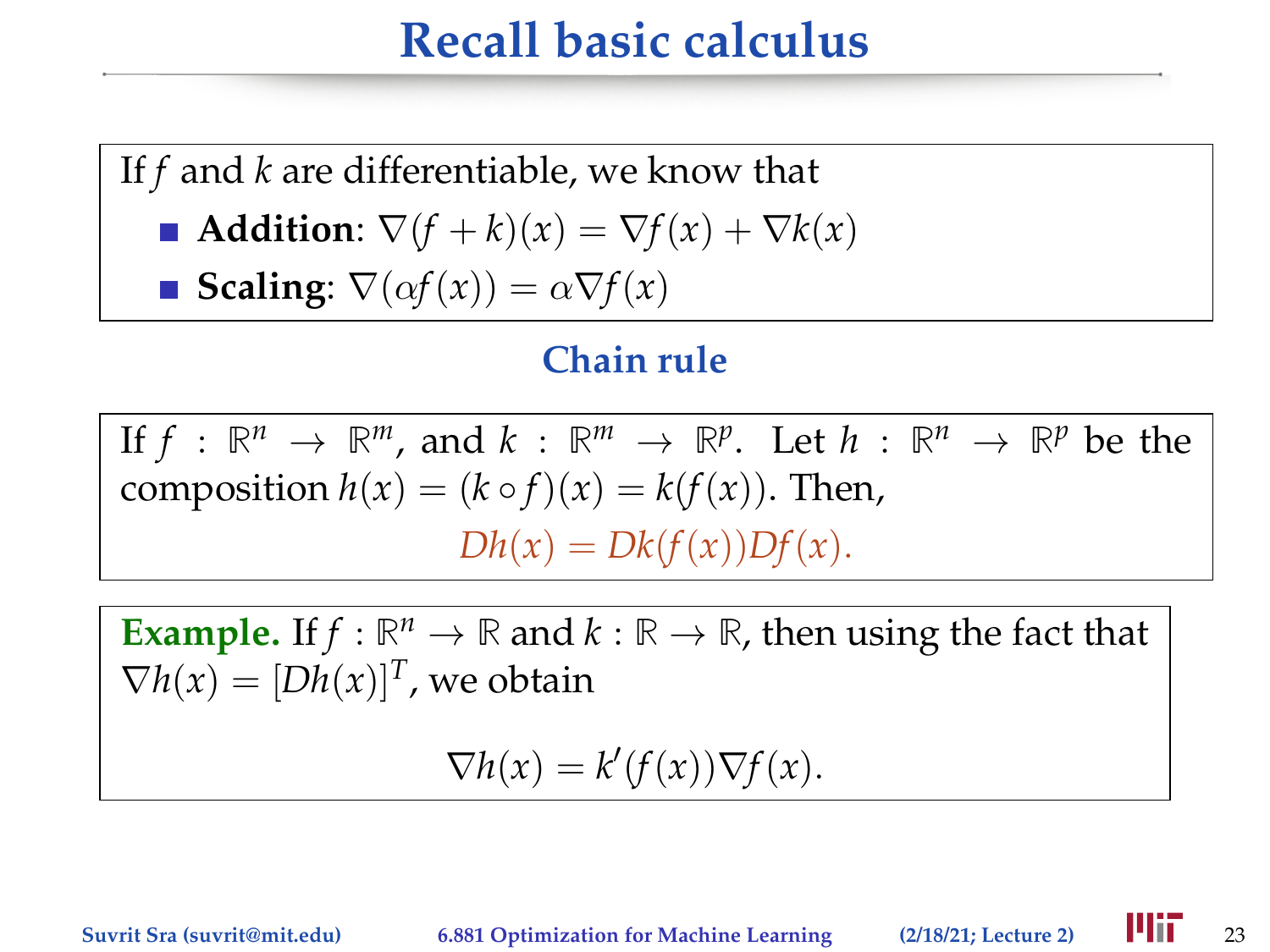# Recall basic calculus

If $f$ and $k$ are differentiable, we know that

- **Addition**: $\nabla(f+k)(x) = \nabla f(x) + \nabla k(x)$
- **Scaling**: $\nabla(\alpha f(x)) = \alpha \nabla f(x)$

## Chain rule

If $f : \mathbb{R}^n \to \mathbb{R}^m$, and $k : \mathbb{R}^m \to \mathbb{R}^p$. Let $h : \mathbb{R}^n \to \mathbb{R}^p$ be the composition $h(x) = (k \circ f)(x) = k(f(x))$. Then,

$$Dh(x) = Dk(f(x))Df(x).$$

**Example.** If $f : \mathbb{R}^n \to \mathbb{R}$ and $k : \mathbb{R} \to \mathbb{R}$, then using the fact that $\nabla h(x) = [Dh(x)]^T$, we obtain

$$\nabla h(x) = k'(f(x))\nabla f(x).$$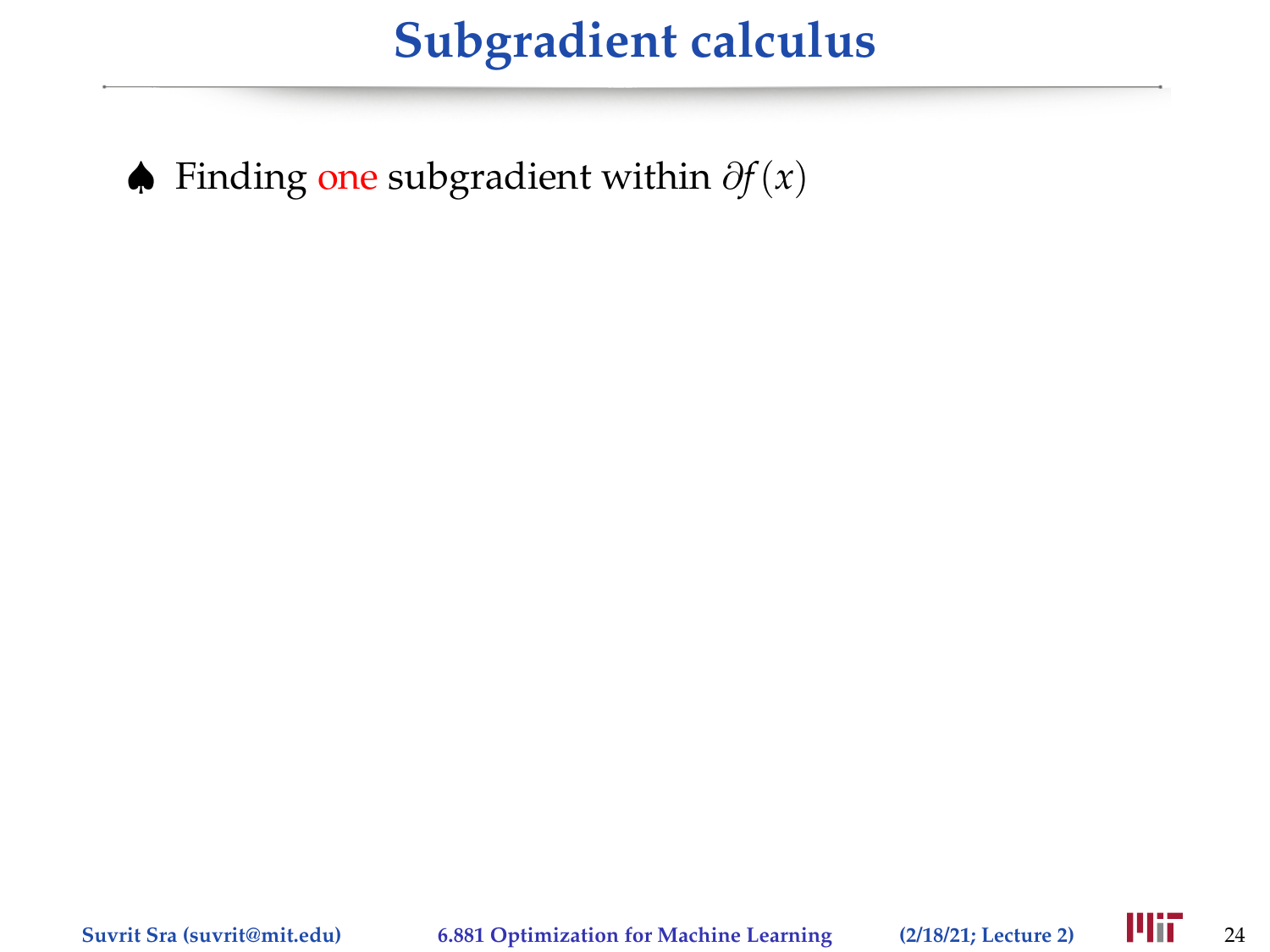# Subgradient calculus

♠ Finding one subgradient within $\partial f(x)$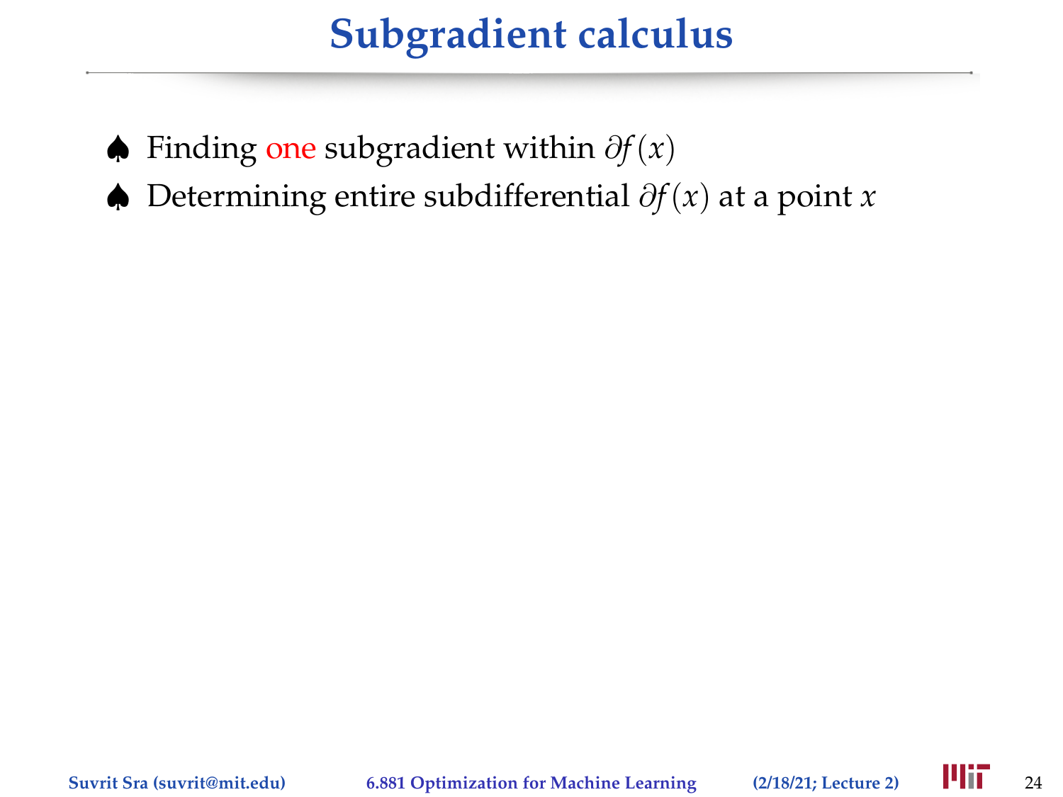# Subgradient calculus

- Finding one subgradient within $\partial f(x)$
- Determining entire subdifferential $\partial f(x)$ at a point $x$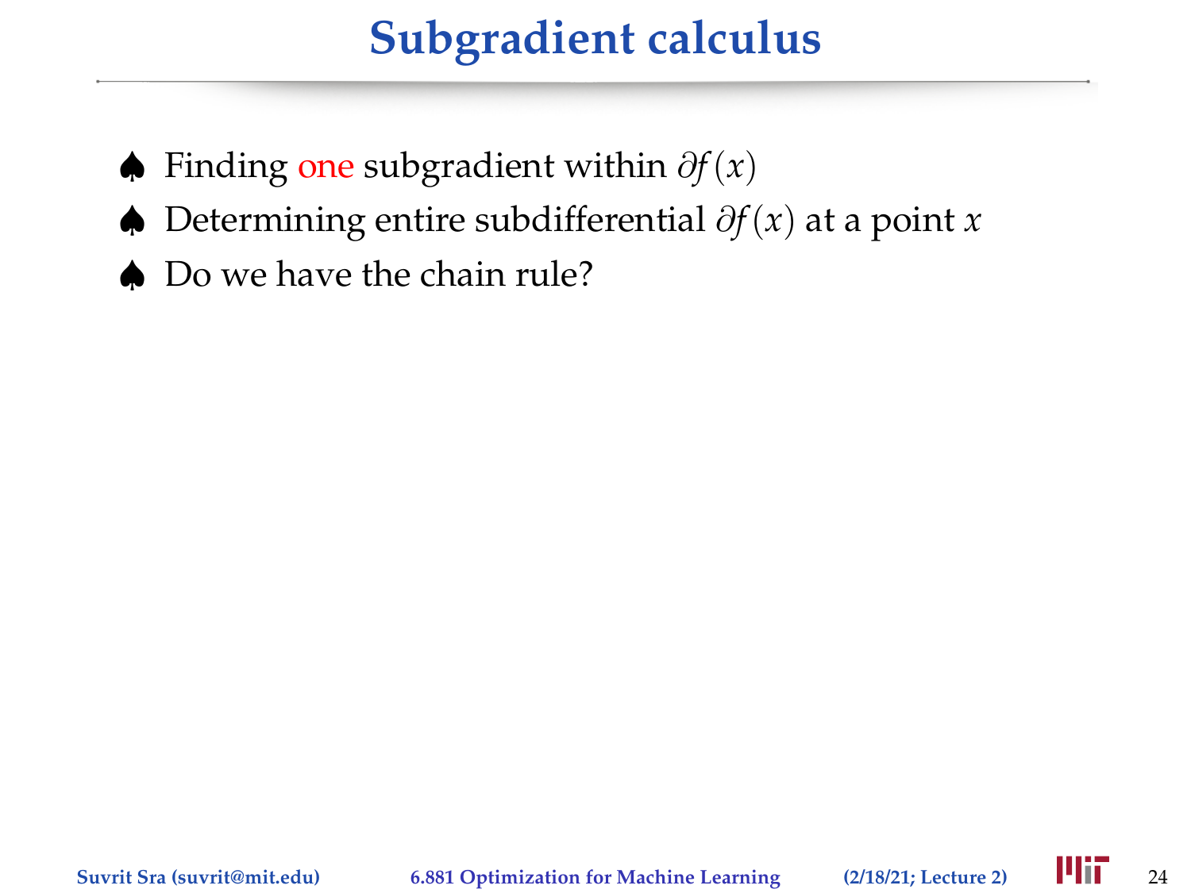# Subgradient calculus

- ♠ Finding one subgradient within $\partial f(x)$
- ♠ Determining entire subdifferential $\partial f(x)$ at a point $x$
- ♠ Do we have the chain rule?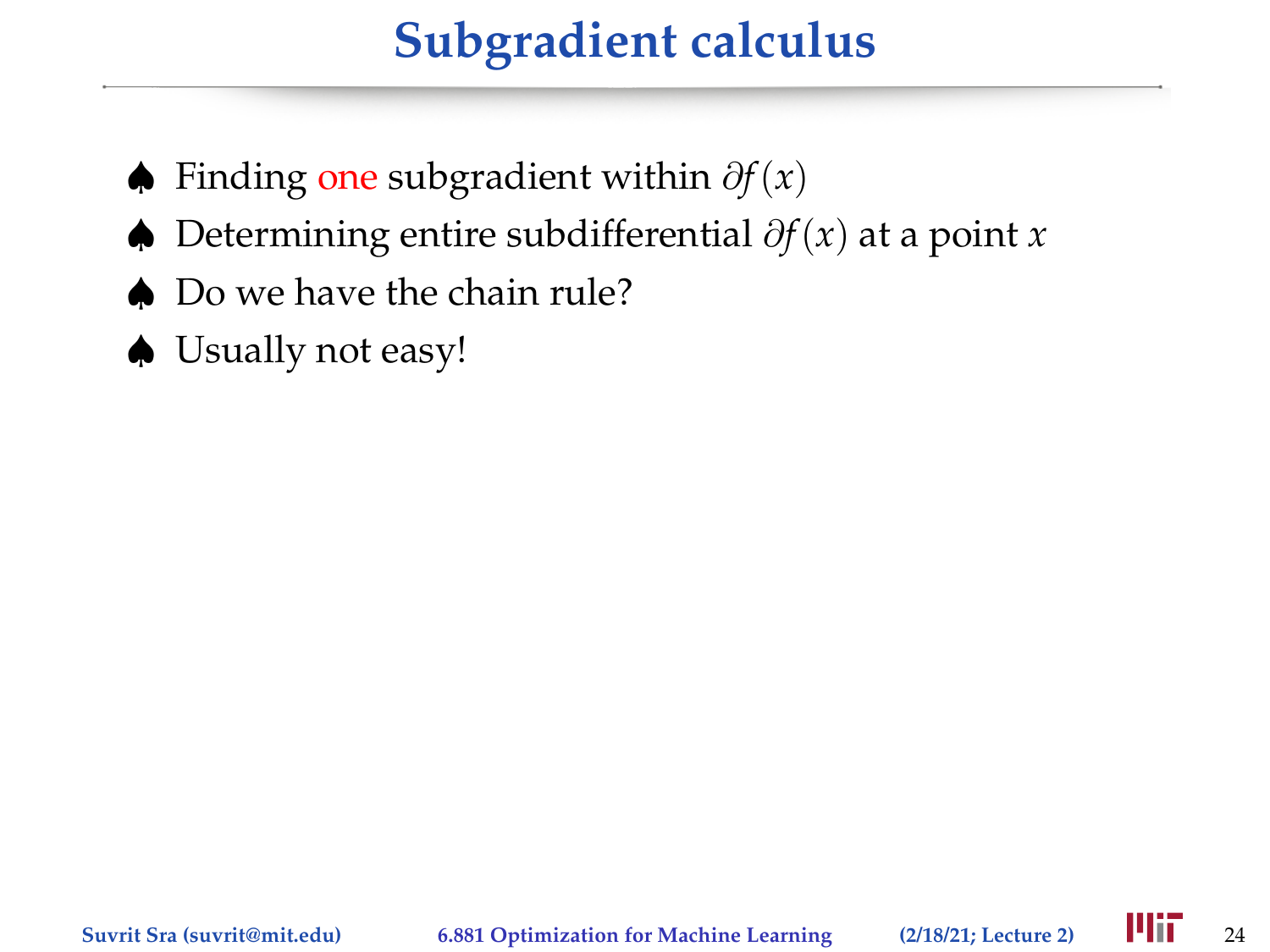# Subgradient calculus

- ♠ Finding one subgradient within $\partial f(x)$
- ♠ Determining entire subdifferential $\partial f(x)$ at a point $x$
- ♠ Do we have the chain rule?
- ♠ Usually not easy!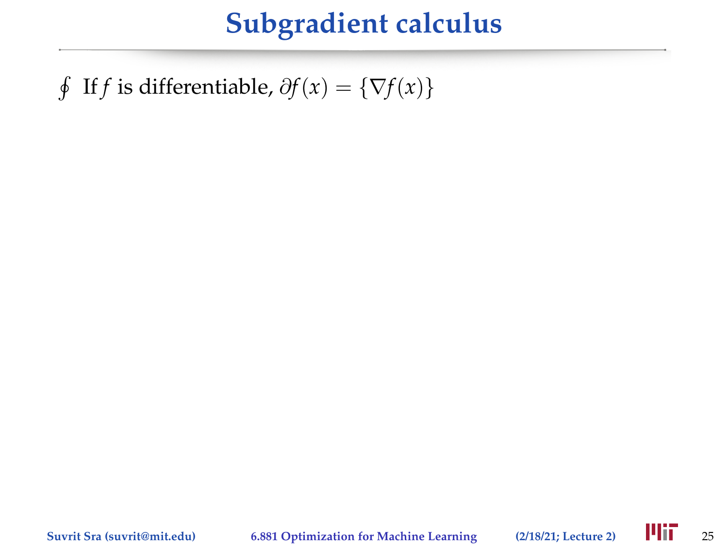# Subgradient calculus

∮ If $f$ is differentiable, $\partial f(x) = \{\nabla f(x)\}$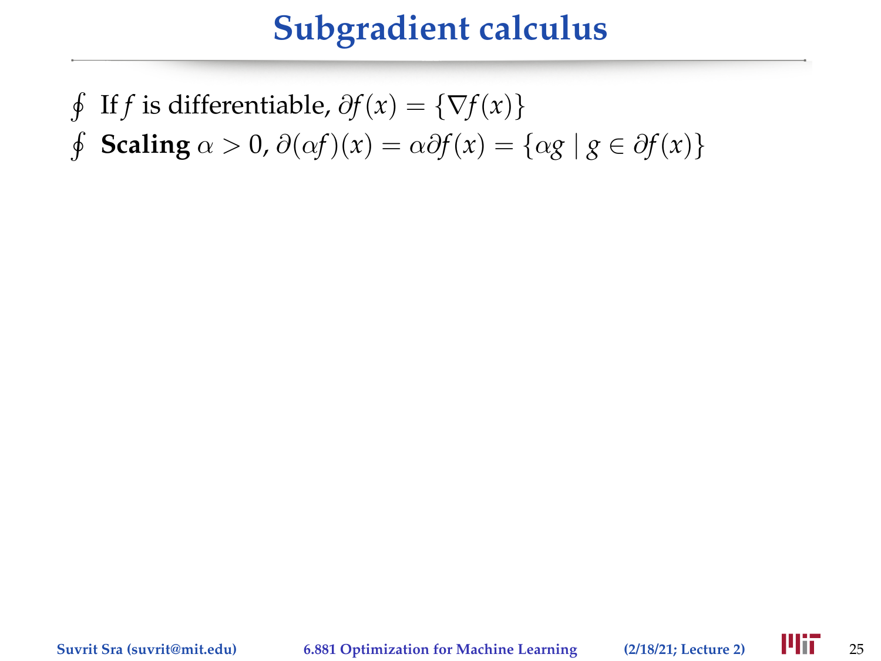# Subgradient calculus

- If $f$ is differentiable, $\partial f(x) = \{\nabla f(x)\}$
- **Scaling** $\alpha > 0$, $\partial(\alpha f)(x) = \alpha \partial f(x) = \{\alpha g \mid g \in \partial f(x)\}$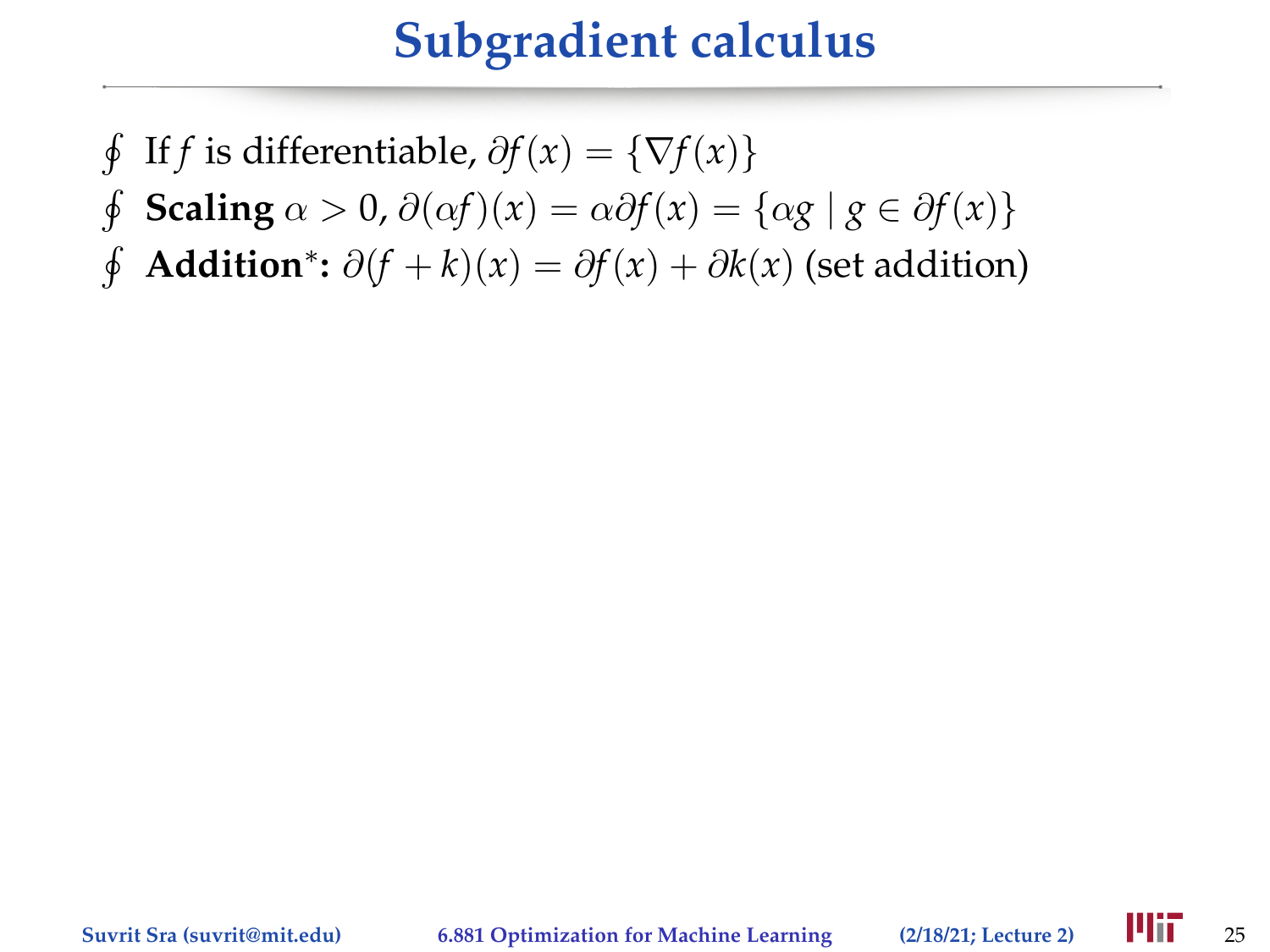# Subgradient calculus

- If $f$ is differentiable, $\partial f(x) = \{\nabla f(x)\}$
- **Scaling** $\alpha > 0$, $\partial(\alpha f)(x) = \alpha \partial f(x) = \{\alpha g \mid g \in \partial f(x)\}$
- **Addition*:** $\partial(f + k)(x) = \partial f(x) + \partial k(x)$ (set addition)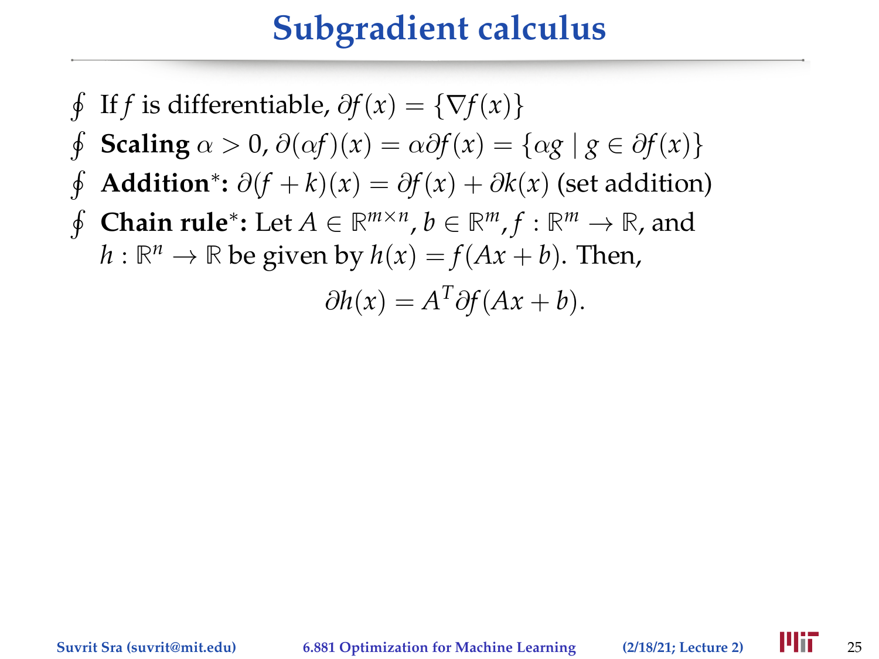# Subgradient calculus

- If $f$ is differentiable, $\partial f(x) = \{\nabla f(x)\}$
- **Scaling** $\alpha > 0$, $\partial(\alpha f)(x) = \alpha \partial f(x) = \{\alpha g \mid g \in \partial f(x)\}$
- **Addition***: $\partial(f + k)(x) = \partial f(x) + \partial k(x)$ (set addition)
- **Chain rule***: Let $A \in \mathbb{R}^{m \times n}$, $b \in \mathbb{R}^m$, $f : \mathbb{R}^m \to \mathbb{R}$, and $h : \mathbb{R}^n \to \mathbb{R}$ be given by $h(x) = f(Ax + b)$. Then,

$$\partial h(x) = A^T \partial f(Ax + b).$$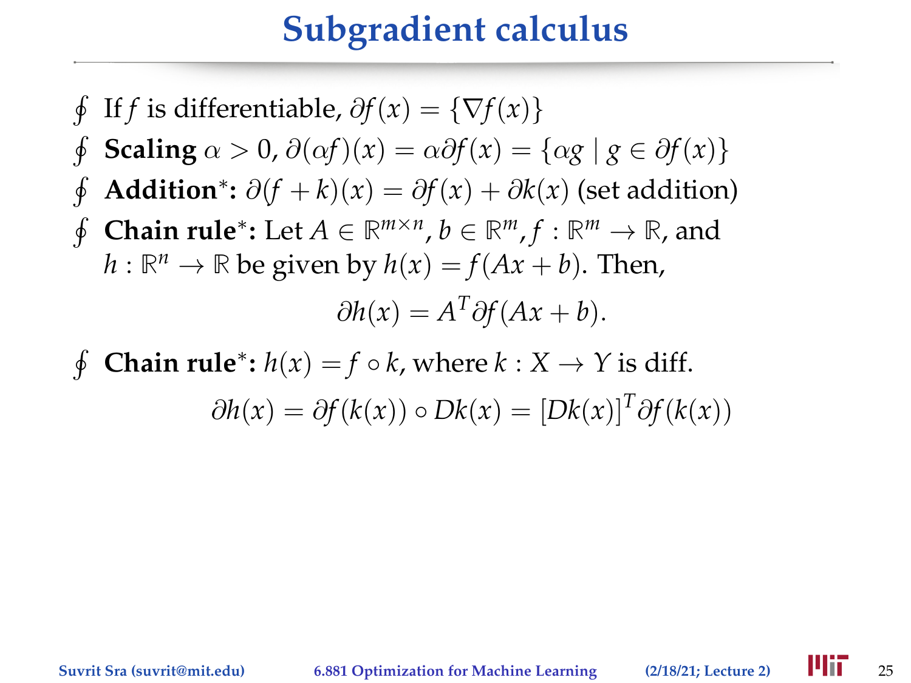# Subgradient calculus

- If $f$ is differentiable, $\partial f(x) = \{\nabla f(x)\}$
- **Scaling** $\alpha > 0$, $\partial(\alpha f)(x) = \alpha \partial f(x) = \{\alpha g \mid g \in \partial f(x)\}$
- **Addition*:** $\partial(f + k)(x) = \partial f(x) + \partial k(x)$ (set addition)
- **Chain rule*:** Let $A \in \mathbb{R}^{m \times n}$, $b \in \mathbb{R}^m$, $f : \mathbb{R}^m \to \mathbb{R}$, and $h : \mathbb{R}^n \to \mathbb{R}$ be given by $h(x) = f(Ax + b)$. Then,

$$\partial h(x) = A^T \partial f(Ax + b).$$

- **Chain rule*:** $h(x) = f \circ k$, where $k : X \to Y$ is diff.

$$\partial h(x) = \partial f(k(x)) \circ Dk(x) = [Dk(x)]^T \partial f(k(x))$$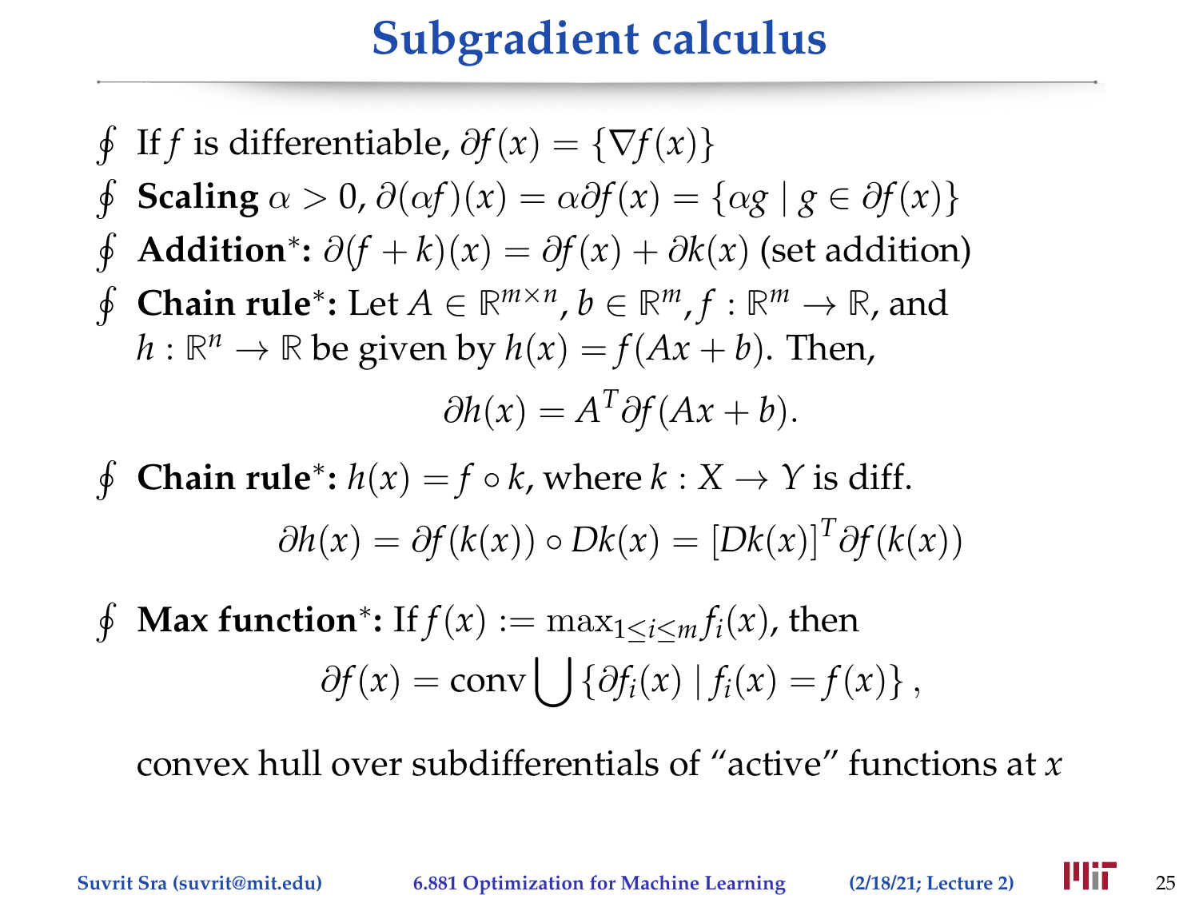# Subgradient calculus

- If $f$ is differentiable, $\partial f(x) = \{\nabla f(x)\}$
- **Scaling** $\alpha > 0$, $\partial(\alpha f)(x) = \alpha \partial f(x) = \{\alpha g \mid g \in \partial f(x)\}$
- **Addition***: $\partial(f + k)(x) = \partial f(x) + \partial k(x)$ (set addition)
- **Chain rule***: Let $A \in \mathbb{R}^{m \times n}$, $b \in \mathbb{R}^m$, $f : \mathbb{R}^m \to \mathbb{R}$, and $h : \mathbb{R}^n \to \mathbb{R}$ be given by $h(x) = f(Ax + b)$. Then,

$$\partial h(x) = A^T \partial f(Ax + b).$$

- **Chain rule***: $h(x) = f \circ k$, where $k : X \to Y$ is diff.

$$\partial h(x) = \partial f(k(x)) \circ Dk(x) = [Dk(x)]^T \partial f(k(x))$$

- **Max function***: If $f(x) := \max_{1 \le i \le m} f_i(x)$, then

$$\partial f(x) = \operatorname{conv} \bigcup \{\partial f_i(x) \mid f_i(x) = f(x)\},$$

  convex hull over subdifferentials of "active" functions at $x$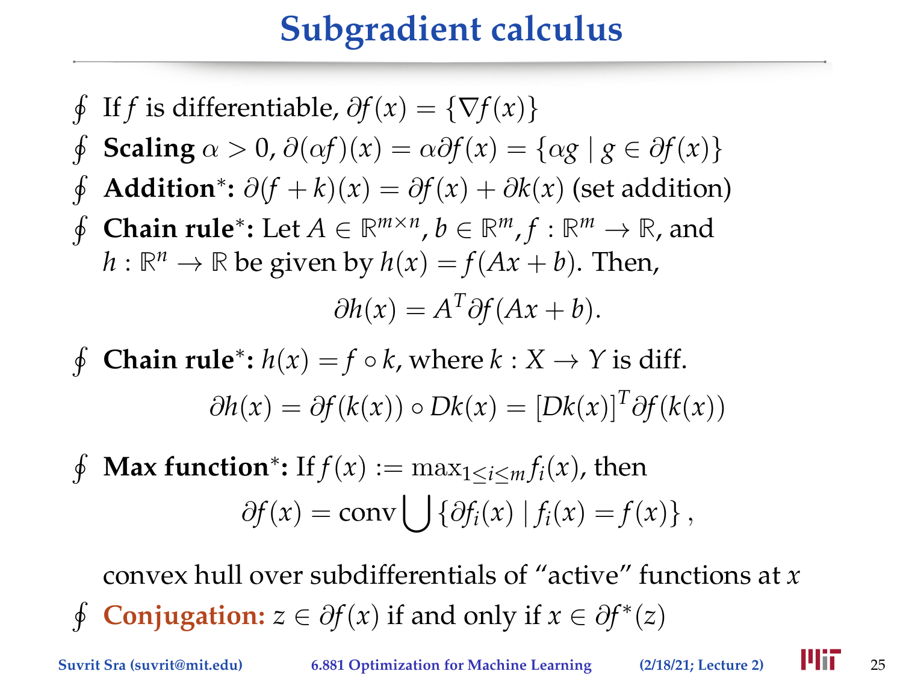# Subgradient calculus

- If $f$ is differentiable, $\partial f(x) = \{\nabla f(x)\}$
- **Scaling** $\alpha > 0$, $\partial(\alpha f)(x) = \alpha \partial f(x) = \{\alpha g \mid g \in \partial f(x)\}$
- **Addition***: $\partial(f + k)(x) = \partial f(x) + \partial k(x)$ (set addition)
- **Chain rule***: Let $A \in \mathbb{R}^{m \times n}$, $b \in \mathbb{R}^m$, $f : \mathbb{R}^m \to \mathbb{R}$, and $h : \mathbb{R}^n \to \mathbb{R}$ be given by $h(x) = f(Ax + b)$. Then,

$$\partial h(x) = A^T \partial f(Ax + b).$$

- **Chain rule***: $h(x) = f \circ k$, where $k : X \to Y$ is diff.

$$\partial h(x) = \partial f(k(x)) \circ Dk(x) = [Dk(x)]^T \partial f(k(x))$$

- **Max function***: If $f(x) := \max_{1 \le i \le m} f_i(x)$, then

$$\partial f(x) = \operatorname{conv} \bigcup \{\partial f_i(x) \mid f_i(x) = f(x)\},$$

  convex hull over subdifferentials of "active" functions at $x$
- **Conjugation:** $z \in \partial f(x)$ if and only if $x \in \partial f^*(z)$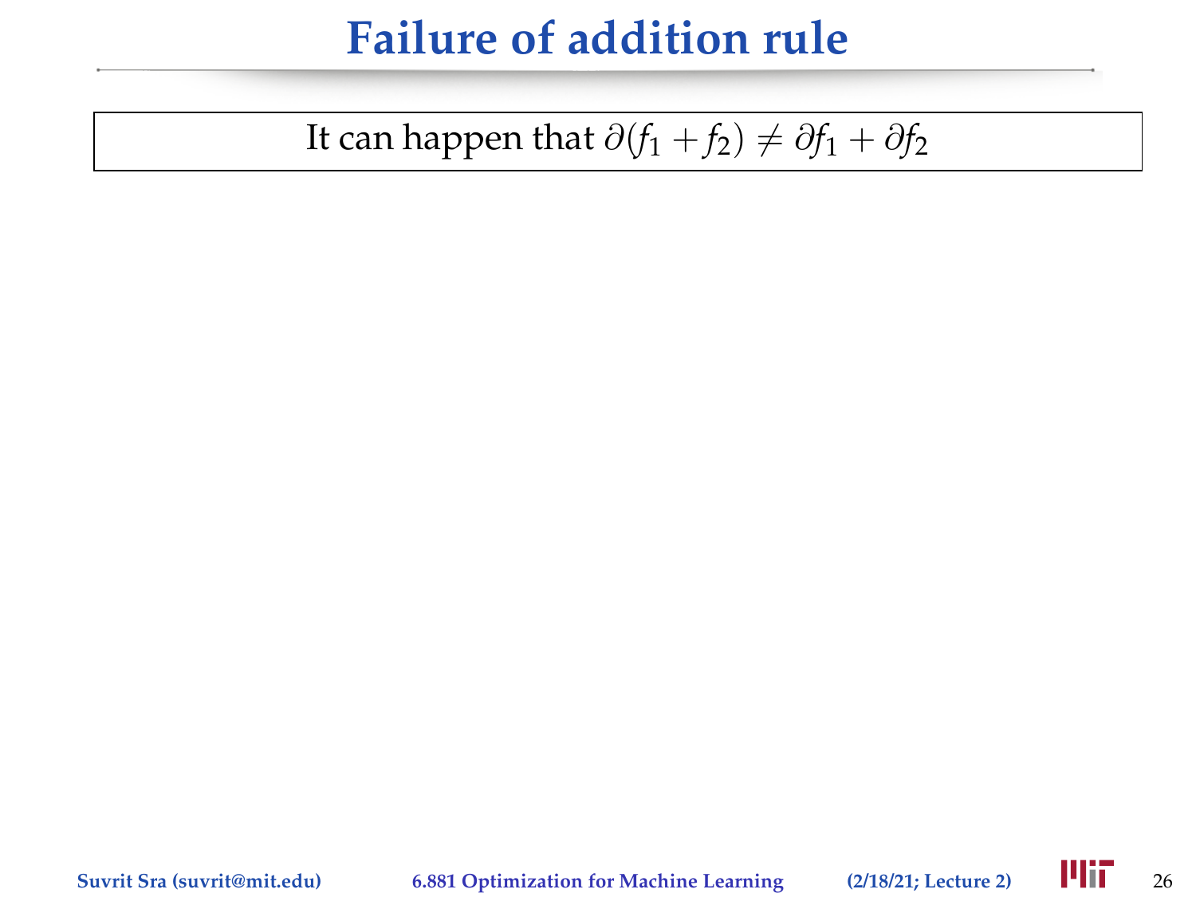# Failure of addition rule

It can happen that $\partial(f_1 + f_2) \neq \partial f_1 + \partial f_2$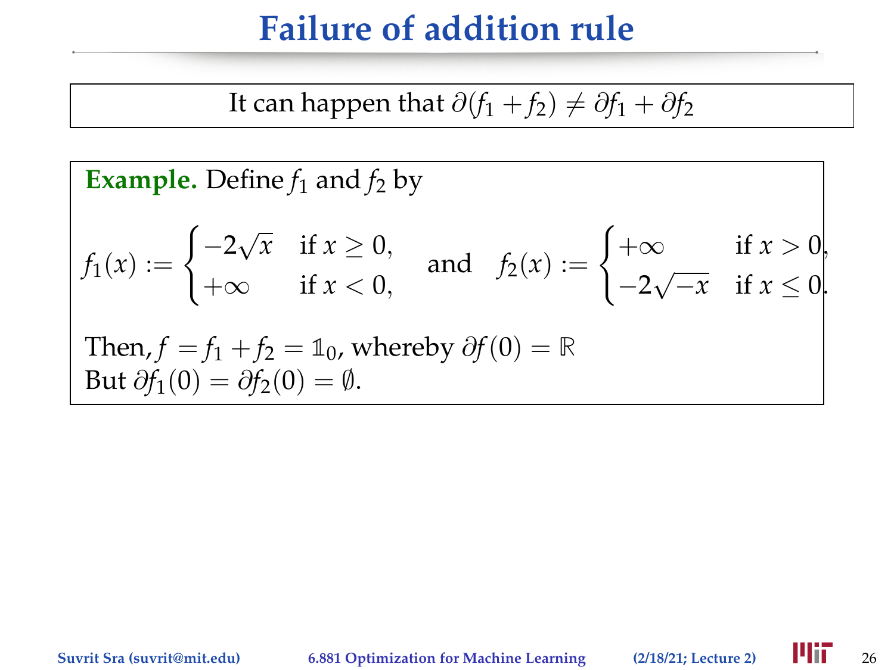# Failure of addition rule

It can happen that $\partial(f_1 + f_2) \neq \partial f_1 + \partial f_2$

**Example.** Define $f_1$ and $f_2$ by

$$f_1(x) := \begin{cases} -2\sqrt{x} & \text{if } x \geq 0, \\ +\infty & \text{if } x < 0, \end{cases} \quad \text{and} \quad f_2(x) := \begin{cases} +\infty & \text{if } x > 0, \\ -2\sqrt{-x} & \text{if } x \leq 0. \end{cases}$$

Then, $f = f_1 + f_2 = \mathbb{1}_0$, whereby $\partial f(0) = \mathbb{R}$

But $\partial f_1(0) = \partial f_2(0) = \emptyset$.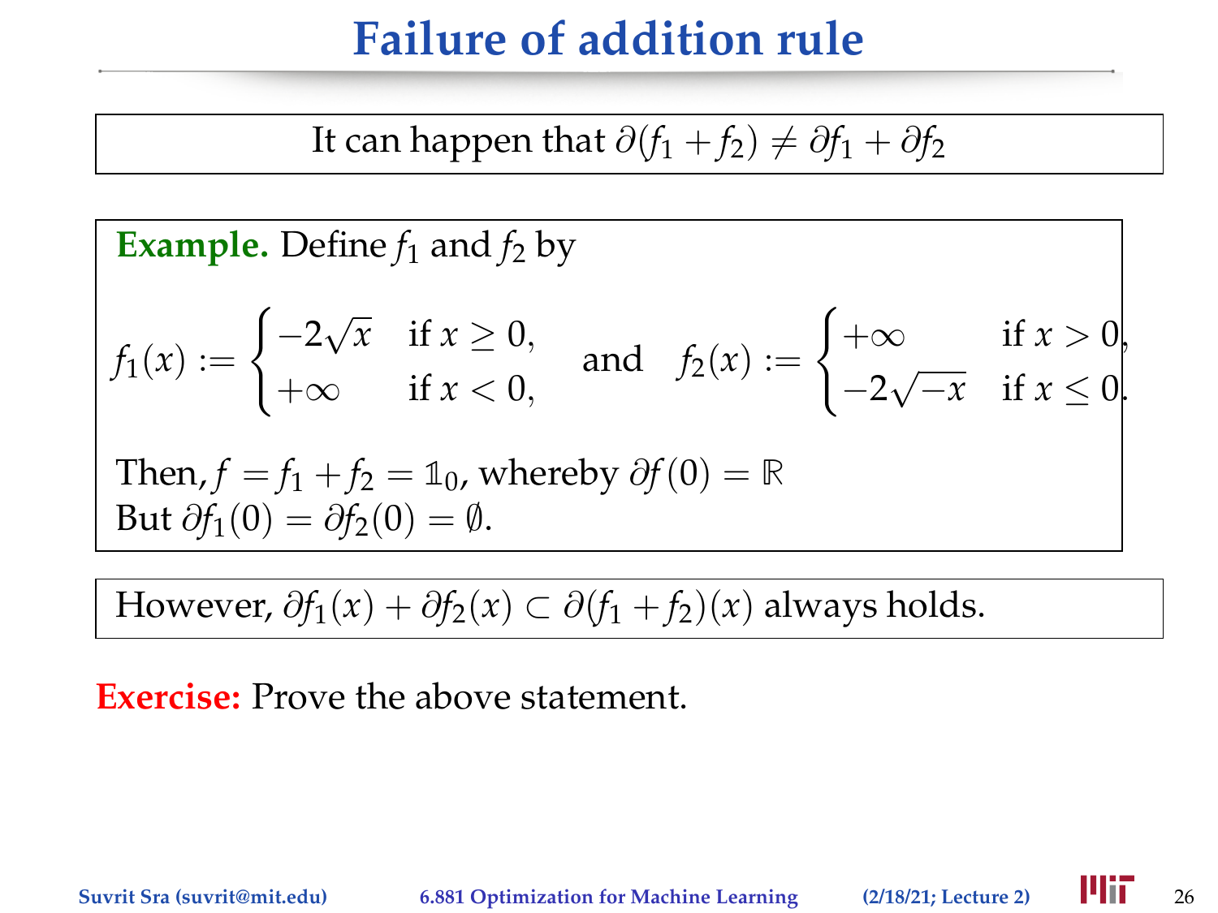# Failure of addition rule

It can happen that $\partial(f_1 + f_2) \neq \partial f_1 + \partial f_2$

**Example.** Define $f_1$ and $f_2$ by

$$f_1(x) := \begin{cases} -2\sqrt{x} & \text{if } x \geq 0, \\ +\infty & \text{if } x < 0, \end{cases} \quad \text{and} \quad f_2(x) := \begin{cases} +\infty & \text{if } x > 0, \\ -2\sqrt{-x} & \text{if } x \leq 0. \end{cases}$$

Then, $f = f_1 + f_2 = \mathbb{1}_0$, whereby $\partial f(0) = \mathbb{R}$
But $\partial f_1(0) = \partial f_2(0) = \emptyset$.

However, $\partial f_1(x) + \partial f_2(x) \subset \partial(f_1 + f_2)(x)$ always holds.

**Exercise:** Prove the above statement.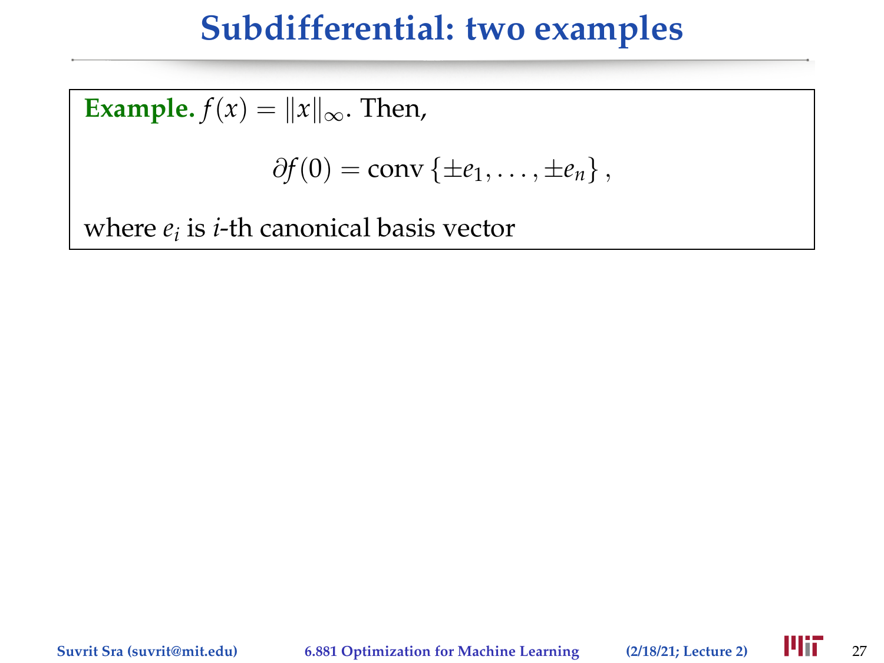# Subdifferential: two examples

**Example.** $f(x) = \|x\|_\infty$. Then,

$$\partial f(0) = \text{conv}\left\{\pm e_1, \ldots, \pm e_n\right\},$$

where $e_i$ is $i$-th canonical basis vector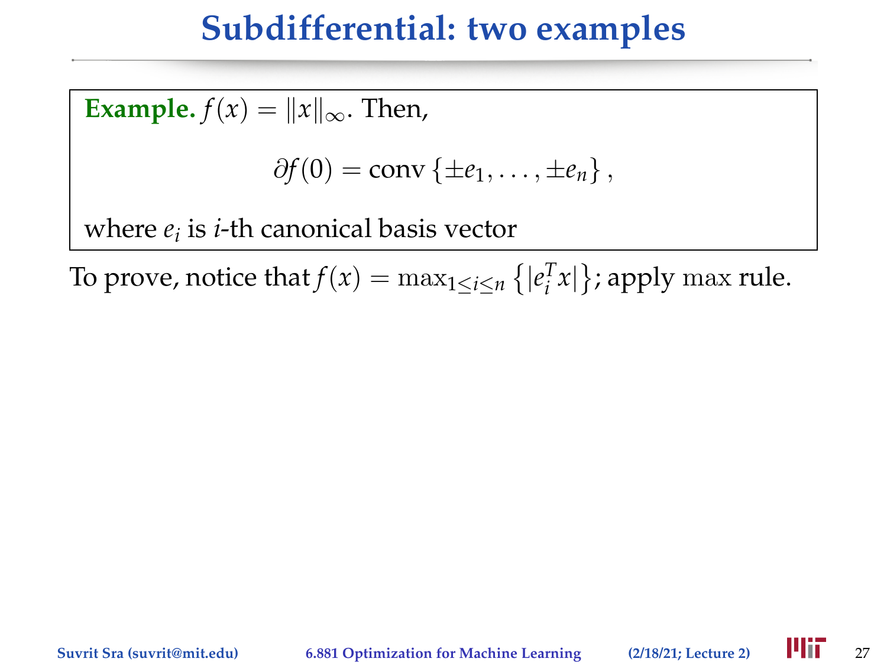# Subdifferential: two examples

**Example.** $f(x) = \|x\|_\infty$. Then,

$$\partial f(0) = \operatorname{conv}\{\pm e_1, \ldots, \pm e_n\},$$

where $e_i$ is $i$-th canonical basis vector

To prove, notice that $f(x) = \max_{1 \le i \le n} \{|e_i^T x|\}$; apply $\max$ rule.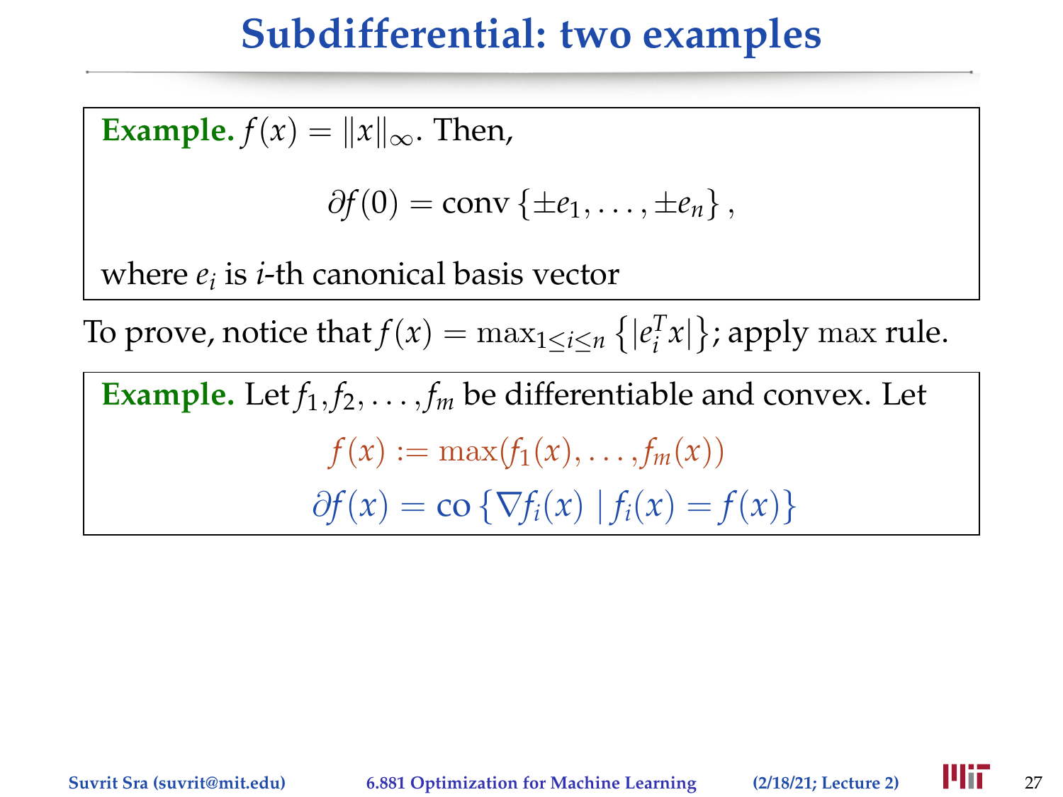# Subdifferential: two examples

**Example.** $f(x) = \|x\|_\infty$. Then,

$$\partial f(0) = \text{conv}\{\pm e_1, \ldots, \pm e_n\},$$

where $e_i$ is $i$-th canonical basis vector

To prove, notice that $f(x) = \max_{1 \le i \le n} \{|e_i^T x|\}$; apply $\max$ rule.

**Example.** Let $f_1, f_2, \ldots, f_m$ be differentiable and convex. Let

$$f(x) := \max(f_1(x), \ldots, f_m(x))$$

$$\partial f(x) = \text{co}\{\nabla f_i(x) \mid f_i(x) = f(x)\}$$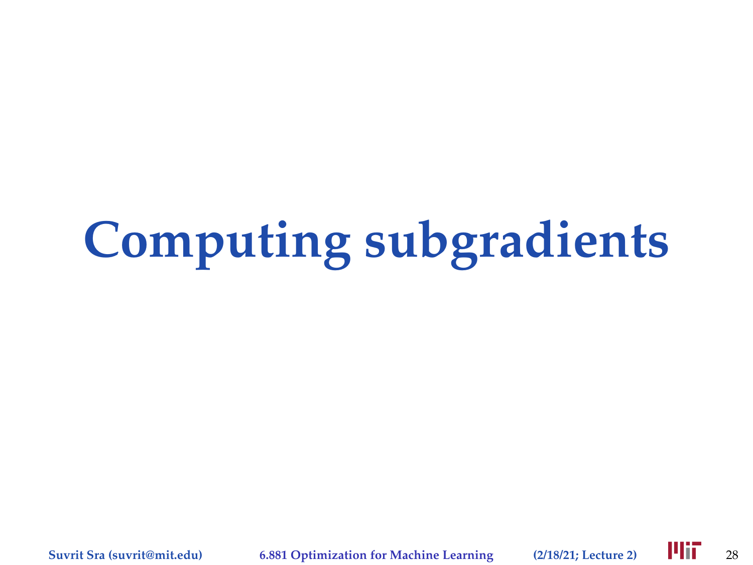# Computing subgradients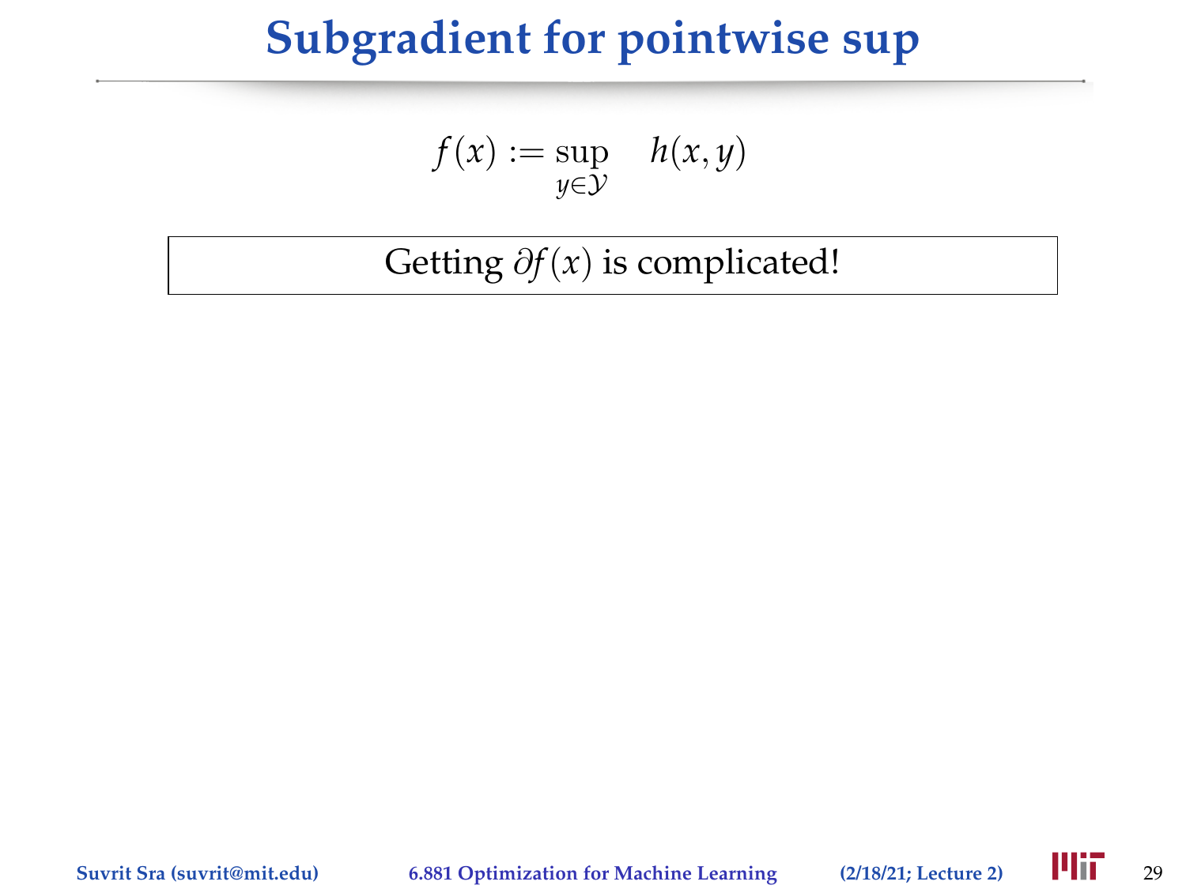# Subgradient for pointwise sup

$$f(x) := \sup_{y \in \mathcal{Y}} \quad h(x, y)$$

Getting $\partial f(x)$ is complicated!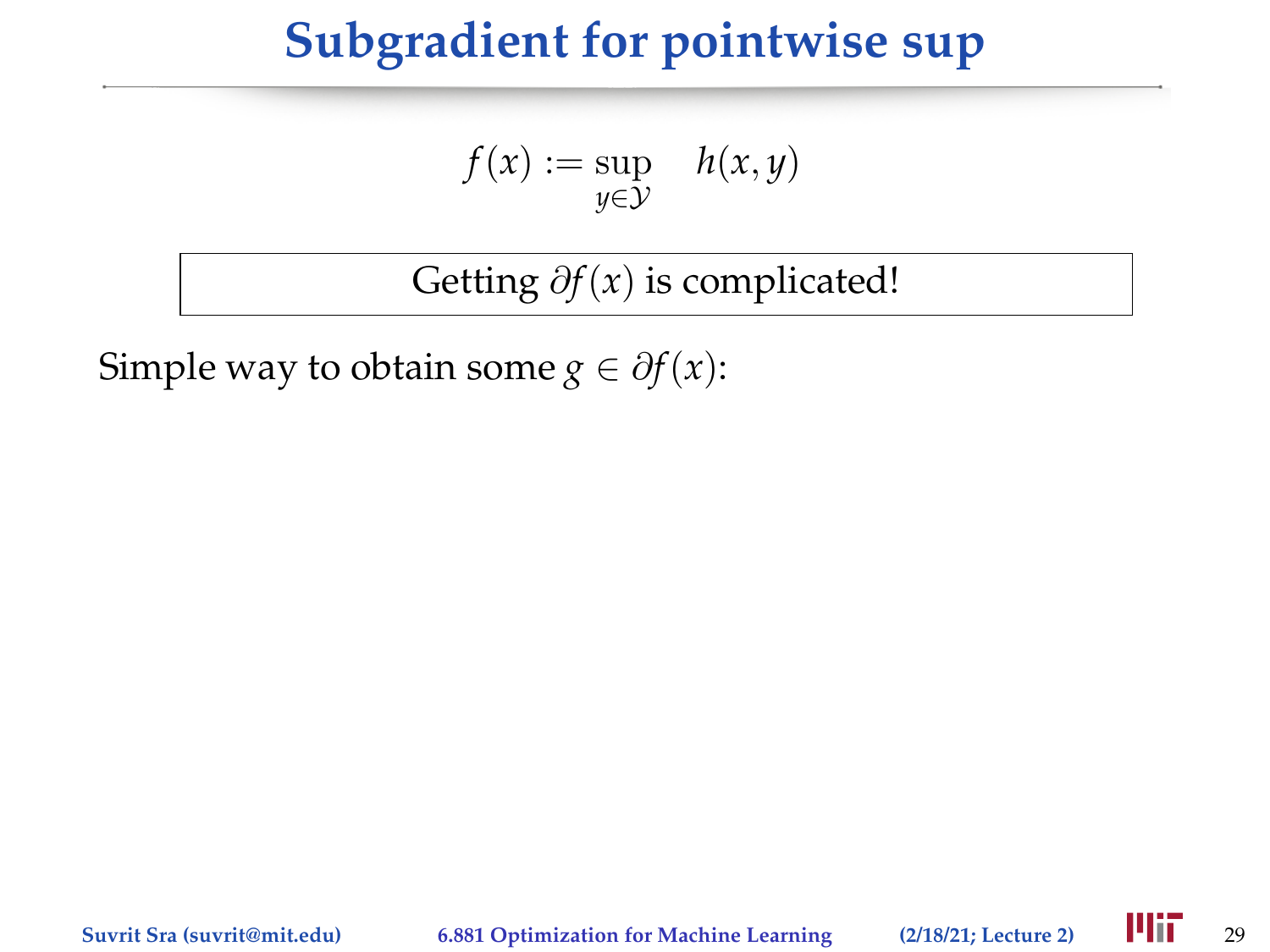# Subgradient for pointwise sup

$$f(x) := \sup_{y \in \mathcal{Y}} \quad h(x, y)$$

Getting $\partial f(x)$ is complicated!

Simple way to obtain some $g \in \partial f(x)$: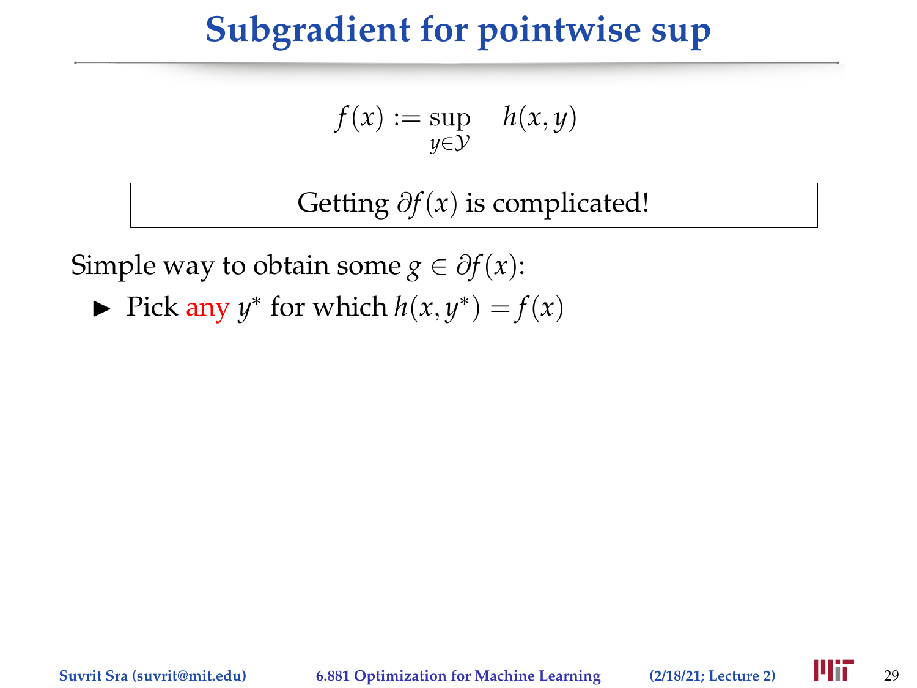# Subgradient for pointwise sup

$$f(x) := \sup_{y \in \mathcal{Y}} \quad h(x, y)$$

Getting $\partial f(x)$ is complicated!

Simple way to obtain some $g \in \partial f(x)$:

- Pick any $y^*$ for which $h(x, y^*) = f(x)$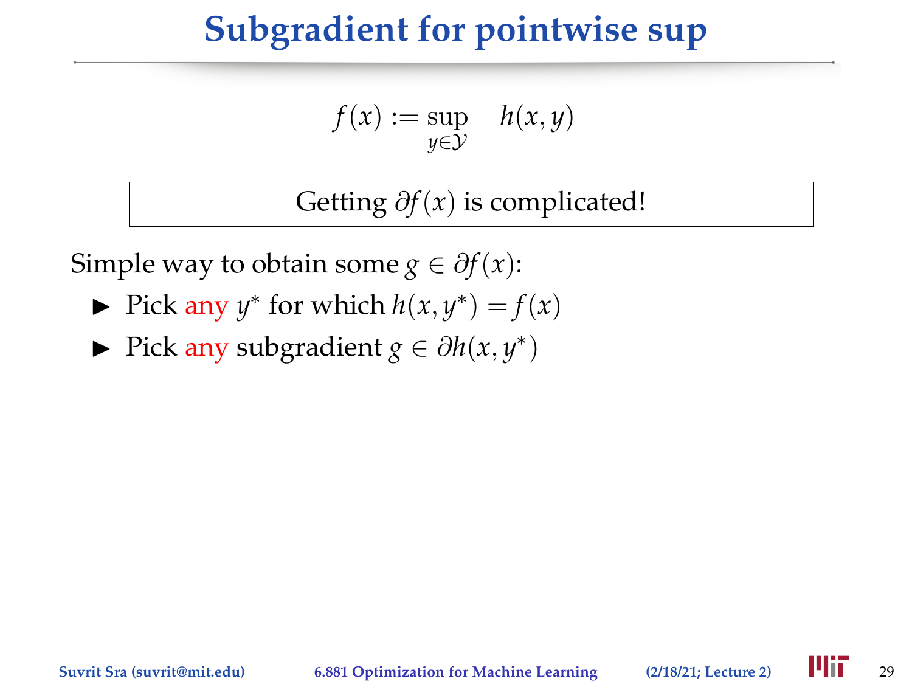# Subgradient for pointwise sup

$$f(x) := \sup_{y \in \mathcal{Y}} \quad h(x, y)$$

Getting $\partial f(x)$ is complicated!

Simple way to obtain some $g \in \partial f(x)$:

- Pick any $y^*$ for which $h(x, y^*) = f(x)$
- Pick any subgradient $g \in \partial h(x, y^*)$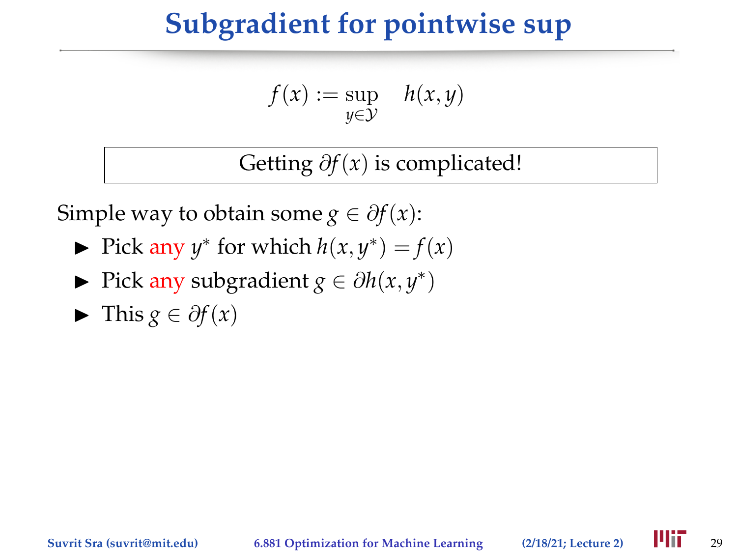# Subgradient for pointwise sup

$$f(x) := \sup_{y \in \mathcal{Y}} \quad h(x, y)$$

Getting $\partial f(x)$ is complicated!

Simple way to obtain some $g \in \partial f(x)$:

- Pick any $y^*$ for which $h(x, y^*) = f(x)$
- Pick any subgradient $g \in \partial h(x, y^*)$
- This $g \in \partial f(x)$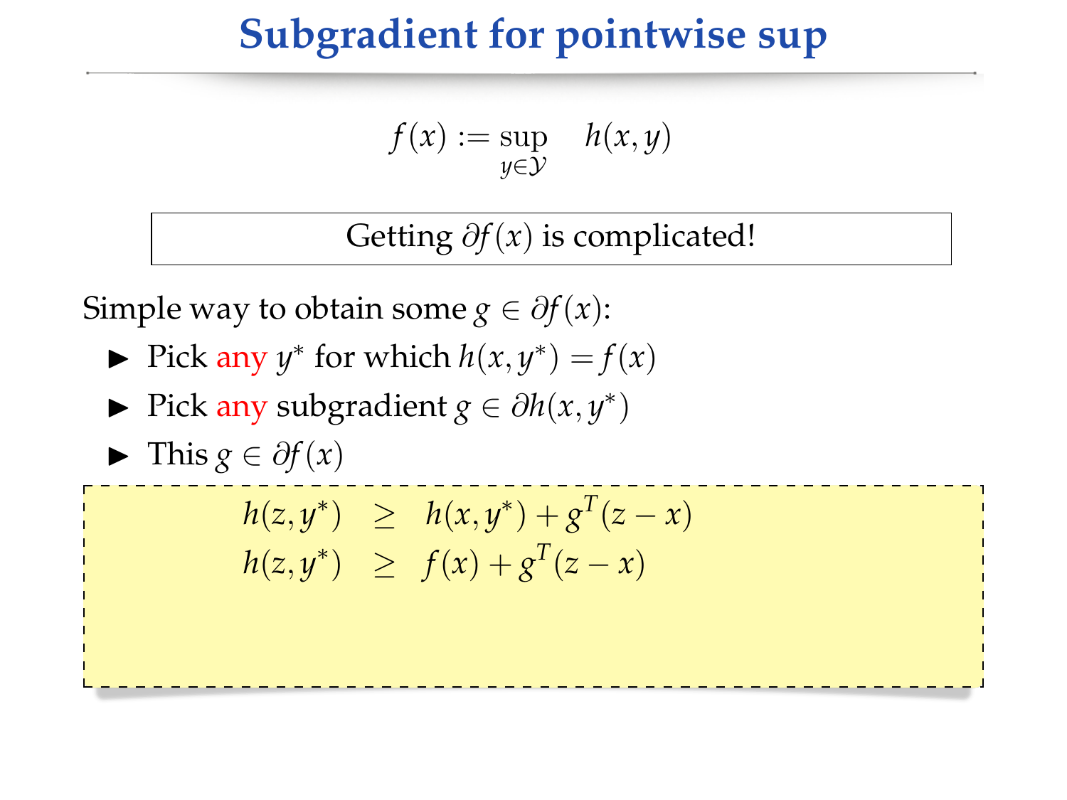# Subgradient for pointwise sup

$$f(x) := \sup_{y \in \mathcal{Y}} \quad h(x, y)$$

Getting $\partial f(x)$ is complicated!

Simple way to obtain some $g \in \partial f(x)$:

- Pick any $y^*$ for which $h(x, y^*) = f(x)$
- Pick any subgradient $g \in \partial h(x, y^*)$
- This $g \in \partial f(x)$

$$
\begin{aligned}
h(z, y^*) &\geq h(x, y^*) + g^T(z - x) \\
h(z, y^*) &\geq f(x) + g^T(z - x)
\end{aligned}
$$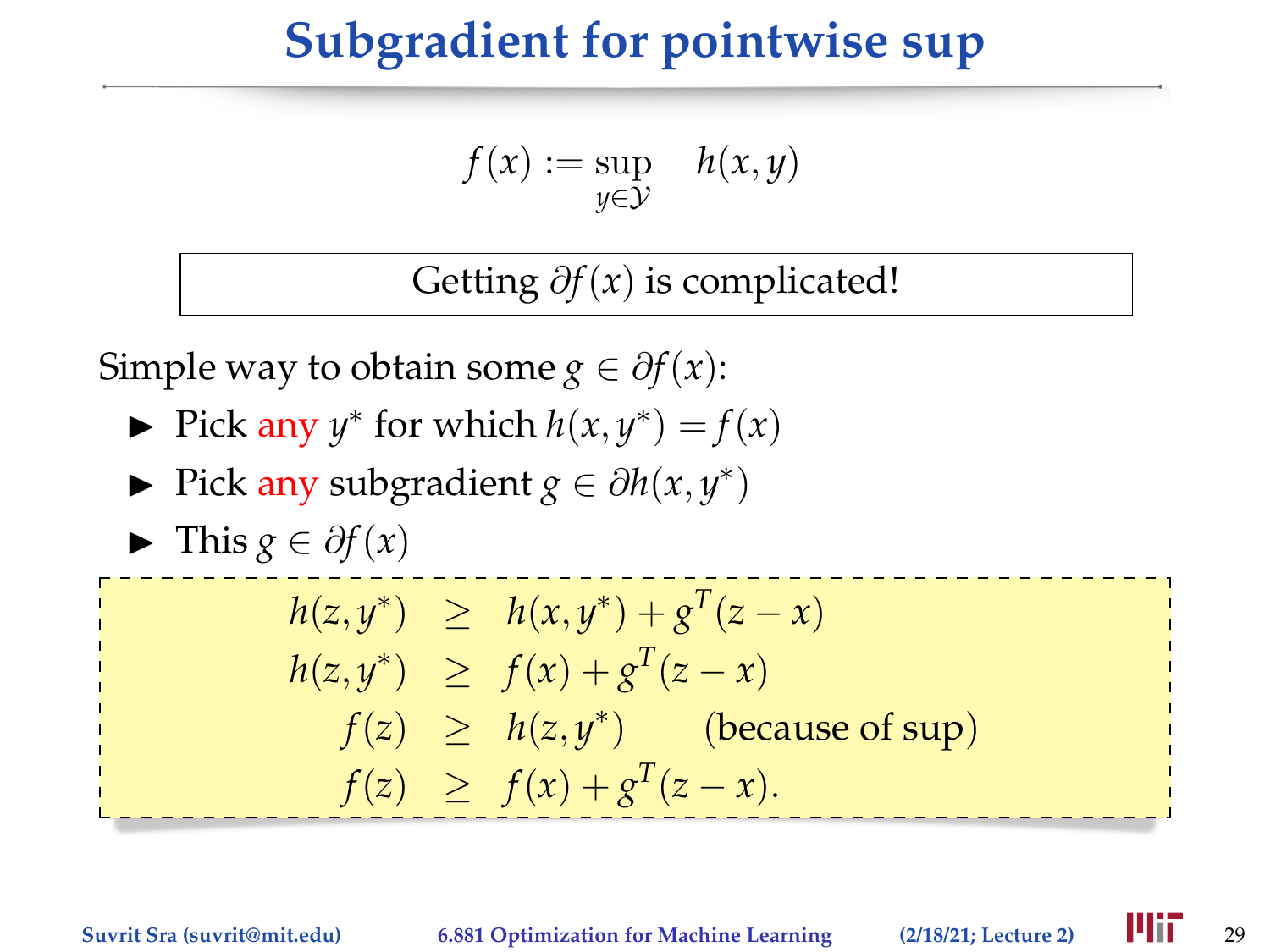# Subgradient for pointwise sup

$$f(x) := \sup_{y \in \mathcal{Y}} \quad h(x, y)$$

Getting $\partial f(x)$ is complicated!

Simple way to obtain some $g \in \partial f(x)$:

- Pick any $y^*$ for which $h(x, y^*) = f(x)$
- Pick any subgradient $g \in \partial h(x, y^*)$
- This $g \in \partial f(x)$

$$
\begin{aligned}
h(z, y^*) &\geq h(x, y^*) + g^T(z - x) \\
h(z, y^*) &\geq f(x) + g^T(z - x) \\
f(z) &\geq h(z, y^*) \qquad \text{(because of sup)} \\
f(z) &\geq f(x) + g^T(z - x).
\end{aligned}
$$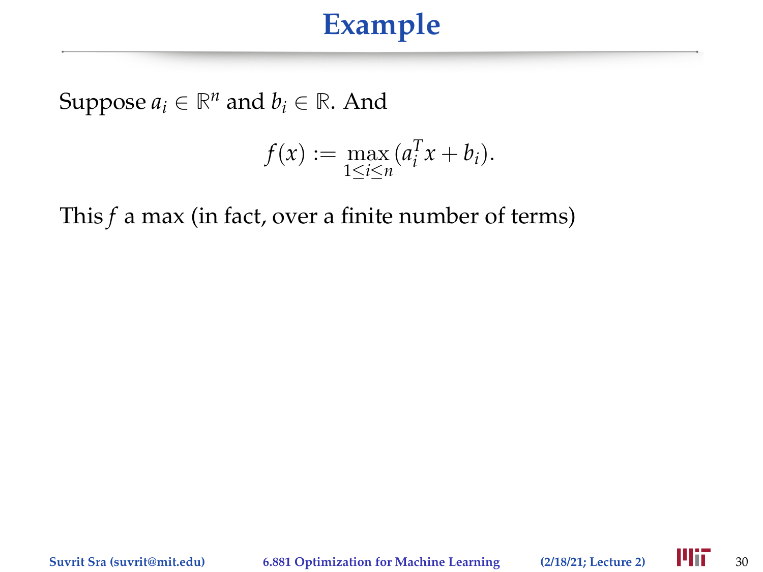# Example

Suppose $a_i \in \mathbb{R}^n$ and $b_i \in \mathbb{R}$. And

$$f(x) := \max_{1 \le i \le n} (a_i^T x + b_i).$$

This $f$ a max (in fact, over a finite number of terms)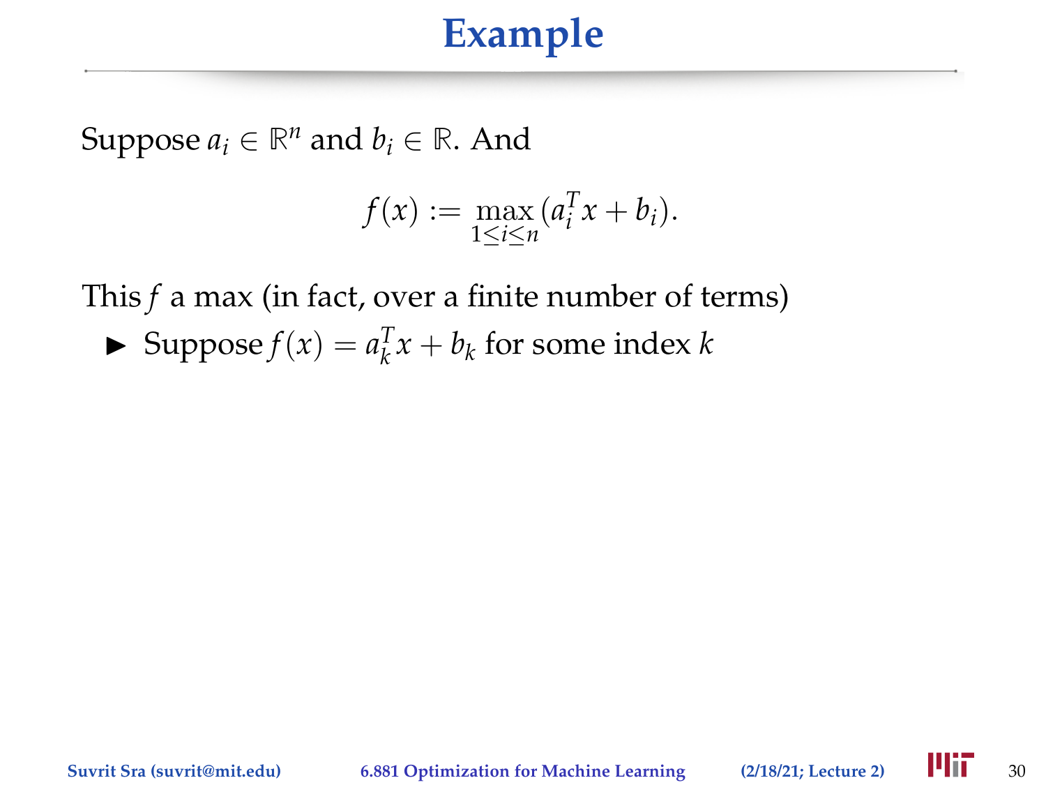# Example

Suppose $a_i \in \mathbb{R}^n$ and $b_i \in \mathbb{R}$. And

$$f(x) := \max_{1 \le i \le n} (a_i^T x + b_i).$$

This $f$ a max (in fact, over a finite number of terms)

- Suppose $f(x) = a_k^T x + b_k$ for some index $k$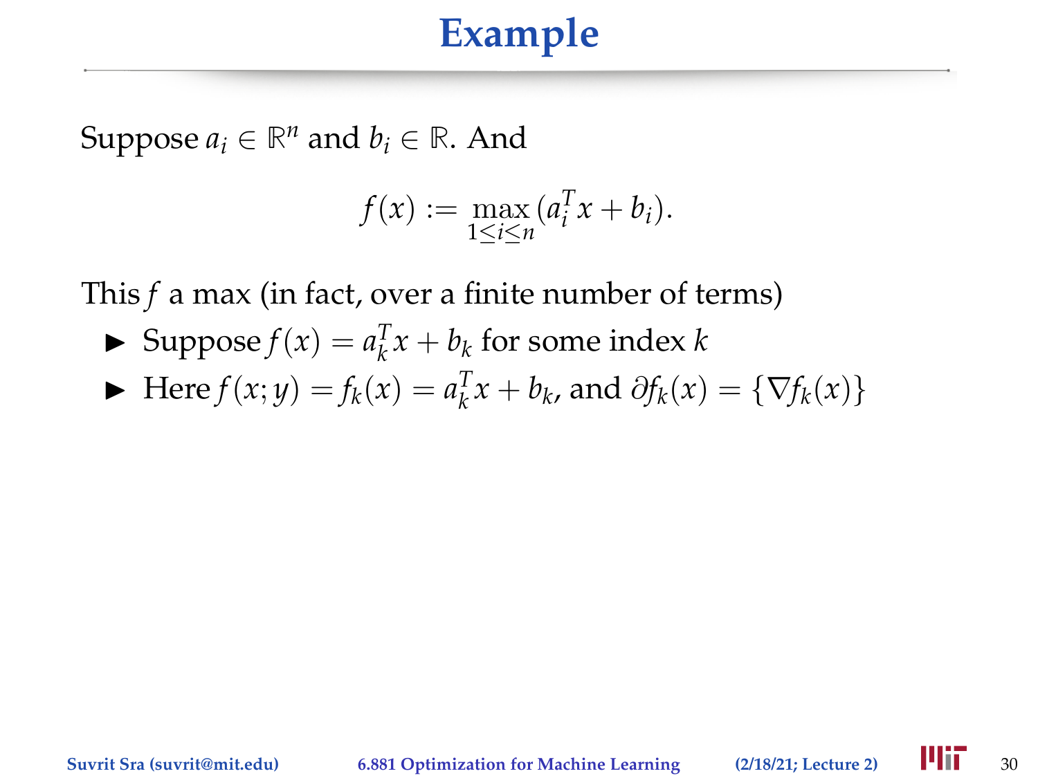# Example

Suppose $a_i \in \mathbb{R}^n$ and $b_i \in \mathbb{R}$. And

$$f(x) := \max_{1 \le i \le n} (a_i^T x + b_i).$$

This $f$ a max (in fact, over a finite number of terms)

- Suppose $f(x) = a_k^T x + b_k$ for some index $k$
- Here $f(x; y) = f_k(x) = a_k^T x + b_k$, and $\partial f_k(x) = \{\nabla f_k(x)\}$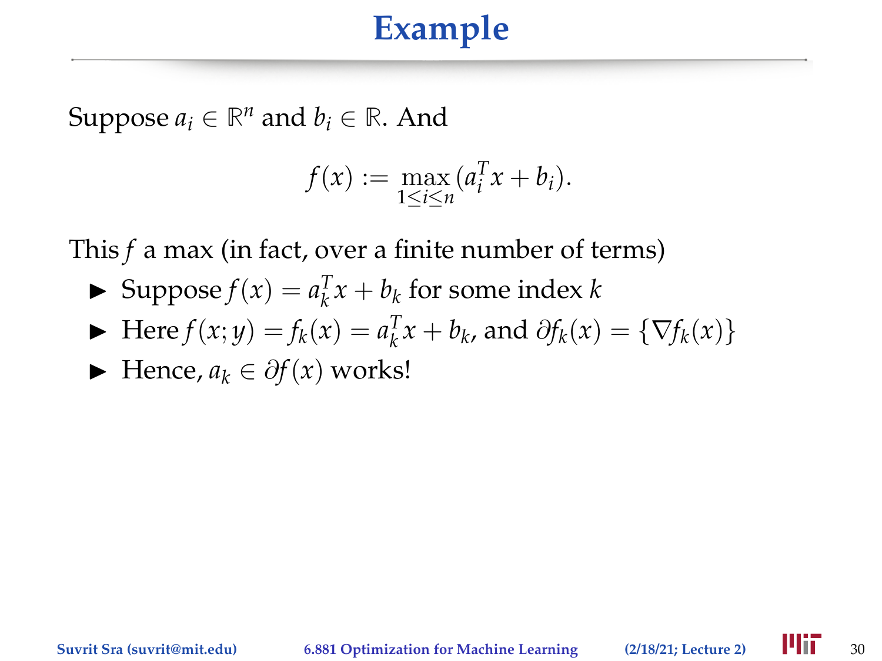# Example

Suppose $a_i \in \mathbb{R}^n$ and $b_i \in \mathbb{R}$. And

$$f(x) := \max_{1 \leq i \leq n} (a_i^T x + b_i).$$

This $f$ a max (in fact, over a finite number of terms)

- Suppose $f(x) = a_k^T x + b_k$ for some index $k$
- Here $f(x; y) = f_k(x) = a_k^T x + b_k$, and $\partial f_k(x) = \{\nabla f_k(x)\}$
- Hence, $a_k \in \partial f(x)$ works!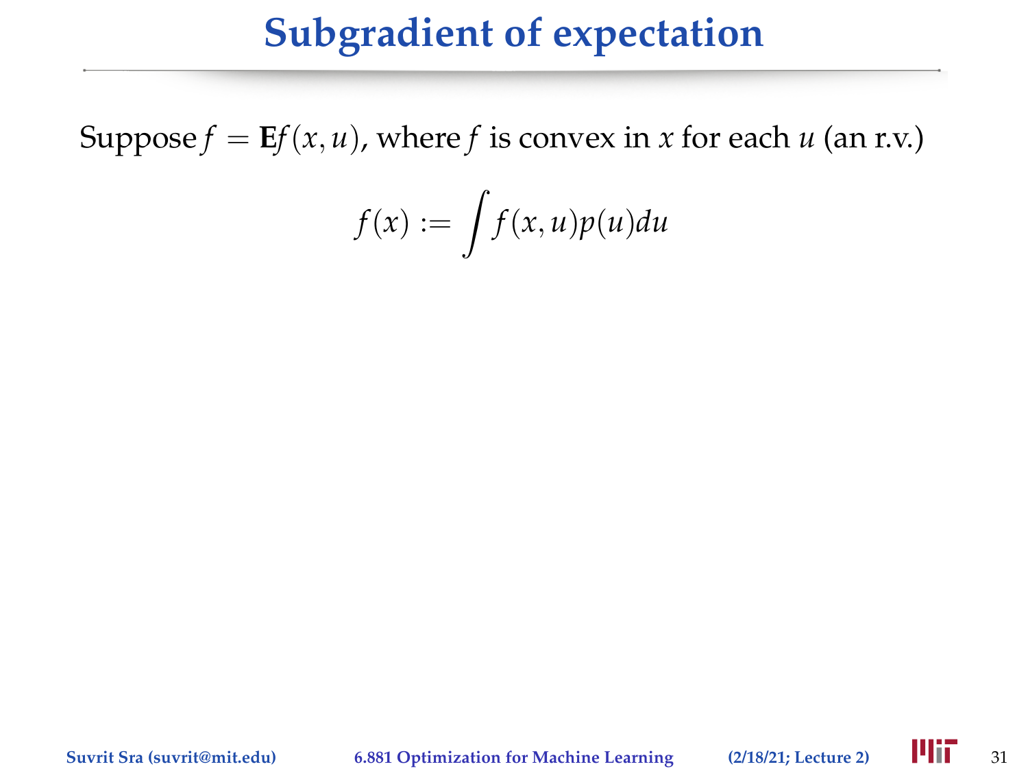# Subgradient of expectation

Suppose $f = \mathbf{E}f(x, u)$, where $f$ is convex in $x$ for each $u$ (an r.v.)

$$
f(x) := \int f(x, u)p(u)du
$$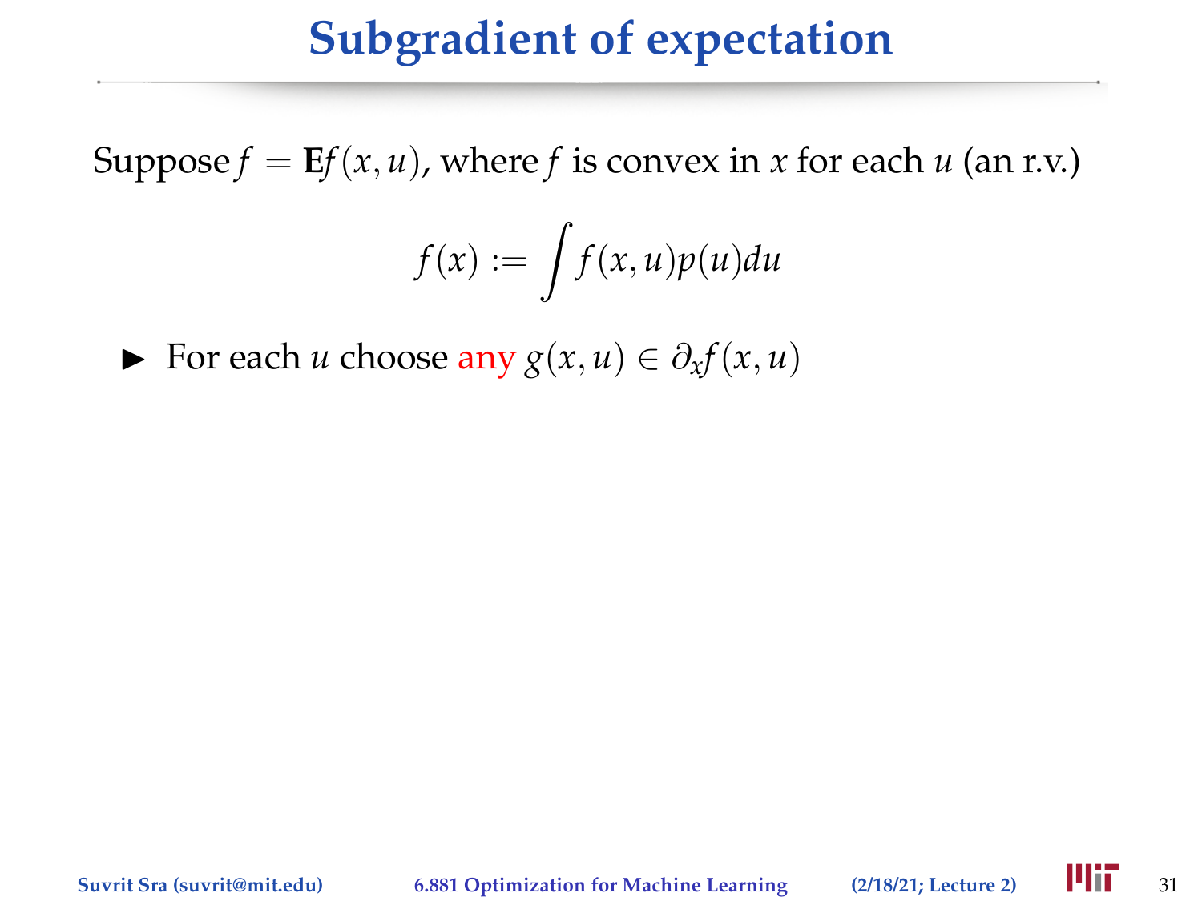# Subgradient of expectation

Suppose $f = \mathbf{E}f(x, u)$, where $f$ is convex in $x$ for each $u$ (an r.v.)

$$f(x) := \int f(x, u)p(u)du$$

- For each $u$ choose any $g(x, u) \in \partial_x f(x, u)$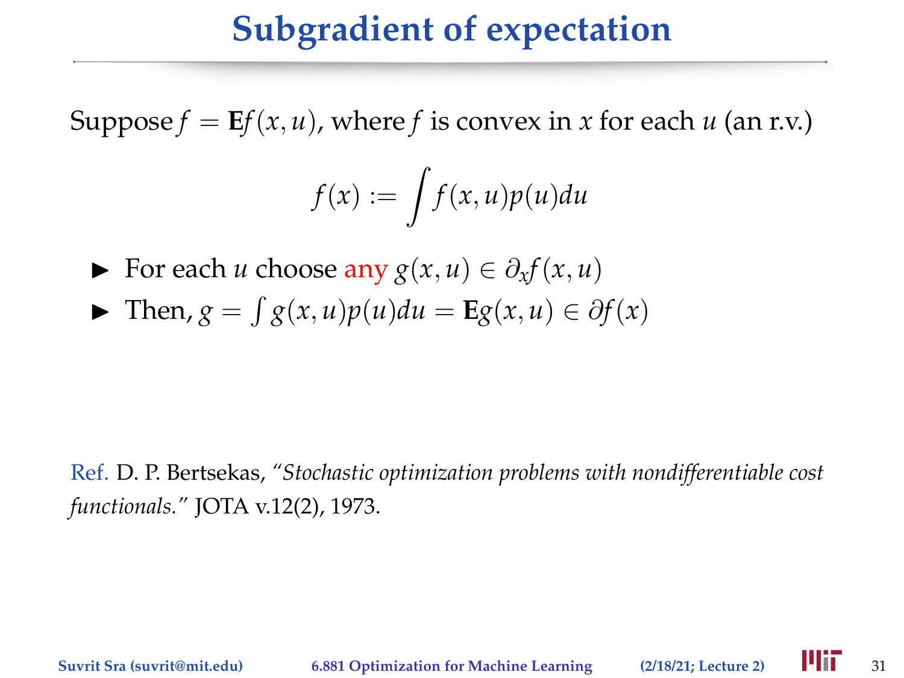# Subgradient of expectation

Suppose $f = \mathbf{E}f(x,u)$, where $f$ is convex in $x$ for each $u$ (an r.v.)

$$f(x) := \int f(x,u)p(u)du$$

- For each $u$ choose any $g(x,u) \in \partial_x f(x,u)$
- Then, $g = \int g(x,u)p(u)du = \mathbf{E}g(x,u) \in \partial f(x)$

Ref. D. P. Bertsekas, *"Stochastic optimization problems with nondifferentiable cost functionals."* JOTA v.12(2), 1973.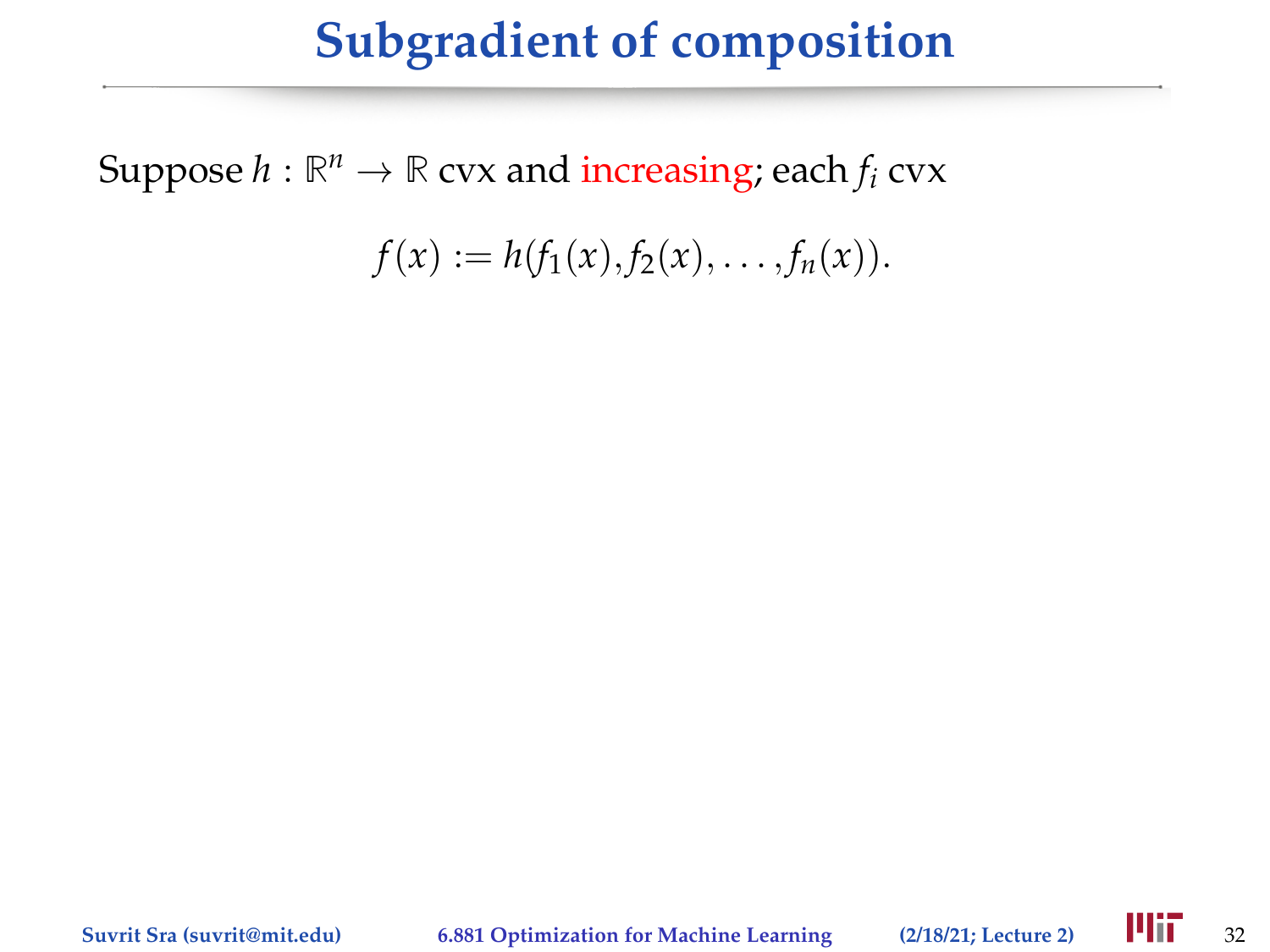# Subgradient of composition

Suppose $h : \mathbb{R}^n \to \mathbb{R}$ cvx and increasing; each $f_i$ cvx

$$f(x) := h(f_1(x), f_2(x), \ldots, f_n(x)).$$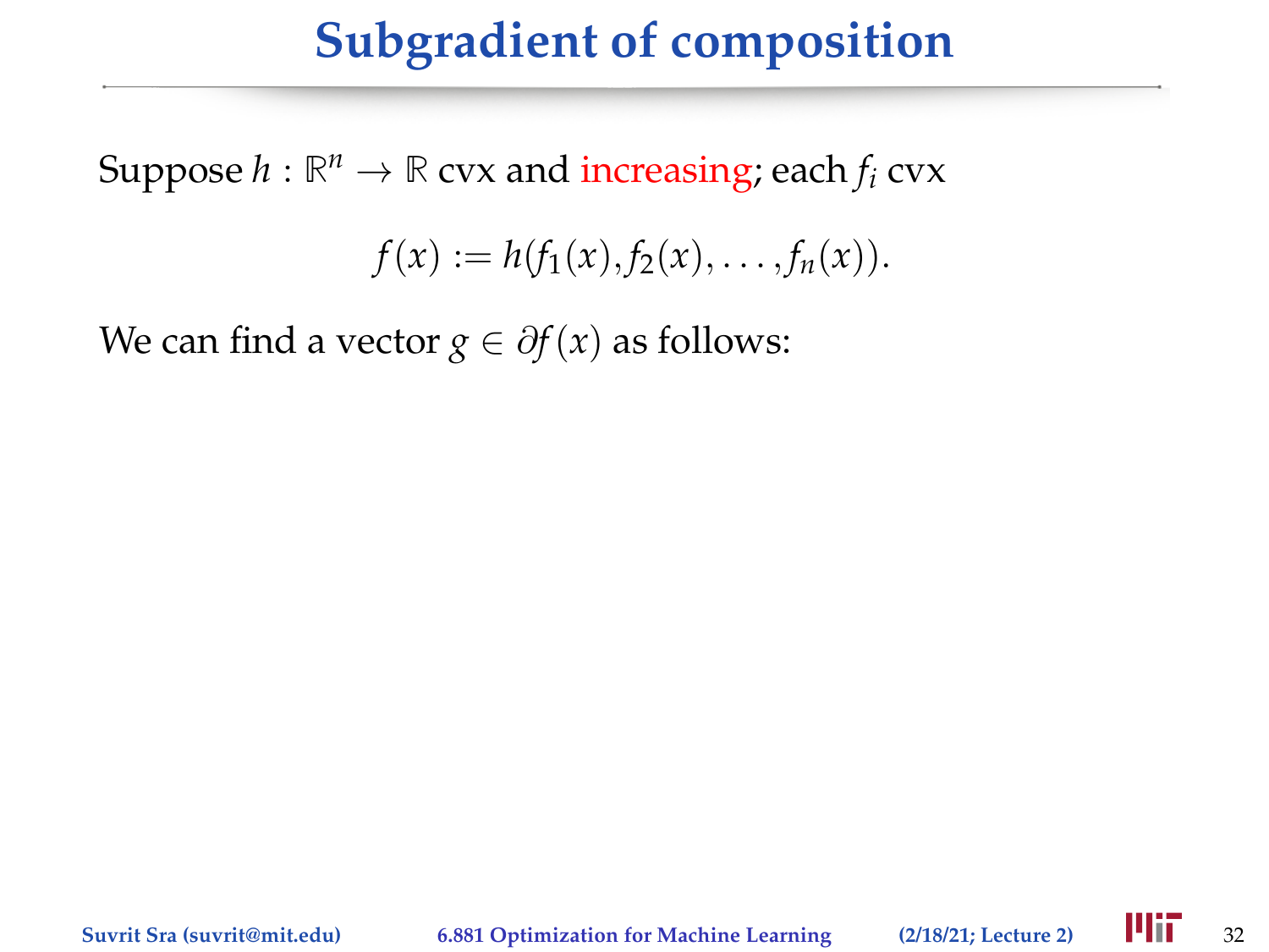# Subgradient of composition

Suppose $h : \mathbb{R}^n \to \mathbb{R}$ cvx and increasing; each $f_i$ cvx

$$f(x) := h(f_1(x), f_2(x), \ldots, f_n(x)).$$

We can find a vector $g \in \partial f(x)$ as follows: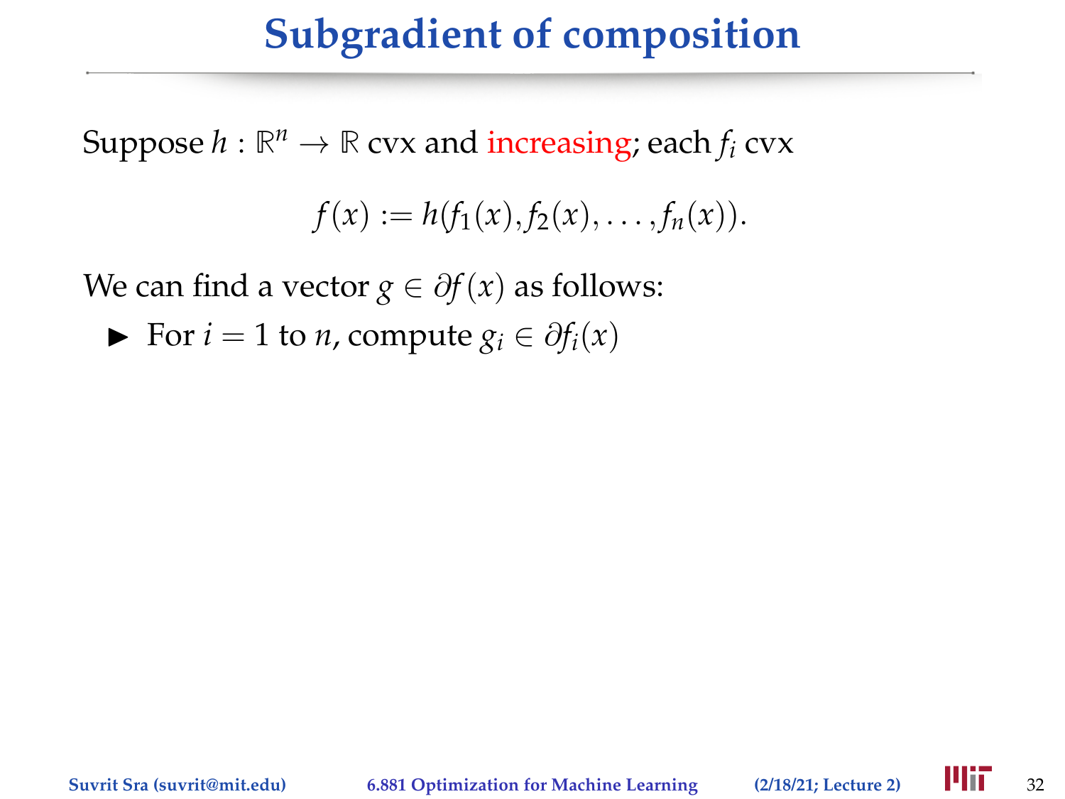# Subgradient of composition

Suppose $h : \mathbb{R}^n \to \mathbb{R}$ cvx and increasing; each $f_i$ cvx

$$f(x) := h(f_1(x), f_2(x), \ldots, f_n(x)).$$

We can find a vector $g \in \partial f(x)$ as follows:

- For $i = 1$ to $n$, compute $g_i \in \partial f_i(x)$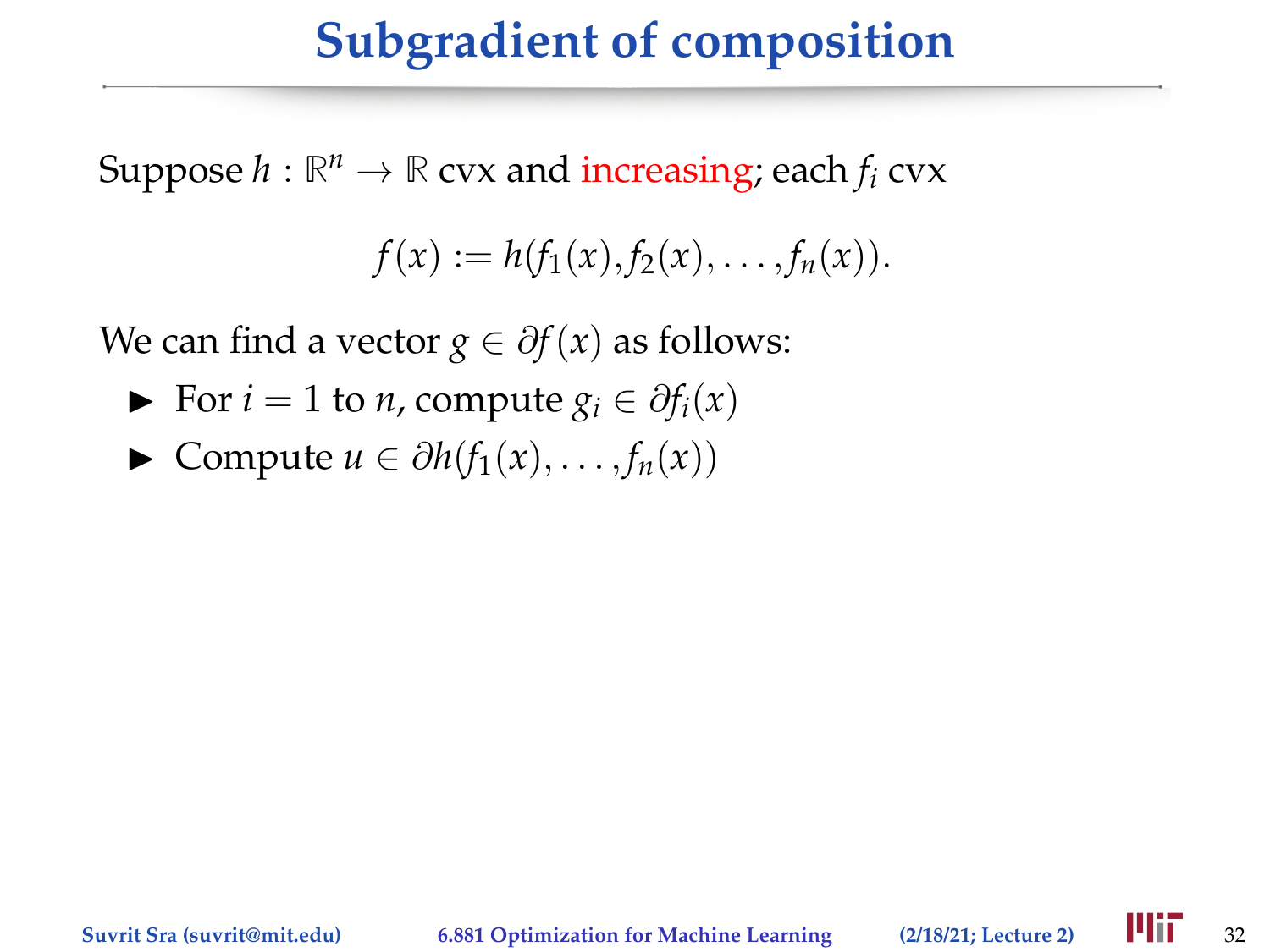# Subgradient of composition

Suppose $h : \mathbb{R}^n \to \mathbb{R}$ cvx and increasing; each $f_i$ cvx

$$f(x) := h(f_1(x), f_2(x), \ldots, f_n(x)).$$

We can find a vector $g \in \partial f(x)$ as follows:

- For $i = 1$ to $n$, compute $g_i \in \partial f_i(x)$
- Compute $u \in \partial h(f_1(x), \ldots, f_n(x))$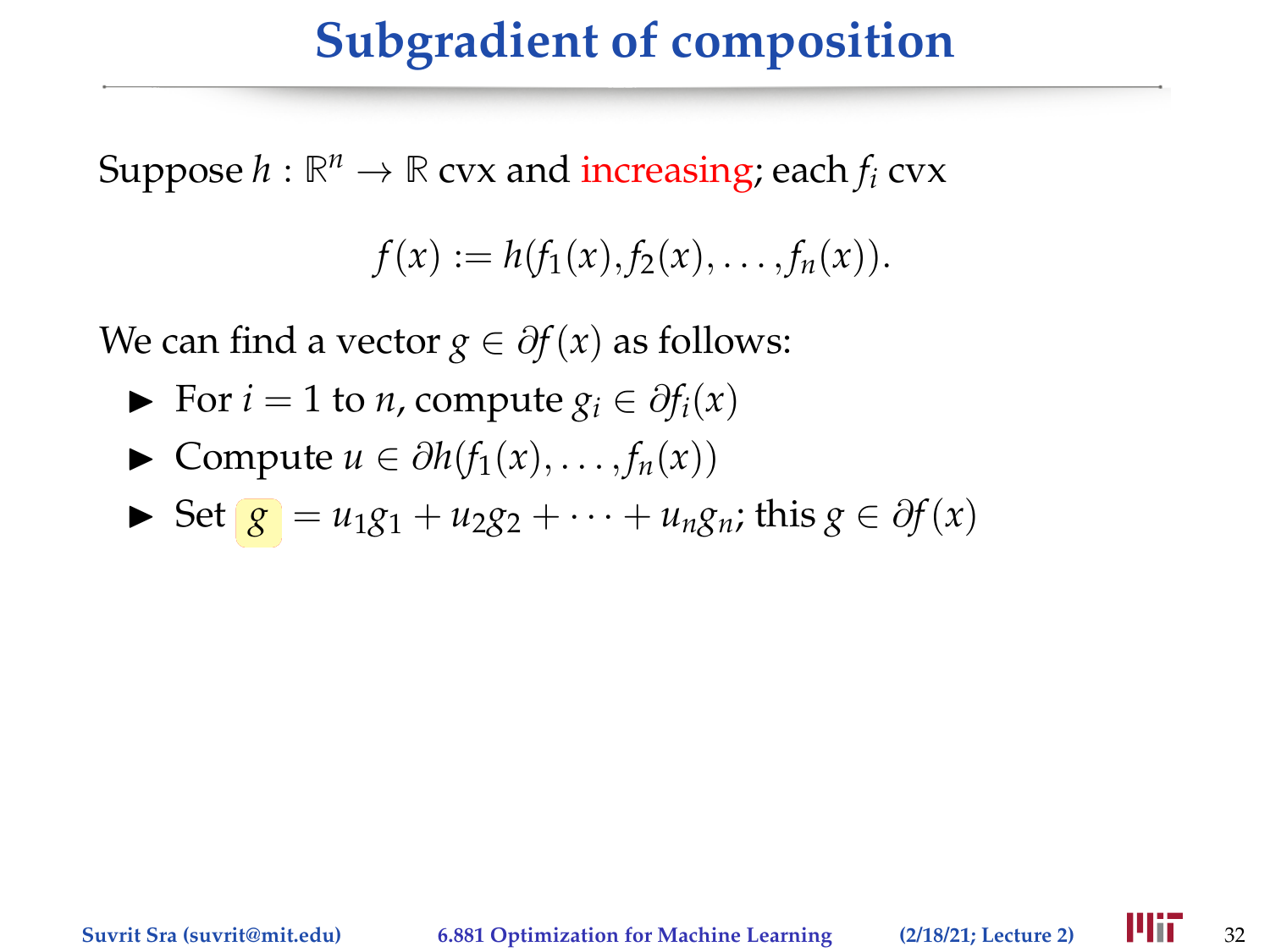# Subgradient of composition

Suppose $h : \mathbb{R}^n \to \mathbb{R}$ cvx and increasing; each $f_i$ cvx

$$f(x) := h(f_1(x), f_2(x), \ldots, f_n(x)).$$

We can find a vector $g \in \partial f(x)$ as follows:

- For $i = 1$ to $n$, compute $g_i \in \partial f_i(x)$
- Compute $u \in \partial h(f_1(x), \ldots, f_n(x))$
- Set $g = u_1 g_1 + u_2 g_2 + \cdots + u_n g_n$; this $g \in \partial f(x)$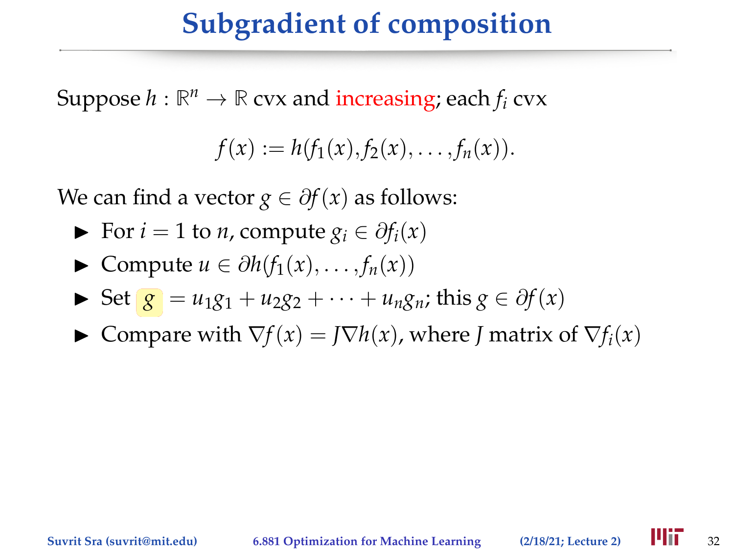# Subgradient of composition

Suppose $h : \mathbb{R}^n \to \mathbb{R}$ cvx and increasing; each $f_i$ cvx

$$f(x) := h(f_1(x), f_2(x), \ldots, f_n(x)).$$

We can find a vector $g \in \partial f(x)$ as follows:

- For $i = 1$ to $n$, compute $g_i \in \partial f_i(x)$
- Compute $u \in \partial h(f_1(x), \ldots, f_n(x))$
- Set $g = u_1 g_1 + u_2 g_2 + \cdots + u_n g_n$; this $g \in \partial f(x)$
- Compare with $\nabla f(x) = J \nabla h(x)$, where $J$ matrix of $\nabla f_i(x)$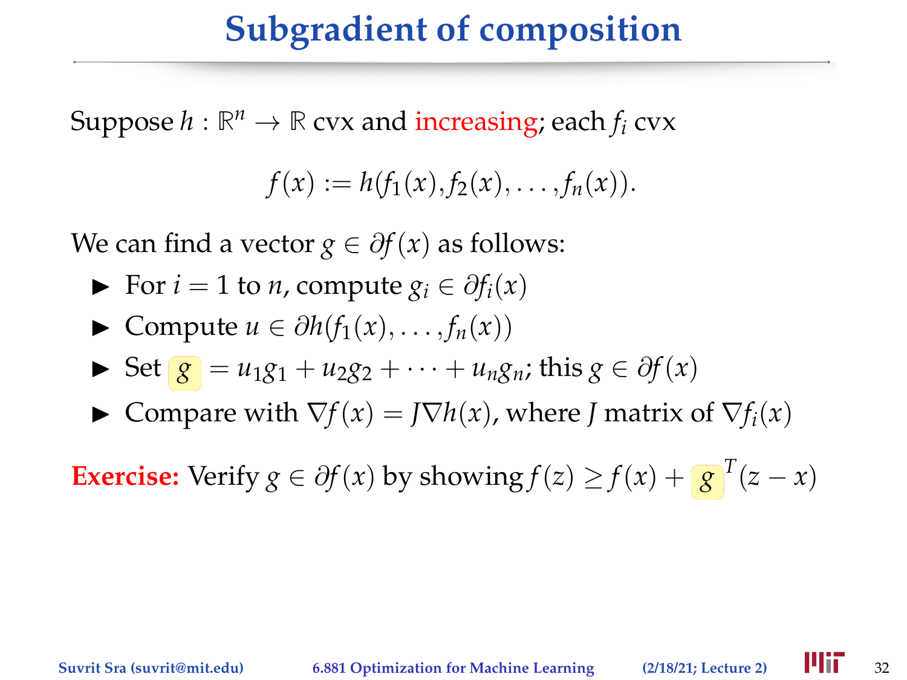# Subgradient of composition

Suppose $h : \mathbb{R}^n \to \mathbb{R}$ cvx and increasing; each $f_i$ cvx

$$f(x) := h(f_1(x), f_2(x), \ldots, f_n(x)).$$

We can find a vector $g \in \partial f(x)$ as follows:

- For $i = 1$ to $n$, compute $g_i \in \partial f_i(x)$
- Compute $u \in \partial h(f_1(x), \ldots, f_n(x))$
- Set $g = u_1 g_1 + u_2 g_2 + \cdots + u_n g_n$; this $g \in \partial f(x)$
- Compare with $\nabla f(x) = J \nabla h(x)$, where $J$ matrix of $\nabla f_i(x)$

**Exercise:** Verify $g \in \partial f(x)$ by showing $f(z) \geq f(x) + g^T(z - x)$